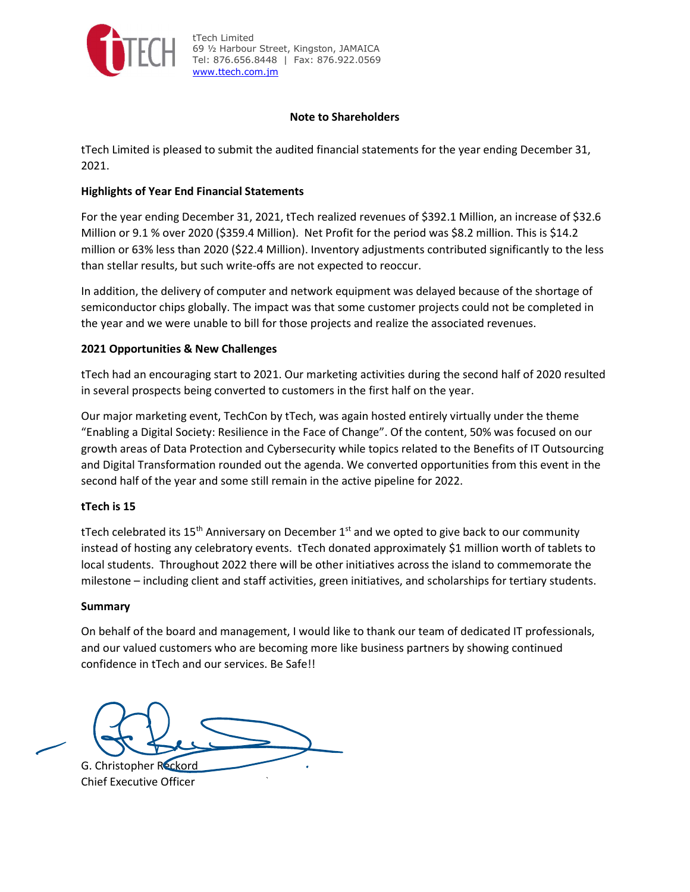tTech Limited
69 ½ Harbour Street, Kingston, JAMAICA
Tel: 876.656.8448 | Fax: 876.922.0569
www.ttech.com.jm

## Note to Shareholders

tTech Limited is pleased to submit the audited financial statements for the year ending December 31, 2021.

### Highlights of Year End Financial Statements

For the year ending December 31, 2021, tTech realized revenues of $392.1 Million, an increase of $32.6 Million or 9.1 % over 2020 ($359.4 Million). Net Profit for the period was $8.2 million. This is $14.2 million or 63% less than 2020 ($22.4 Million). Inventory adjustments contributed significantly to the less than stellar results, but such write-offs are not expected to reoccur.

In addition, the delivery of computer and network equipment was delayed because of the shortage of semiconductor chips globally. The impact was that some customer projects could not be completed in the year and we were unable to bill for those projects and realize the associated revenues.

### 2021 Opportunities & New Challenges

tTech had an encouraging start to 2021. Our marketing activities during the second half of 2020 resulted in several prospects being converted to customers in the first half on the year.

Our major marketing event, TechCon by tTech, was again hosted entirely virtually under the theme "Enabling a Digital Society: Resilience in the Face of Change". Of the content, 50% was focused on our growth areas of Data Protection and Cybersecurity while topics related to the Benefits of IT Outsourcing and Digital Transformation rounded out the agenda. We converted opportunities from this event in the second half of the year and some still remain in the active pipeline for 2022.

### tTech is 15

tTech celebrated its 15th Anniversary on December 1st and we opted to give back to our community instead of hosting any celebratory events. tTech donated approximately $1 million worth of tablets to local students. Throughout 2022 there will be other initiatives across the island to commemorate the milestone – including client and staff activities, green initiatives, and scholarships for tertiary students.

### Summary

On behalf of the board and management, I would like to thank our team of dedicated IT professionals, and our valued customers who are becoming more like business partners by showing continued confidence in tTech and our services. Be Safe!!

G. Christopher Reckord
Chief Executive Officer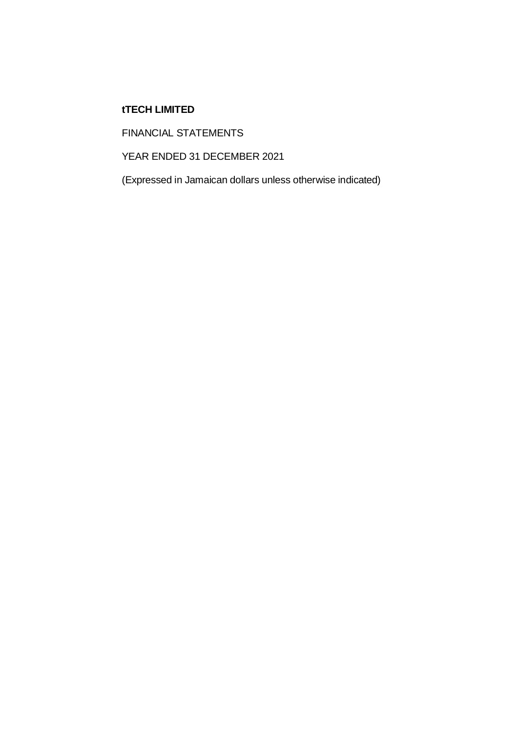**tTECH LIMITED**

FINANCIAL STATEMENTS

YEAR ENDED 31 DECEMBER 2021

(Expressed in Jamaican dollars unless otherwise indicated)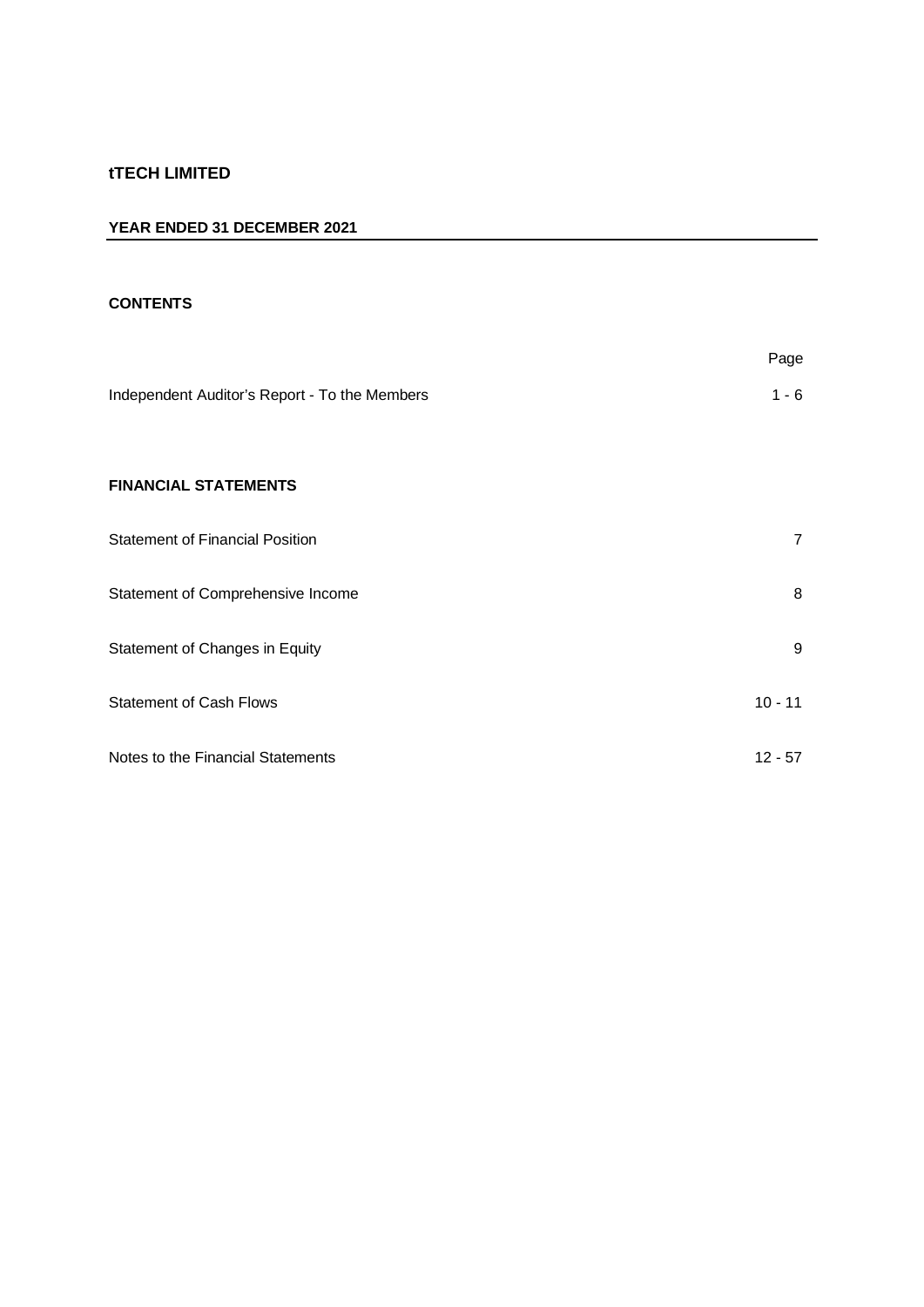**tTECH LIMITED**

**YEAR ENDED 31 DECEMBER 2021**

**CONTENTS**

| | Page |
|---|---|
| Independent Auditor's Report - To the Members | 1 - 6 |
| **FINANCIAL STATEMENTS** | |
| Statement of Financial Position | 7 |
| Statement of Comprehensive Income | 8 |
| Statement of Changes in Equity | 9 |
| Statement of Cash Flows | 10 - 11 |
| Notes to the Financial Statements | 12 - 57 |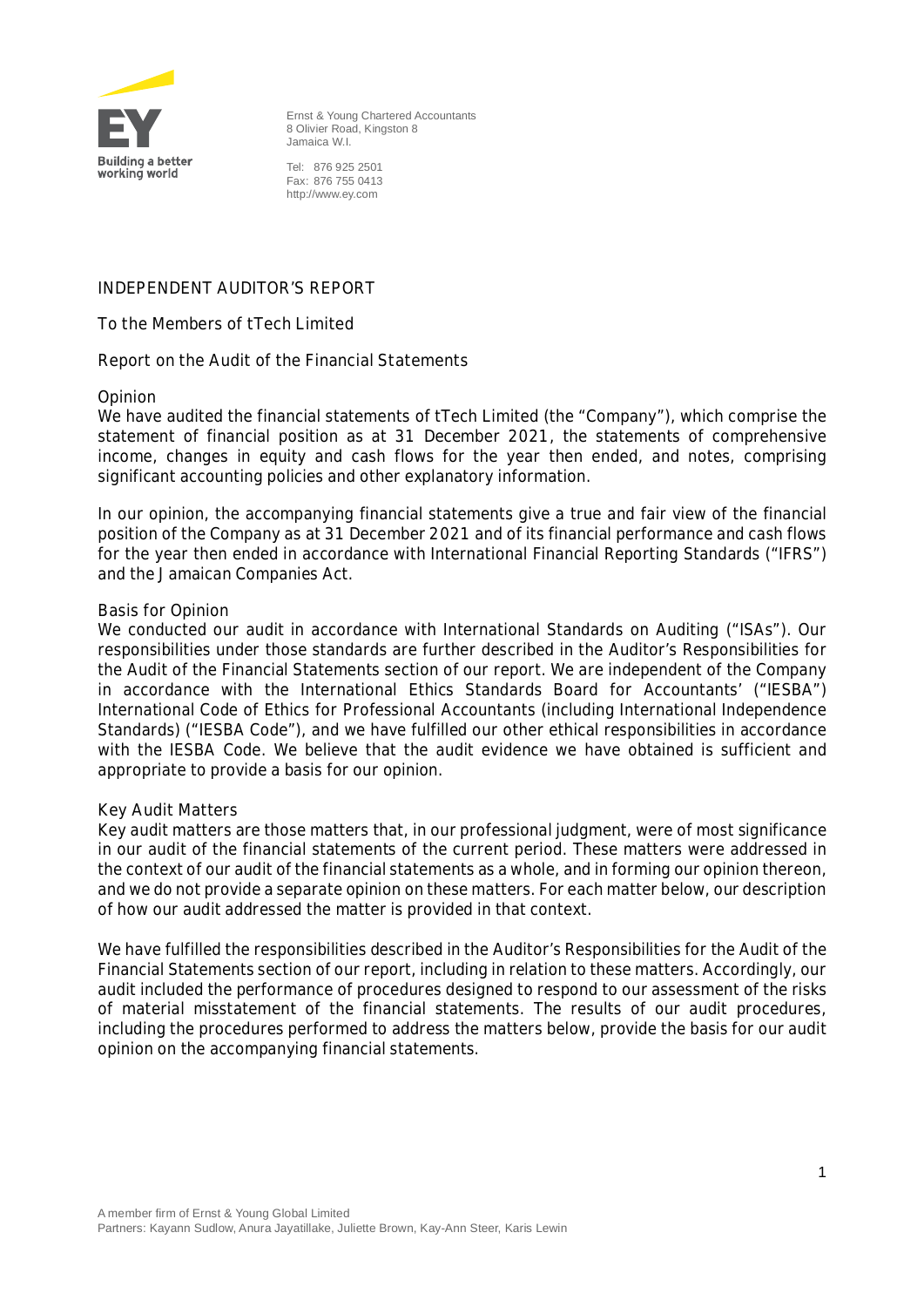Ernst & Young Chartered Accountants
8 Olivier Road, Kingston 8
Jamaica W.I.

Tel: 876 925 2501
Fax: 876 755 0413
http://www.ey.com

# INDEPENDENT AUDITOR'S REPORT

To the Members of tTech Limited

## Report on the Audit of the Financial Statements

### Opinion

We have audited the financial statements of tTech Limited (the "Company"), which comprise the statement of financial position as at 31 December 2021, the statements of comprehensive income, changes in equity and cash flows for the year then ended, and notes, comprising significant accounting policies and other explanatory information.

In our opinion, the accompanying financial statements give a true and fair view of the financial position of the Company as at 31 December 2021 and of its financial performance and cash flows for the year then ended in accordance with International Financial Reporting Standards ("IFRS") and the Jamaican Companies Act.

### Basis for Opinion

We conducted our audit in accordance with International Standards on Auditing ("ISAs"). Our responsibilities under those standards are further described in the Auditor's Responsibilities for the Audit of the Financial Statements section of our report. We are independent of the Company in accordance with the International Ethics Standards Board for Accountants' ("IESBA") International Code of Ethics for Professional Accountants (including International Independence Standards) ("IESBA Code"), and we have fulfilled our other ethical responsibilities in accordance with the IESBA Code. We believe that the audit evidence we have obtained is sufficient and appropriate to provide a basis for our opinion.

### Key Audit Matters

Key audit matters are those matters that, in our professional judgment, were of most significance in our audit of the financial statements of the current period. These matters were addressed in the context of our audit of the financial statements as a whole, and in forming our opinion thereon, and we do not provide a separate opinion on these matters. For each matter below, our description of how our audit addressed the matter is provided in that context.

We have fulfilled the responsibilities described in the Auditor's Responsibilities for the Audit of the Financial Statements section of our report, including in relation to these matters. Accordingly, our audit included the performance of procedures designed to respond to our assessment of the risks of material misstatement of the financial statements. The results of our audit procedures, including the procedures performed to address the matters below, provide the basis for our audit opinion on the accompanying financial statements.

A member firm of Ernst & Young Global Limited
Partners: Kayann Sudlow, Anura Jayatillake, Juliette Brown, Kay-Ann Steer, Karis Lewin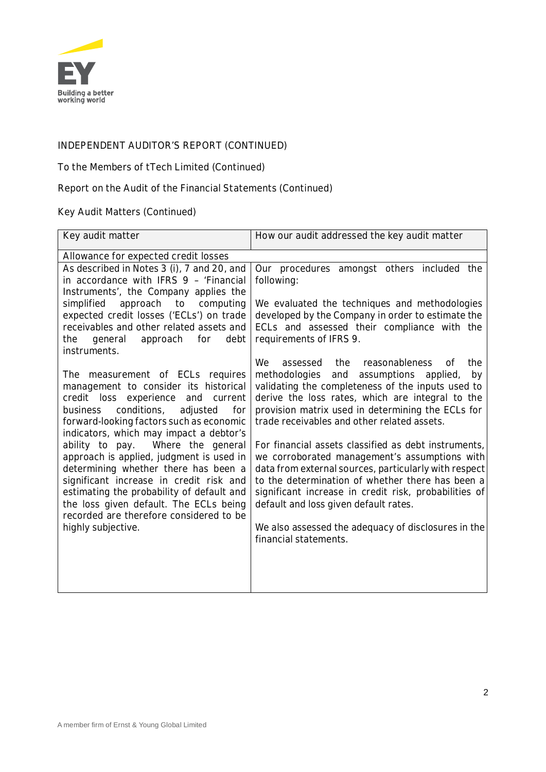INDEPENDENT AUDITOR'S REPORT (CONTINUED)

To the Members of tTech Limited (Continued)

Report on the Audit of the Financial Statements (Continued)

Key Audit Matters (Continued)

| Key audit matter | How our audit addressed the key audit matter |
|---|---|
| Allowance for expected credit losses | |
| As described in Notes 3 (i), 7 and 20, and in accordance with IFRS 9 – 'Financial Instruments', the Company applies the simplified approach to computing expected credit losses ('ECLs') on trade receivables and other related assets and the general approach for debt instruments.<br><br>The measurement of ECLs requires management to consider its historical credit loss experience and current business conditions, adjusted for forward-looking factors such as economic indicators, which may impact a debtor's ability to pay. Where the general approach is applied, judgment is used in determining whether there has been a significant increase in credit risk and estimating the probability of default and the loss given default. The ECLs being recorded are therefore considered to be highly subjective. | Our procedures amongst others included the following:<br><br>We evaluated the techniques and methodologies developed by the Company in order to estimate the ECLs and assessed their compliance with the requirements of IFRS 9.<br><br>We assessed the reasonableness of the methodologies and assumptions applied, by validating the completeness of the inputs used to derive the loss rates, which are integral to the provision matrix used in determining the ECLs for trade receivables and other related assets.<br><br>For financial assets classified as debt instruments, we corroborated management's assumptions with data from external sources, particularly with respect to the determination of whether there has been a significant increase in credit risk, probabilities of default and loss given default rates.<br><br>We also assessed the adequacy of disclosures in the financial statements. |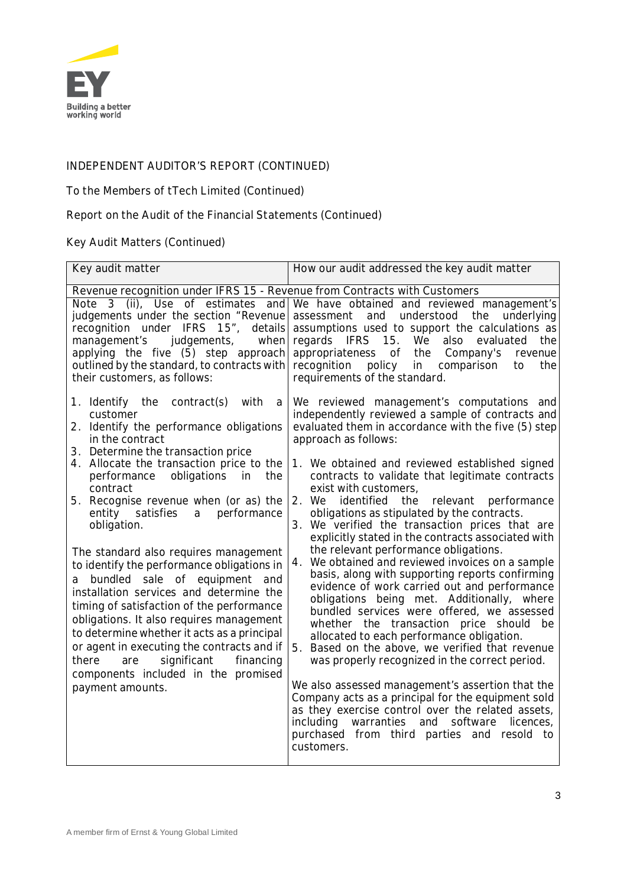INDEPENDENT AUDITOR'S REPORT (CONTINUED)

To the Members of tTech Limited (Continued)

Report on the Audit of the Financial Statements (Continued)

Key Audit Matters (Continued)

| Key audit matter | How our audit addressed the key audit matter |
|---|---|
| **Revenue recognition under IFRS 15 - Revenue from Contracts with Customers** | |
| Note 3 (ii), Use of estimates and judgements under the section "Revenue recognition under IFRS 15", details management's judgements, when applying the five (5) step approach outlined by the standard, to contracts with their customers, as follows:<br><br>1. Identify the contract(s) with a customer<br>2. Identify the performance obligations in the contract<br>3. Determine the transaction price<br>4. Allocate the transaction price to the performance obligations in the contract<br>5. Recognise revenue when (or as) the entity satisfies a performance obligation.<br><br>The standard also requires management to identify the performance obligations in a bundled sale of equipment and installation services and determine the timing of satisfaction of the performance obligations. It also requires management to determine whether it acts as a principal or agent in executing the contracts and if there are significant financing components included in the promised payment amounts. | We have obtained and reviewed management's assessment and understood the underlying assumptions used to support the calculations as regards IFRS 15. We also evaluated the appropriateness of the Company's revenue recognition policy in comparison to the requirements of the standard.<br><br>We reviewed management's computations and independently reviewed a sample of contracts and evaluated them in accordance with the five (5) step approach as follows:<br><br>1. We obtained and reviewed established signed contracts to validate that legitimate contracts exist with customers,<br>2. We identified the relevant performance obligations as stipulated by the contracts.<br>3. We verified the transaction prices that are explicitly stated in the contracts associated with the relevant performance obligations.<br>4. We obtained and reviewed invoices on a sample basis, along with supporting reports confirming evidence of work carried out and performance obligations being met. Additionally, where bundled services were offered, we assessed whether the transaction price should be allocated to each performance obligation.<br>5. Based on the above, we verified that revenue was properly recognized in the correct period.<br><br>We also assessed management's assertion that the Company acts as a principal for the equipment sold as they exercise control over the related assets, including warranties and software licences, purchased from third parties and resold to customers. |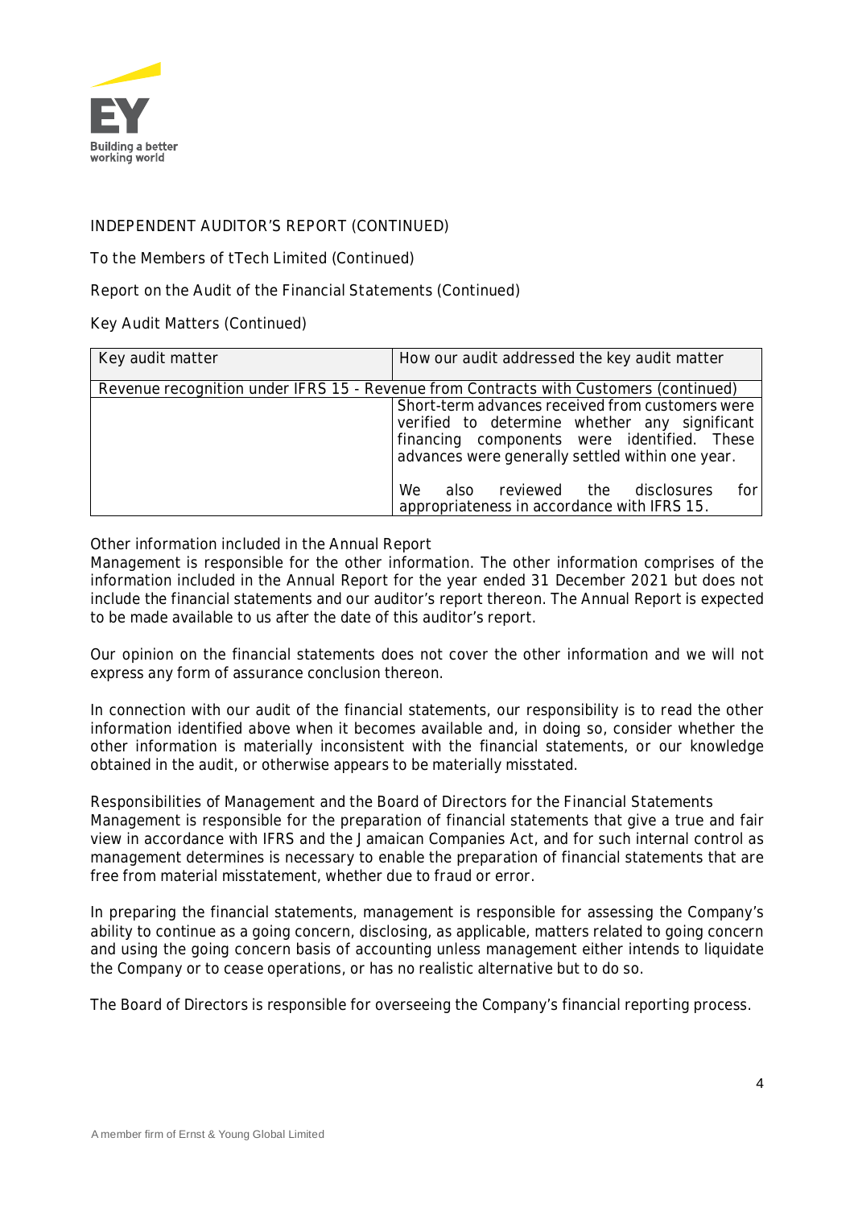INDEPENDENT AUDITOR'S REPORT (CONTINUED)

To the Members of tTech Limited (Continued)

Report on the Audit of the Financial Statements (Continued)

Key Audit Matters (Continued)

| Key audit matter | How our audit addressed the key audit matter |
|---|---|
| Revenue recognition under IFRS 15 - Revenue from Contracts with Customers (continued) | |
| | Short-term advances received from customers were verified to determine whether any significant financing components were identified. These advances were generally settled within one year.<br><br>We also reviewed the disclosures for appropriateness in accordance with IFRS 15. |

Other information included in the Annual Report

Management is responsible for the other information. The other information comprises of the information included in the Annual Report for the year ended 31 December 2021 but does not include the financial statements and our auditor's report thereon. The Annual Report is expected to be made available to us after the date of this auditor's report.

Our opinion on the financial statements does not cover the other information and we will not express any form of assurance conclusion thereon.

In connection with our audit of the financial statements, our responsibility is to read the other information identified above when it becomes available and, in doing so, consider whether the other information is materially inconsistent with the financial statements, or our knowledge obtained in the audit, or otherwise appears to be materially misstated.

Responsibilities of Management and the Board of Directors for the Financial Statements

Management is responsible for the preparation of financial statements that give a true and fair view in accordance with IFRS and the Jamaican Companies Act, and for such internal control as management determines is necessary to enable the preparation of financial statements that are free from material misstatement, whether due to fraud or error.

In preparing the financial statements, management is responsible for assessing the Company's ability to continue as a going concern, disclosing, as applicable, matters related to going concern and using the going concern basis of accounting unless management either intends to liquidate the Company or to cease operations, or has no realistic alternative but to do so.

The Board of Directors is responsible for overseeing the Company's financial reporting process.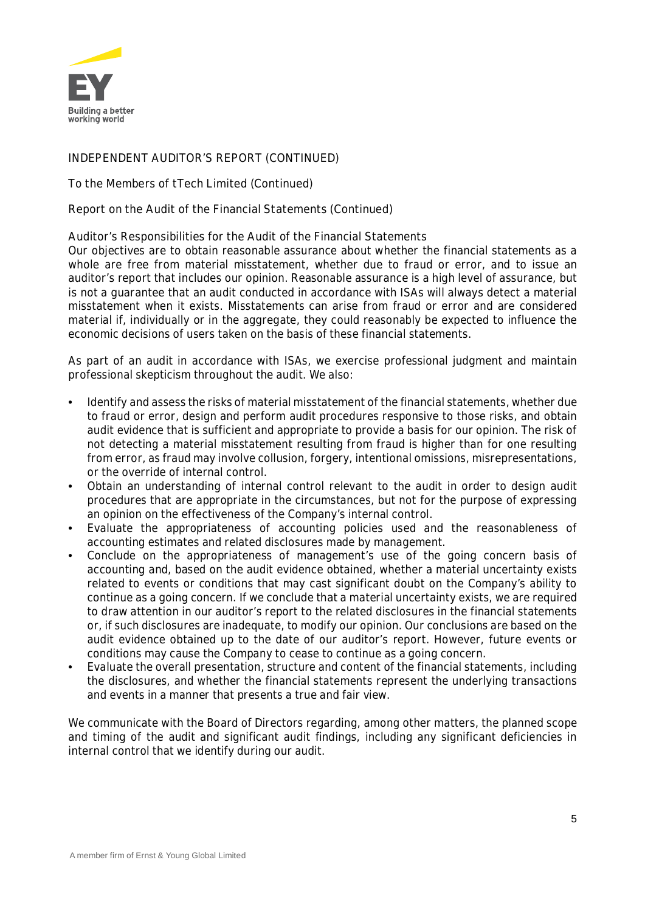INDEPENDENT AUDITOR'S REPORT (CONTINUED)

To the Members of tTech Limited (Continued)

Report on the Audit of the Financial Statements (Continued)

Auditor's Responsibilities for the Audit of the Financial Statements

Our objectives are to obtain reasonable assurance about whether the financial statements as a whole are free from material misstatement, whether due to fraud or error, and to issue an auditor's report that includes our opinion. Reasonable assurance is a high level of assurance, but is not a guarantee that an audit conducted in accordance with ISAs will always detect a material misstatement when it exists. Misstatements can arise from fraud or error and are considered material if, individually or in the aggregate, they could reasonably be expected to influence the economic decisions of users taken on the basis of these financial statements.

As part of an audit in accordance with ISAs, we exercise professional judgment and maintain professional skepticism throughout the audit. We also:

- Identify and assess the risks of material misstatement of the financial statements, whether due to fraud or error, design and perform audit procedures responsive to those risks, and obtain audit evidence that is sufficient and appropriate to provide a basis for our opinion. The risk of not detecting a material misstatement resulting from fraud is higher than for one resulting from error, as fraud may involve collusion, forgery, intentional omissions, misrepresentations, or the override of internal control.
- Obtain an understanding of internal control relevant to the audit in order to design audit procedures that are appropriate in the circumstances, but not for the purpose of expressing an opinion on the effectiveness of the Company's internal control.
- Evaluate the appropriateness of accounting policies used and the reasonableness of accounting estimates and related disclosures made by management.
- Conclude on the appropriateness of management's use of the going concern basis of accounting and, based on the audit evidence obtained, whether a material uncertainty exists related to events or conditions that may cast significant doubt on the Company's ability to continue as a going concern. If we conclude that a material uncertainty exists, we are required to draw attention in our auditor's report to the related disclosures in the financial statements or, if such disclosures are inadequate, to modify our opinion. Our conclusions are based on the audit evidence obtained up to the date of our auditor's report. However, future events or conditions may cause the Company to cease to continue as a going concern.
- Evaluate the overall presentation, structure and content of the financial statements, including the disclosures, and whether the financial statements represent the underlying transactions and events in a manner that presents a true and fair view.

We communicate with the Board of Directors regarding, among other matters, the planned scope and timing of the audit and significant audit findings, including any significant deficiencies in internal control that we identify during our audit.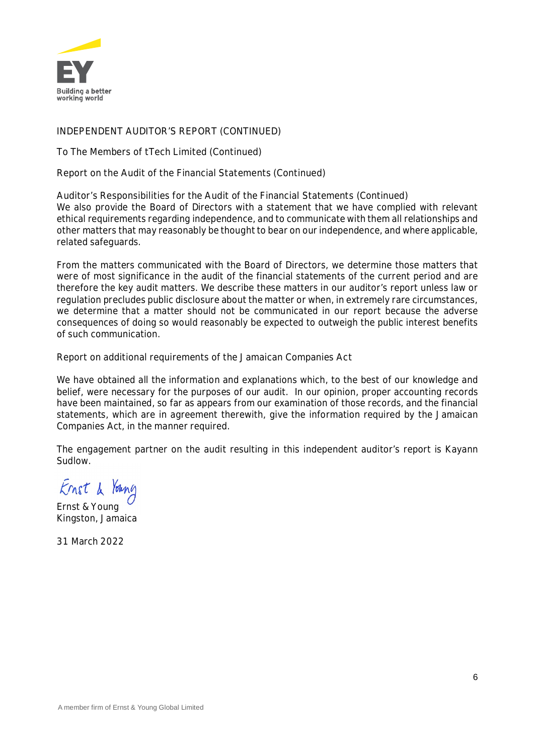INDEPENDENT AUDITOR'S REPORT (CONTINUED)

To The Members of tTech Limited (Continued)

Report on the Audit of the Financial Statements (Continued)

Auditor's Responsibilities for the Audit of the Financial Statements (Continued)

We also provide the Board of Directors with a statement that we have complied with relevant ethical requirements regarding independence, and to communicate with them all relationships and other matters that may reasonably be thought to bear on our independence, and where applicable, related safeguards.

From the matters communicated with the Board of Directors, we determine those matters that were of most significance in the audit of the financial statements of the current period and are therefore the key audit matters. We describe these matters in our auditor's report unless law or regulation precludes public disclosure about the matter or when, in extremely rare circumstances, we determine that a matter should not be communicated in our report because the adverse consequences of doing so would reasonably be expected to outweigh the public interest benefits of such communication.

Report on additional requirements of the Jamaican Companies Act

We have obtained all the information and explanations which, to the best of our knowledge and belief, were necessary for the purposes of our audit. In our opinion, proper accounting records have been maintained, so far as appears from our examination of those records, and the financial statements, which are in agreement therewith, give the information required by the Jamaican Companies Act, in the manner required.

The engagement partner on the audit resulting in this independent auditor's report is Kayann Sudlow.

Ernst & Young

Ernst & Young
Kingston, Jamaica

31 March 2022

A member firm of Ernst & Young Global Limited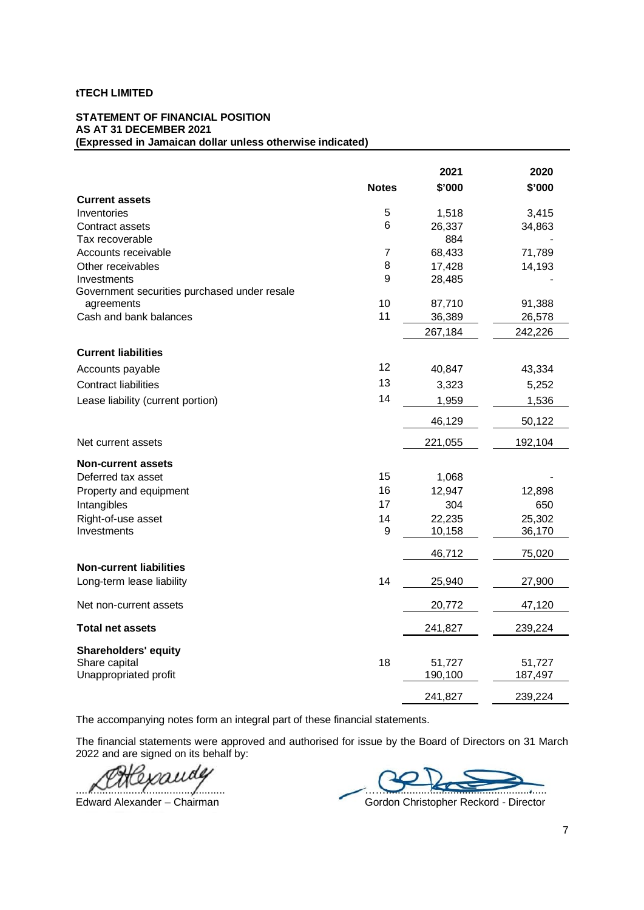**tTECH LIMITED**

**STATEMENT OF FINANCIAL POSITION**
**AS AT 31 DECEMBER 2021**
**(Expressed in Jamaican dollar unless otherwise indicated)**

| | Notes | 2021 $'000 | 2020 $'000 |
|---|---|---|---|
| **Current assets** | | | |
| Inventories | 5 | 1,518 | 3,415 |
| Contract assets | 6 | 26,337 | 34,863 |
| Tax recoverable | | 884 | - |
| Accounts receivable | 7 | 68,433 | 71,789 |
| Other receivables | 8 | 17,428 | 14,193 |
| Investments | 9 | 28,485 | - |
| Government securities purchased under resale agreements | 10 | 87,710 | 91,388 |
| Cash and bank balances | 11 | 36,389 | 26,578 |
| | | 267,184 | 242,226 |
| **Current liabilities** | | | |
| Accounts payable | 12 | 40,847 | 43,334 |
| Contract liabilities | 13 | 3,323 | 5,252 |
| Lease liability (current portion) | 14 | 1,959 | 1,536 |
| | | 46,129 | 50,122 |
| Net current assets | | 221,055 | 192,104 |
| **Non-current assets** | | | |
| Deferred tax asset | 15 | 1,068 | - |
| Property and equipment | 16 | 12,947 | 12,898 |
| Intangibles | 17 | 304 | 650 |
| Right-of-use asset | 14 | 22,235 | 25,302 |
| Investments | 9 | 10,158 | 36,170 |
| | | 46,712 | 75,020 |
| **Non-current liabilities** | | | |
| Long-term lease liability | 14 | 25,940 | 27,900 |
| Net non-current assets | | 20,772 | 47,120 |
| **Total net assets** | | 241,827 | 239,224 |
| **Shareholders' equity** | | | |
| Share capital | 18 | 51,727 | 51,727 |
| Unappropriated profit | | 190,100 | 187,497 |
| | | 241,827 | 239,224 |

The accompanying notes form an integral part of these financial statements.

The financial statements were approved and authorised for issue by the Board of Directors on 31 March 2022 and are signed on its behalf by:

Edward Alexander – Chairman

Gordon Christopher Reckord - Director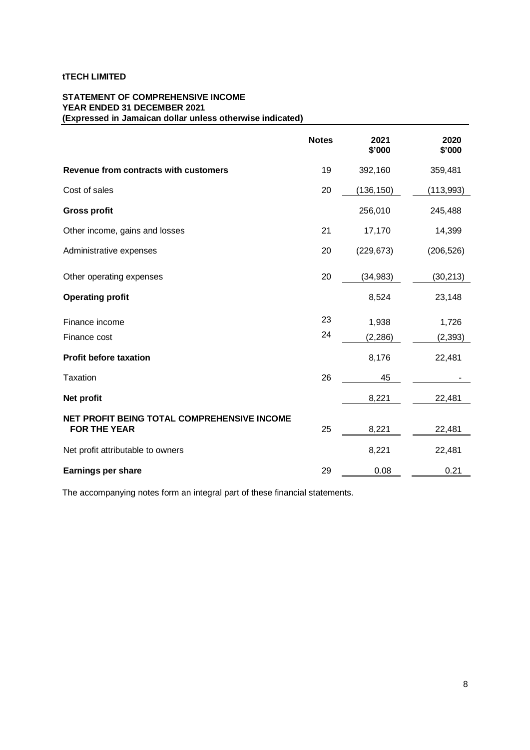**tTECH LIMITED**

**STATEMENT OF COMPREHENSIVE INCOME**
**YEAR ENDED 31 DECEMBER 2021**
**(Expressed in Jamaican dollar unless otherwise indicated)**

| | Notes | 2021 $'000 | 2020 $'000 |
|---|---|---|---|
| **Revenue from contracts with customers** | 19 | 392,160 | 359,481 |
| Cost of sales | 20 | (136,150) | (113,993) |
| **Gross profit** | | 256,010 | 245,488 |
| Other income, gains and losses | 21 | 17,170 | 14,399 |
| Administrative expenses | 20 | (229,673) | (206,526) |
| Other operating expenses | 20 | (34,983) | (30,213) |
| **Operating profit** | | 8,524 | 23,148 |
| Finance income | 23 | 1,938 | 1,726 |
| Finance cost | 24 | (2,286) | (2,393) |
| **Profit before taxation** | | 8,176 | 22,481 |
| Taxation | 26 | 45 | - |
| **Net profit** | | 8,221 | 22,481 |
| **NET PROFIT BEING TOTAL COMPREHENSIVE INCOME FOR THE YEAR** | 25 | 8,221 | 22,481 |
| Net profit attributable to owners | | 8,221 | 22,481 |
| **Earnings per share** | 29 | 0.08 | 0.21 |

The accompanying notes form an integral part of these financial statements.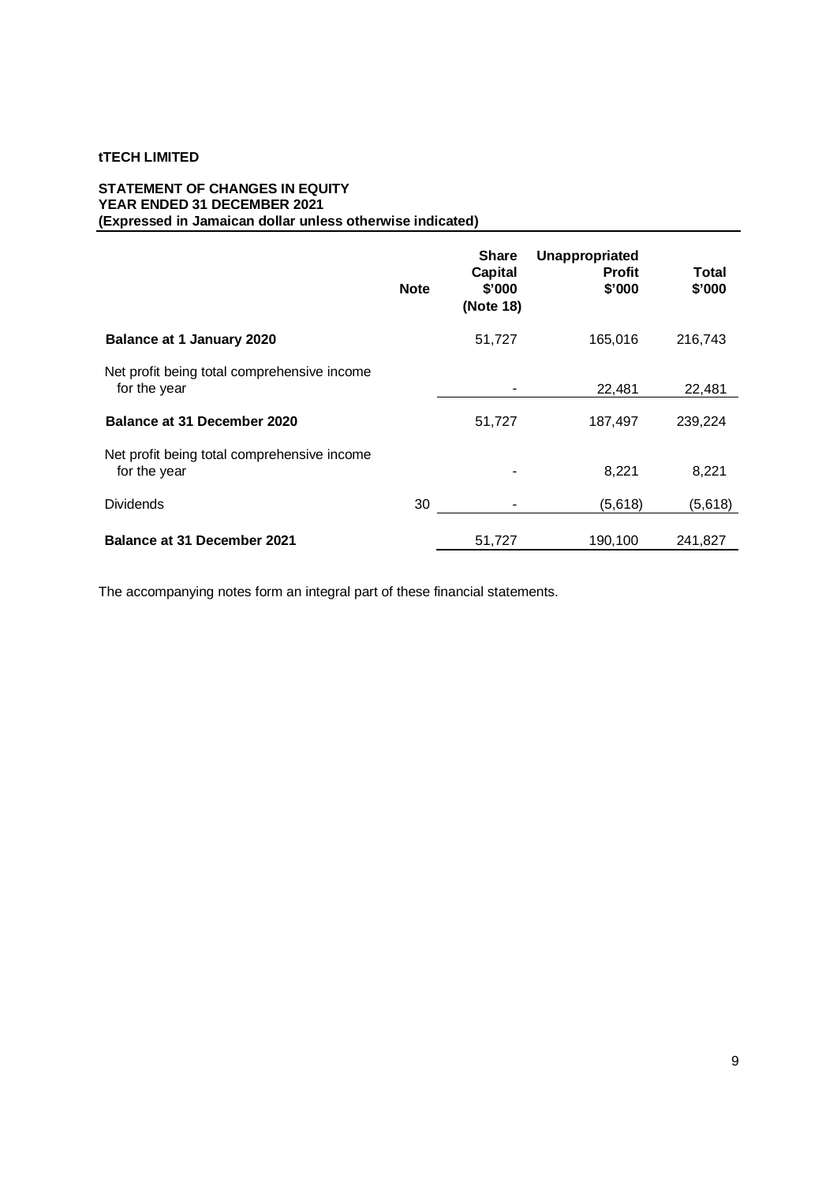**tTECH LIMITED**

**STATEMENT OF CHANGES IN EQUITY**
**YEAR ENDED 31 DECEMBER 2021**
**(Expressed in Jamaican dollar unless otherwise indicated)**

| | Note | Share Capital $'000 (Note 18) | Unappropriated Profit $'000 | Total $'000 |
|---|---|---|---|---|
| **Balance at 1 January 2020** | | 51,727 | 165,016 | 216,743 |
| Net profit being total comprehensive income for the year | | - | 22,481 | 22,481 |
| **Balance at 31 December 2020** | | 51,727 | 187,497 | 239,224 |
| Net profit being total comprehensive income for the year | | - | 8,221 | 8,221 |
| Dividends | 30 | - | (5,618) | (5,618) |
| **Balance at 31 December 2021** | | 51,727 | 190,100 | 241,827 |

The accompanying notes form an integral part of these financial statements.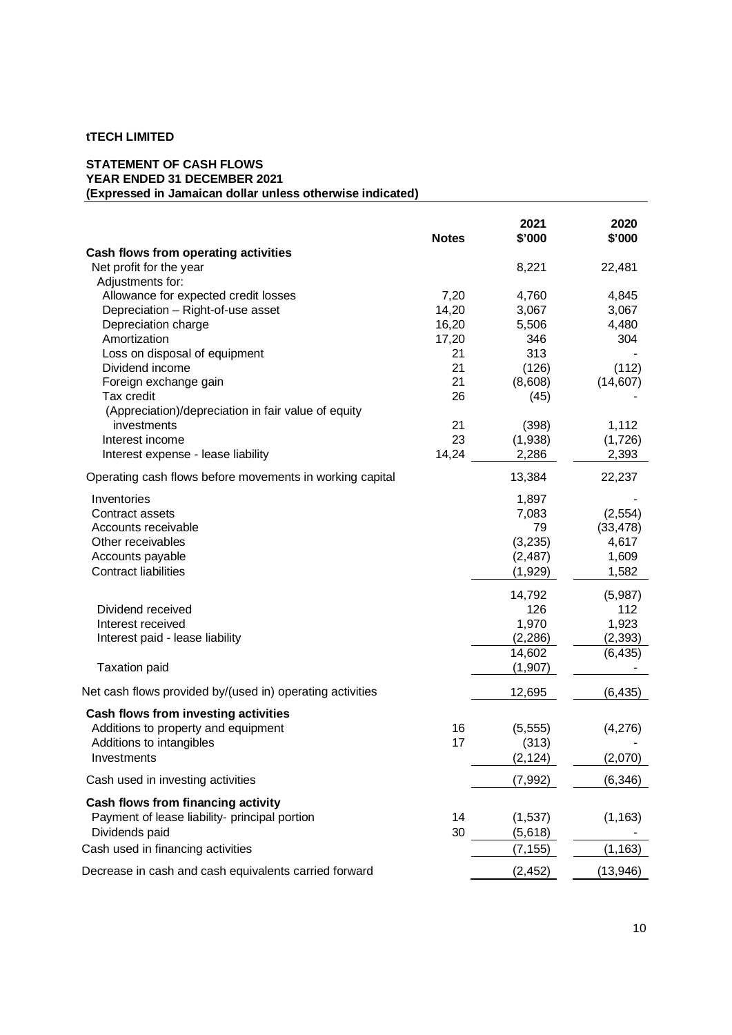**tTECH LIMITED**

**STATEMENT OF CASH FLOWS**
**YEAR ENDED 31 DECEMBER 2021**
**(Expressed in Jamaican dollar unless otherwise indicated)**

| | Notes | 2021 $'000 | 2020 $'000 |
|---|---|---|---|
| **Cash flows from operating activities** | | | |
| Net profit for the year | | 8,221 | 22,481 |
| Adjustments for: | | | |
| Allowance for expected credit losses | 7,20 | 4,760 | 4,845 |
| Depreciation – Right-of-use asset | 14,20 | 3,067 | 3,067 |
| Depreciation charge | 16,20 | 5,506 | 4,480 |
| Amortization | 17,20 | 346 | 304 |
| Loss on disposal of equipment | 21 | 313 | - |
| Dividend income | 21 | (126) | (112) |
| Foreign exchange gain | 21 | (8,608) | (14,607) |
| Tax credit | 26 | (45) | - |
| (Appreciation)/depreciation in fair value of equity investments | 21 | (398) | 1,112 |
| Interest income | 23 | (1,938) | (1,726) |
| Interest expense - lease liability | 14,24 | 2,286 | 2,393 |
| Operating cash flows before movements in working capital | | 13,384 | 22,237 |
| Inventories | | 1,897 | - |
| Contract assets | | 7,083 | (2,554) |
| Accounts receivable | | 79 | (33,478) |
| Other receivables | | (3,235) | 4,617 |
| Accounts payable | | (2,487) | 1,609 |
| Contract liabilities | | (1,929) | 1,582 |
| | | 14,792 | (5,987) |
| Dividend received | | 126 | 112 |
| Interest received | | 1,970 | 1,923 |
| Interest paid - lease liability | | (2,286) | (2,393) |
| | | 14,602 | (6,435) |
| Taxation paid | | (1,907) | - |
| Net cash flows provided by/(used in) operating activities | | 12,695 | (6,435) |
| **Cash flows from investing activities** | | | |
| Additions to property and equipment | 16 | (5,555) | (4,276) |
| Additions to intangibles | 17 | (313) | - |
| Investments | | (2,124) | (2,070) |
| Cash used in investing activities | | (7,992) | (6,346) |
| **Cash flows from financing activity** | | | |
| Payment of lease liability- principal portion | 14 | (1,537) | (1,163) |
| Dividends paid | 30 | (5,618) | - |
| Cash used in financing activities | | (7,155) | (1,163) |
| Decrease in cash and cash equivalents carried forward | | (2,452) | (13,946) |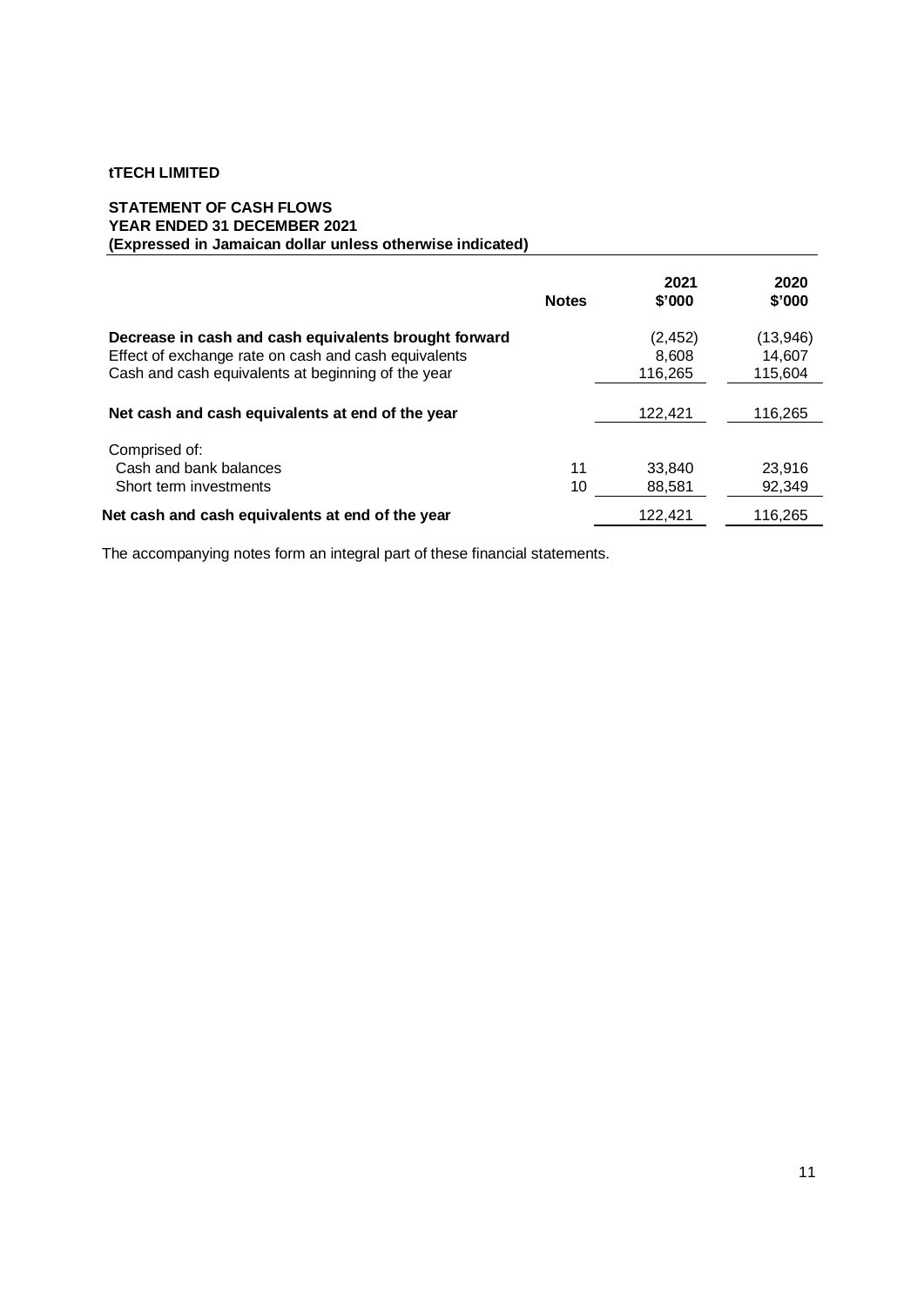**tTECH LIMITED**

**STATEMENT OF CASH FLOWS**
**YEAR ENDED 31 DECEMBER 2021**
**(Expressed in Jamaican dollar unless otherwise indicated)**

| | Notes | 2021 $'000 | 2020 $'000 |
|---|---|---|---|
| **Decrease in cash and cash equivalents brought forward** | | (2,452) | (13,946) |
| Effect of exchange rate on cash and cash equivalents | | 8,608 | 14,607 |
| Cash and cash equivalents at beginning of the year | | 116,265 | 115,604 |
| **Net cash and cash equivalents at end of the year** | | 122,421 | 116,265 |
| Comprised of: | | | |
| Cash and bank balances | 11 | 33,840 | 23,916 |
| Short term investments | 10 | 88,581 | 92,349 |
| **Net cash and cash equivalents at end of the year** | | 122,421 | 116,265 |

The accompanying notes form an integral part of these financial statements.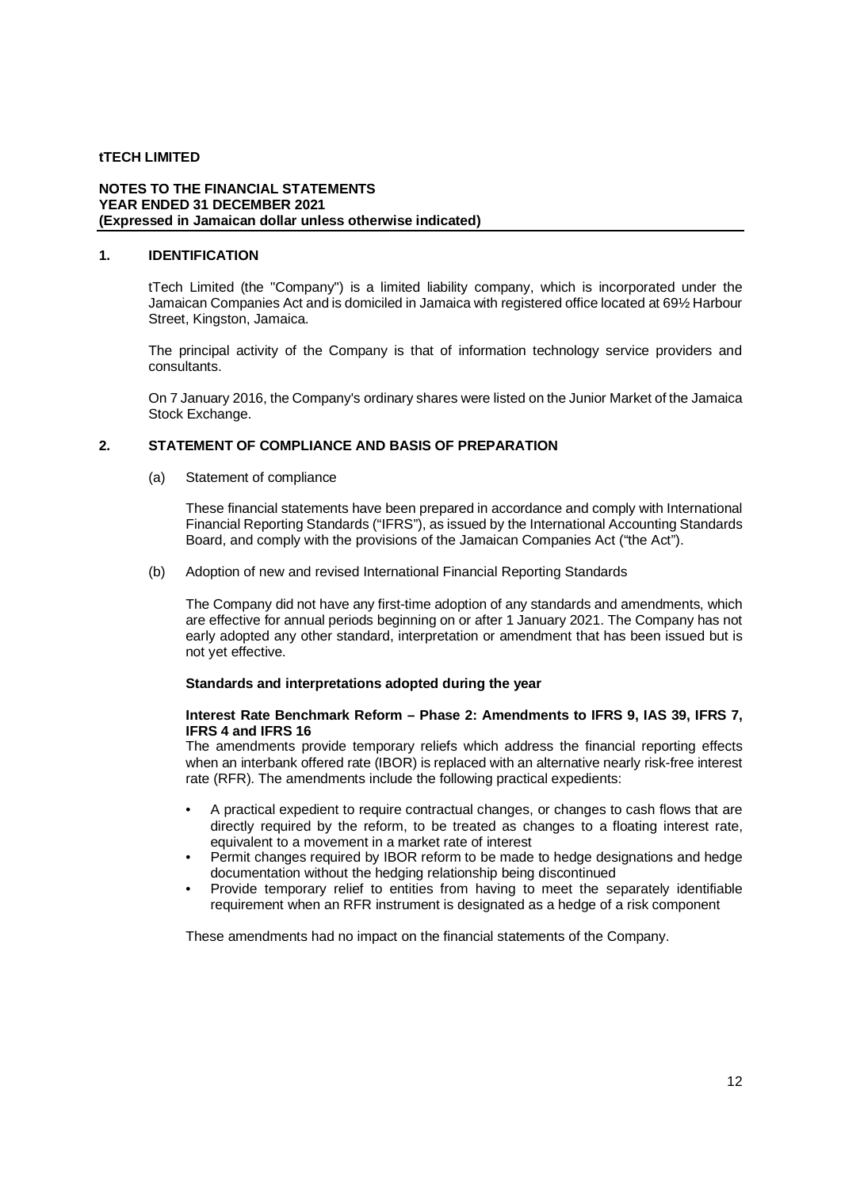**tTECH LIMITED**

**NOTES TO THE FINANCIAL STATEMENTS**
**YEAR ENDED 31 DECEMBER 2021**
**(Expressed in Jamaican dollar unless otherwise indicated)**

## 1. IDENTIFICATION

tTech Limited (the "Company") is a limited liability company, which is incorporated under the Jamaican Companies Act and is domiciled in Jamaica with registered office located at 69½ Harbour Street, Kingston, Jamaica.

The principal activity of the Company is that of information technology service providers and consultants.

On 7 January 2016, the Company's ordinary shares were listed on the Junior Market of the Jamaica Stock Exchange.

## 2. STATEMENT OF COMPLIANCE AND BASIS OF PREPARATION

(a) Statement of compliance

These financial statements have been prepared in accordance and comply with International Financial Reporting Standards ("IFRS"), as issued by the International Accounting Standards Board, and comply with the provisions of the Jamaican Companies Act ("the Act").

(b) Adoption of new and revised International Financial Reporting Standards

The Company did not have any first-time adoption of any standards and amendments, which are effective for annual periods beginning on or after 1 January 2021. The Company has not early adopted any other standard, interpretation or amendment that has been issued but is not yet effective.

**Standards and interpretations adopted during the year**

**Interest Rate Benchmark Reform – Phase 2: Amendments to IFRS 9, IAS 39, IFRS 7, IFRS 4 and IFRS 16**

The amendments provide temporary reliefs which address the financial reporting effects when an interbank offered rate (IBOR) is replaced with an alternative nearly risk-free interest rate (RFR). The amendments include the following practical expedients:

- A practical expedient to require contractual changes, or changes to cash flows that are directly required by the reform, to be treated as changes to a floating interest rate, equivalent to a movement in a market rate of interest
- Permit changes required by IBOR reform to be made to hedge designations and hedge documentation without the hedging relationship being discontinued
- Provide temporary relief to entities from having to meet the separately identifiable requirement when an RFR instrument is designated as a hedge of a risk component

These amendments had no impact on the financial statements of the Company.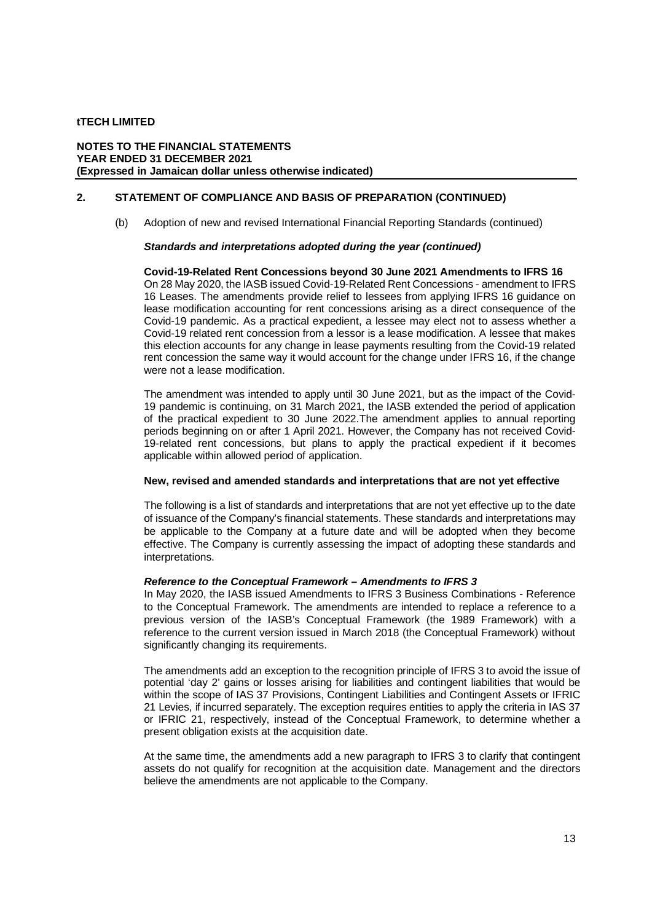## 2. STATEMENT OF COMPLIANCE AND BASIS OF PREPARATION (CONTINUED)

(b) Adoption of new and revised International Financial Reporting Standards (continued)

***Standards and interpretations adopted during the year (continued)***

**Covid-19-Related Rent Concessions beyond 30 June 2021 Amendments to IFRS 16**

On 28 May 2020, the IASB issued Covid-19-Related Rent Concessions - amendment to IFRS 16 Leases. The amendments provide relief to lessees from applying IFRS 16 guidance on lease modification accounting for rent concessions arising as a direct consequence of the Covid-19 pandemic. As a practical expedient, a lessee may elect not to assess whether a Covid-19 related rent concession from a lessor is a lease modification. A lessee that makes this election accounts for any change in lease payments resulting from the Covid-19 related rent concession the same way it would account for the change under IFRS 16, if the change were not a lease modification.

The amendment was intended to apply until 30 June 2021, but as the impact of the Covid-19 pandemic is continuing, on 31 March 2021, the IASB extended the period of application of the practical expedient to 30 June 2022.The amendment applies to annual reporting periods beginning on or after 1 April 2021. However, the Company has not received Covid-19-related rent concessions, but plans to apply the practical expedient if it becomes applicable within allowed period of application.

**New, revised and amended standards and interpretations that are not yet effective**

The following is a list of standards and interpretations that are not yet effective up to the date of issuance of the Company's financial statements. These standards and interpretations may be applicable to the Company at a future date and will be adopted when they become effective. The Company is currently assessing the impact of adopting these standards and interpretations.

***Reference to the Conceptual Framework – Amendments to IFRS 3***

In May 2020, the IASB issued Amendments to IFRS 3 Business Combinations - Reference to the Conceptual Framework. The amendments are intended to replace a reference to a previous version of the IASB's Conceptual Framework (the 1989 Framework) with a reference to the current version issued in March 2018 (the Conceptual Framework) without significantly changing its requirements.

The amendments add an exception to the recognition principle of IFRS 3 to avoid the issue of potential 'day 2' gains or losses arising for liabilities and contingent liabilities that would be within the scope of IAS 37 Provisions, Contingent Liabilities and Contingent Assets or IFRIC 21 Levies, if incurred separately. The exception requires entities to apply the criteria in IAS 37 or IFRIC 21, respectively, instead of the Conceptual Framework, to determine whether a present obligation exists at the acquisition date.

At the same time, the amendments add a new paragraph to IFRS 3 to clarify that contingent assets do not qualify for recognition at the acquisition date. Management and the directors believe the amendments are not applicable to the Company.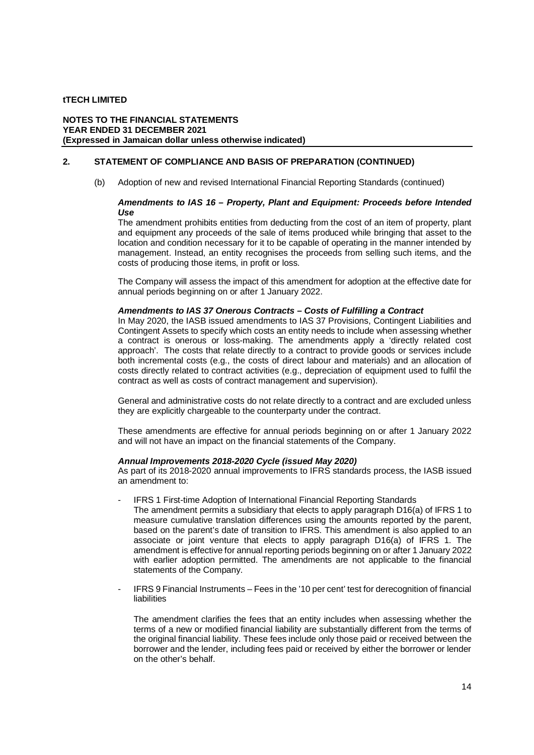## 2. STATEMENT OF COMPLIANCE AND BASIS OF PREPARATION (CONTINUED)

(b) Adoption of new and revised International Financial Reporting Standards (continued)

***Amendments to IAS 16 – Property, Plant and Equipment: Proceeds before Intended Use***

The amendment prohibits entities from deducting from the cost of an item of property, plant and equipment any proceeds of the sale of items produced while bringing that asset to the location and condition necessary for it to be capable of operating in the manner intended by management. Instead, an entity recognises the proceeds from selling such items, and the costs of producing those items, in profit or loss.

The Company will assess the impact of this amendment for adoption at the effective date for annual periods beginning on or after 1 January 2022.

***Amendments to IAS 37 Onerous Contracts – Costs of Fulfilling a Contract***

In May 2020, the IASB issued amendments to IAS 37 Provisions, Contingent Liabilities and Contingent Assets to specify which costs an entity needs to include when assessing whether a contract is onerous or loss-making. The amendments apply a 'directly related cost approach'. The costs that relate directly to a contract to provide goods or services include both incremental costs (e.g., the costs of direct labour and materials) and an allocation of costs directly related to contract activities (e.g., depreciation of equipment used to fulfil the contract as well as costs of contract management and supervision).

General and administrative costs do not relate directly to a contract and are excluded unless they are explicitly chargeable to the counterparty under the contract.

These amendments are effective for annual periods beginning on or after 1 January 2022 and will not have an impact on the financial statements of the Company.

***Annual Improvements 2018-2020 Cycle (issued May 2020)***

As part of its 2018-2020 annual improvements to IFRS standards process, the IASB issued an amendment to:

- IFRS 1 First-time Adoption of International Financial Reporting Standards
  The amendment permits a subsidiary that elects to apply paragraph D16(a) of IFRS 1 to measure cumulative translation differences using the amounts reported by the parent, based on the parent's date of transition to IFRS. This amendment is also applied to an associate or joint venture that elects to apply paragraph D16(a) of IFRS 1. The amendment is effective for annual reporting periods beginning on or after 1 January 2022 with earlier adoption permitted. The amendments are not applicable to the financial statements of the Company.

- IFRS 9 Financial Instruments – Fees in the '10 per cent' test for derecognition of financial liabilities

  The amendment clarifies the fees that an entity includes when assessing whether the terms of a new or modified financial liability are substantially different from the terms of the original financial liability. These fees include only those paid or received between the borrower and the lender, including fees paid or received by either the borrower or lender on the other's behalf.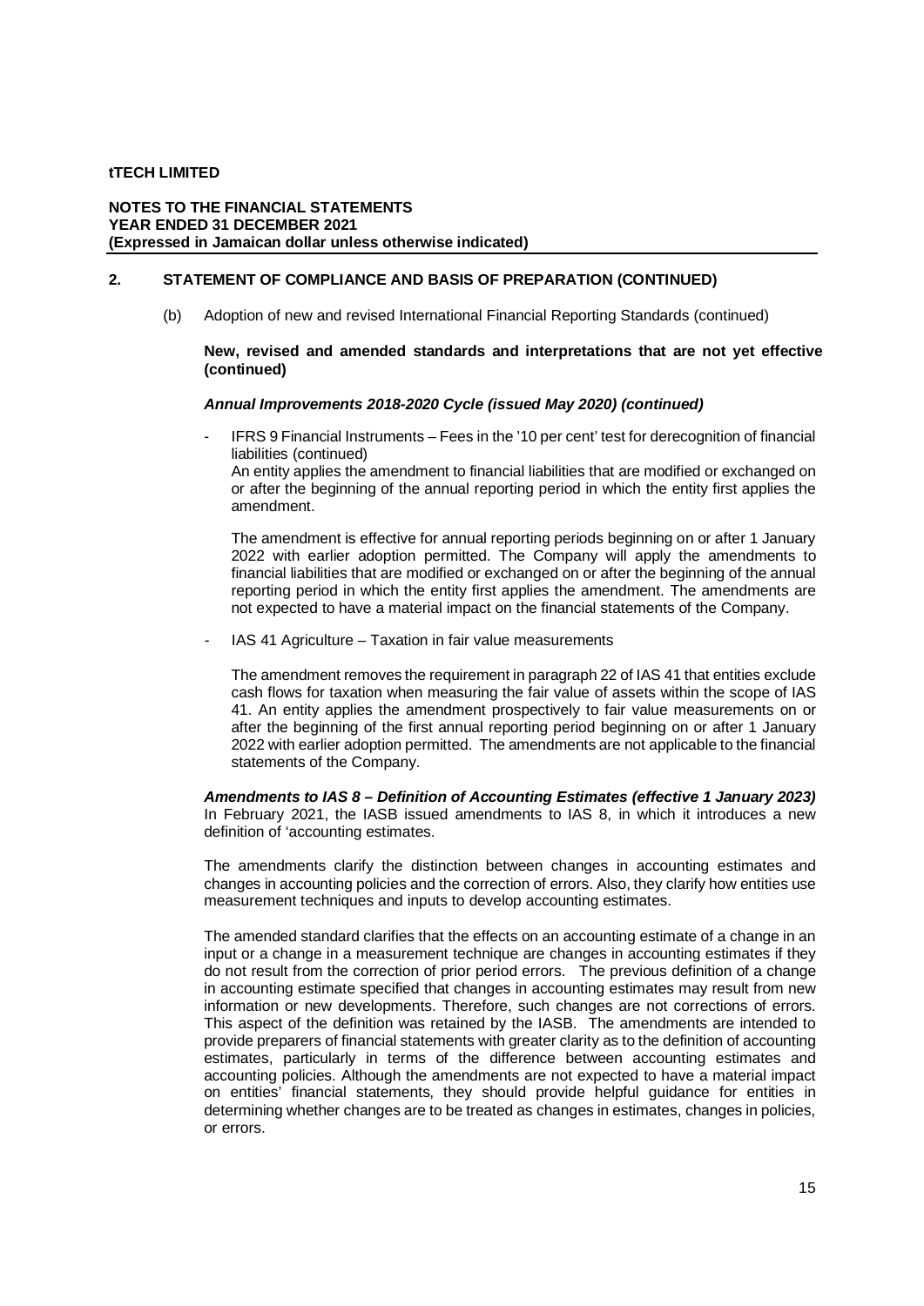## 2. STATEMENT OF COMPLIANCE AND BASIS OF PREPARATION (CONTINUED)

(b) Adoption of new and revised International Financial Reporting Standards (continued)

**New, revised and amended standards and interpretations that are not yet effective (continued)**

***Annual Improvements 2018-2020 Cycle (issued May 2020) (continued)***

- IFRS 9 Financial Instruments – Fees in the '10 per cent' test for derecognition of financial liabilities (continued)
  An entity applies the amendment to financial liabilities that are modified or exchanged on or after the beginning of the annual reporting period in which the entity first applies the amendment.

  The amendment is effective for annual reporting periods beginning on or after 1 January 2022 with earlier adoption permitted. The Company will apply the amendments to financial liabilities that are modified or exchanged on or after the beginning of the annual reporting period in which the entity first applies the amendment. The amendments are not expected to have a material impact on the financial statements of the Company.

- IAS 41 Agriculture – Taxation in fair value measurements

  The amendment removes the requirement in paragraph 22 of IAS 41 that entities exclude cash flows for taxation when measuring the fair value of assets within the scope of IAS 41. An entity applies the amendment prospectively to fair value measurements on or after the beginning of the first annual reporting period beginning on or after 1 January 2022 with earlier adoption permitted. The amendments are not applicable to the financial statements of the Company.

***Amendments to IAS 8 – Definition of Accounting Estimates (effective 1 January 2023)***
In February 2021, the IASB issued amendments to IAS 8, in which it introduces a new definition of 'accounting estimates.

The amendments clarify the distinction between changes in accounting estimates and changes in accounting policies and the correction of errors. Also, they clarify how entities use measurement techniques and inputs to develop accounting estimates.

The amended standard clarifies that the effects on an accounting estimate of a change in an input or a change in a measurement technique are changes in accounting estimates if they do not result from the correction of prior period errors. The previous definition of a change in accounting estimate specified that changes in accounting estimates may result from new information or new developments. Therefore, such changes are not corrections of errors. This aspect of the definition was retained by the IASB. The amendments are intended to provide preparers of financial statements with greater clarity as to the definition of accounting estimates, particularly in terms of the difference between accounting estimates and accounting policies. Although the amendments are not expected to have a material impact on entities' financial statements, they should provide helpful guidance for entities in determining whether changes are to be treated as changes in estimates, changes in policies, or errors.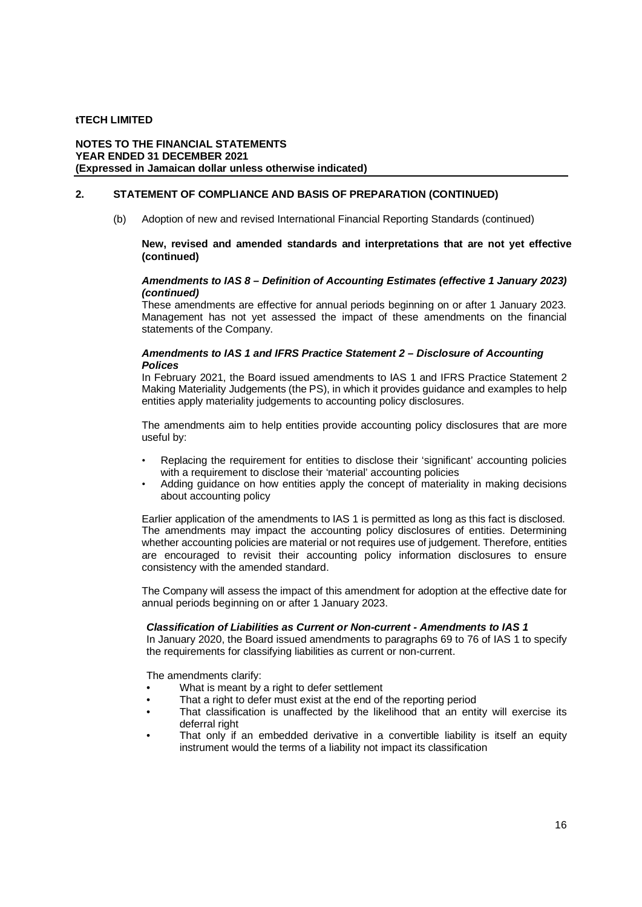## 2. STATEMENT OF COMPLIANCE AND BASIS OF PREPARATION (CONTINUED)

(b) Adoption of new and revised International Financial Reporting Standards (continued)

**New, revised and amended standards and interpretations that are not yet effective (continued)**

***Amendments to IAS 8 – Definition of Accounting Estimates (effective 1 January 2023) (continued)***

These amendments are effective for annual periods beginning on or after 1 January 2023. Management has not yet assessed the impact of these amendments on the financial statements of the Company.

***Amendments to IAS 1 and IFRS Practice Statement 2 – Disclosure of Accounting Polices***

In February 2021, the Board issued amendments to IAS 1 and IFRS Practice Statement 2 Making Materiality Judgements (the PS), in which it provides guidance and examples to help entities apply materiality judgements to accounting policy disclosures.

The amendments aim to help entities provide accounting policy disclosures that are more useful by:

- Replacing the requirement for entities to disclose their 'significant' accounting policies with a requirement to disclose their 'material' accounting policies
- Adding guidance on how entities apply the concept of materiality in making decisions about accounting policy

Earlier application of the amendments to IAS 1 is permitted as long as this fact is disclosed. The amendments may impact the accounting policy disclosures of entities. Determining whether accounting policies are material or not requires use of judgement. Therefore, entities are encouraged to revisit their accounting policy information disclosures to ensure consistency with the amended standard.

The Company will assess the impact of this amendment for adoption at the effective date for annual periods beginning on or after 1 January 2023.

***Classification of Liabilities as Current or Non-current - Amendments to IAS 1***

In January 2020, the Board issued amendments to paragraphs 69 to 76 of IAS 1 to specify the requirements for classifying liabilities as current or non-current.

The amendments clarify:

- What is meant by a right to defer settlement
- That a right to defer must exist at the end of the reporting period
- That classification is unaffected by the likelihood that an entity will exercise its deferral right
- That only if an embedded derivative in a convertible liability is itself an equity instrument would the terms of a liability not impact its classification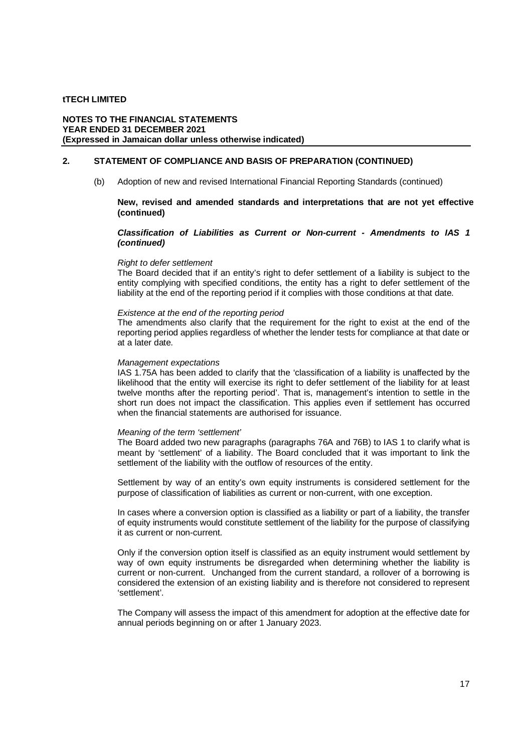## 2. STATEMENT OF COMPLIANCE AND BASIS OF PREPARATION (CONTINUED)

(b) Adoption of new and revised International Financial Reporting Standards (continued)

**New, revised and amended standards and interpretations that are not yet effective (continued)**

***Classification of Liabilities as Current or Non-current - Amendments to IAS 1 (continued)***

*Right to defer settlement*
The Board decided that if an entity's right to defer settlement of a liability is subject to the entity complying with specified conditions, the entity has a right to defer settlement of the liability at the end of the reporting period if it complies with those conditions at that date.

*Existence at the end of the reporting period*
The amendments also clarify that the requirement for the right to exist at the end of the reporting period applies regardless of whether the lender tests for compliance at that date or at a later date.

*Management expectations*
IAS 1.75A has been added to clarify that the 'classification of a liability is unaffected by the likelihood that the entity will exercise its right to defer settlement of the liability for at least twelve months after the reporting period'. That is, management's intention to settle in the short run does not impact the classification. This applies even if settlement has occurred when the financial statements are authorised for issuance.

*Meaning of the term 'settlement'*
The Board added two new paragraphs (paragraphs 76A and 76B) to IAS 1 to clarify what is meant by 'settlement' of a liability. The Board concluded that it was important to link the settlement of the liability with the outflow of resources of the entity.

Settlement by way of an entity's own equity instruments is considered settlement for the purpose of classification of liabilities as current or non-current, with one exception.

In cases where a conversion option is classified as a liability or part of a liability, the transfer of equity instruments would constitute settlement of the liability for the purpose of classifying it as current or non-current.

Only if the conversion option itself is classified as an equity instrument would settlement by way of own equity instruments be disregarded when determining whether the liability is current or non-current. Unchanged from the current standard, a rollover of a borrowing is considered the extension of an existing liability and is therefore not considered to represent 'settlement'.

The Company will assess the impact of this amendment for adoption at the effective date for annual periods beginning on or after 1 January 2023.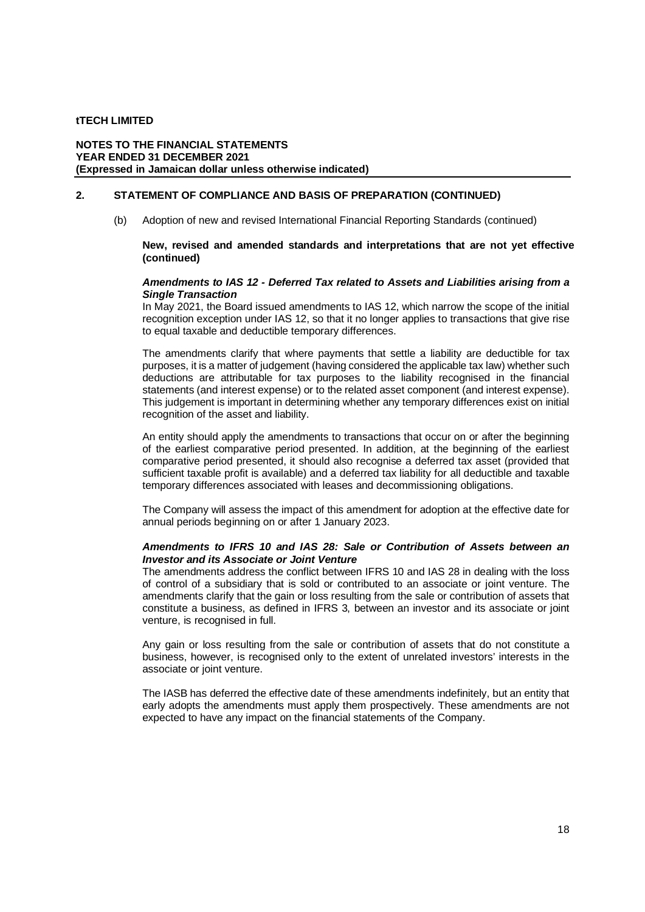## 2. STATEMENT OF COMPLIANCE AND BASIS OF PREPARATION (CONTINUED)

(b) Adoption of new and revised International Financial Reporting Standards (continued)

**New, revised and amended standards and interpretations that are not yet effective (continued)**

***Amendments to IAS 12 - Deferred Tax related to Assets and Liabilities arising from a Single Transaction***

In May 2021, the Board issued amendments to IAS 12, which narrow the scope of the initial recognition exception under IAS 12, so that it no longer applies to transactions that give rise to equal taxable and deductible temporary differences.

The amendments clarify that where payments that settle a liability are deductible for tax purposes, it is a matter of judgement (having considered the applicable tax law) whether such deductions are attributable for tax purposes to the liability recognised in the financial statements (and interest expense) or to the related asset component (and interest expense). This judgement is important in determining whether any temporary differences exist on initial recognition of the asset and liability.

An entity should apply the amendments to transactions that occur on or after the beginning of the earliest comparative period presented. In addition, at the beginning of the earliest comparative period presented, it should also recognise a deferred tax asset (provided that sufficient taxable profit is available) and a deferred tax liability for all deductible and taxable temporary differences associated with leases and decommissioning obligations.

The Company will assess the impact of this amendment for adoption at the effective date for annual periods beginning on or after 1 January 2023.

***Amendments to IFRS 10 and IAS 28: Sale or Contribution of Assets between an Investor and its Associate or Joint Venture***

The amendments address the conflict between IFRS 10 and IAS 28 in dealing with the loss of control of a subsidiary that is sold or contributed to an associate or joint venture. The amendments clarify that the gain or loss resulting from the sale or contribution of assets that constitute a business, as defined in IFRS 3, between an investor and its associate or joint venture, is recognised in full.

Any gain or loss resulting from the sale or contribution of assets that do not constitute a business, however, is recognised only to the extent of unrelated investors' interests in the associate or joint venture.

The IASB has deferred the effective date of these amendments indefinitely, but an entity that early adopts the amendments must apply them prospectively. These amendments are not expected to have any impact on the financial statements of the Company.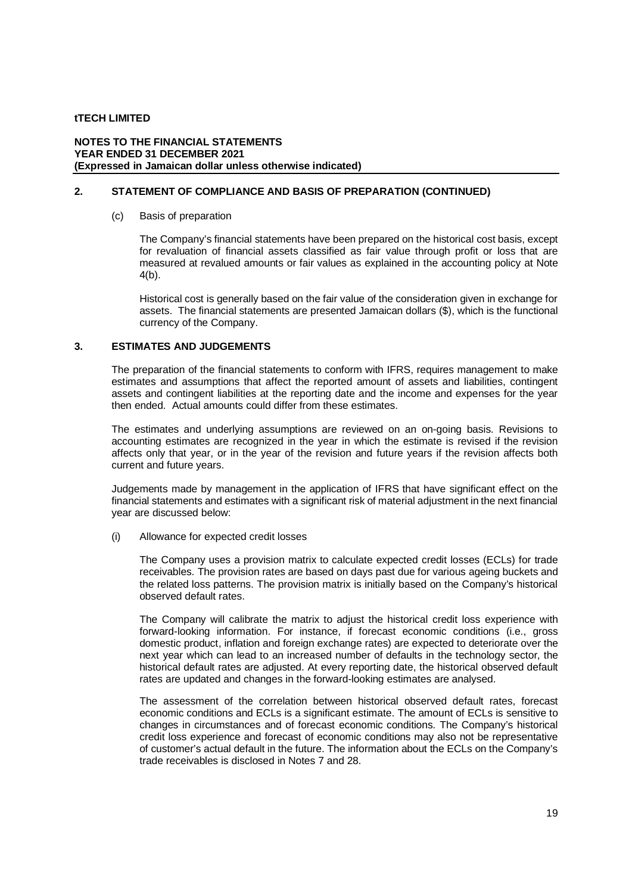## 2. STATEMENT OF COMPLIANCE AND BASIS OF PREPARATION (CONTINUED)

(c) Basis of preparation

The Company's financial statements have been prepared on the historical cost basis, except for revaluation of financial assets classified as fair value through profit or loss that are measured at revalued amounts or fair values as explained in the accounting policy at Note 4(b).

Historical cost is generally based on the fair value of the consideration given in exchange for assets. The financial statements are presented Jamaican dollars ($), which is the functional currency of the Company.

## 3. ESTIMATES AND JUDGEMENTS

The preparation of the financial statements to conform with IFRS, requires management to make estimates and assumptions that affect the reported amount of assets and liabilities, contingent assets and contingent liabilities at the reporting date and the income and expenses for the year then ended. Actual amounts could differ from these estimates.

The estimates and underlying assumptions are reviewed on an on-going basis. Revisions to accounting estimates are recognized in the year in which the estimate is revised if the revision affects only that year, or in the year of the revision and future years if the revision affects both current and future years.

Judgements made by management in the application of IFRS that have significant effect on the financial statements and estimates with a significant risk of material adjustment in the next financial year are discussed below:

(i) Allowance for expected credit losses

The Company uses a provision matrix to calculate expected credit losses (ECLs) for trade receivables. The provision rates are based on days past due for various ageing buckets and the related loss patterns. The provision matrix is initially based on the Company's historical observed default rates.

The Company will calibrate the matrix to adjust the historical credit loss experience with forward-looking information. For instance, if forecast economic conditions (i.e., gross domestic product, inflation and foreign exchange rates) are expected to deteriorate over the next year which can lead to an increased number of defaults in the technology sector, the historical default rates are adjusted. At every reporting date, the historical observed default rates are updated and changes in the forward-looking estimates are analysed.

The assessment of the correlation between historical observed default rates, forecast economic conditions and ECLs is a significant estimate. The amount of ECLs is sensitive to changes in circumstances and of forecast economic conditions. The Company's historical credit loss experience and forecast of economic conditions may also not be representative of customer's actual default in the future. The information about the ECLs on the Company's trade receivables is disclosed in Notes 7 and 28.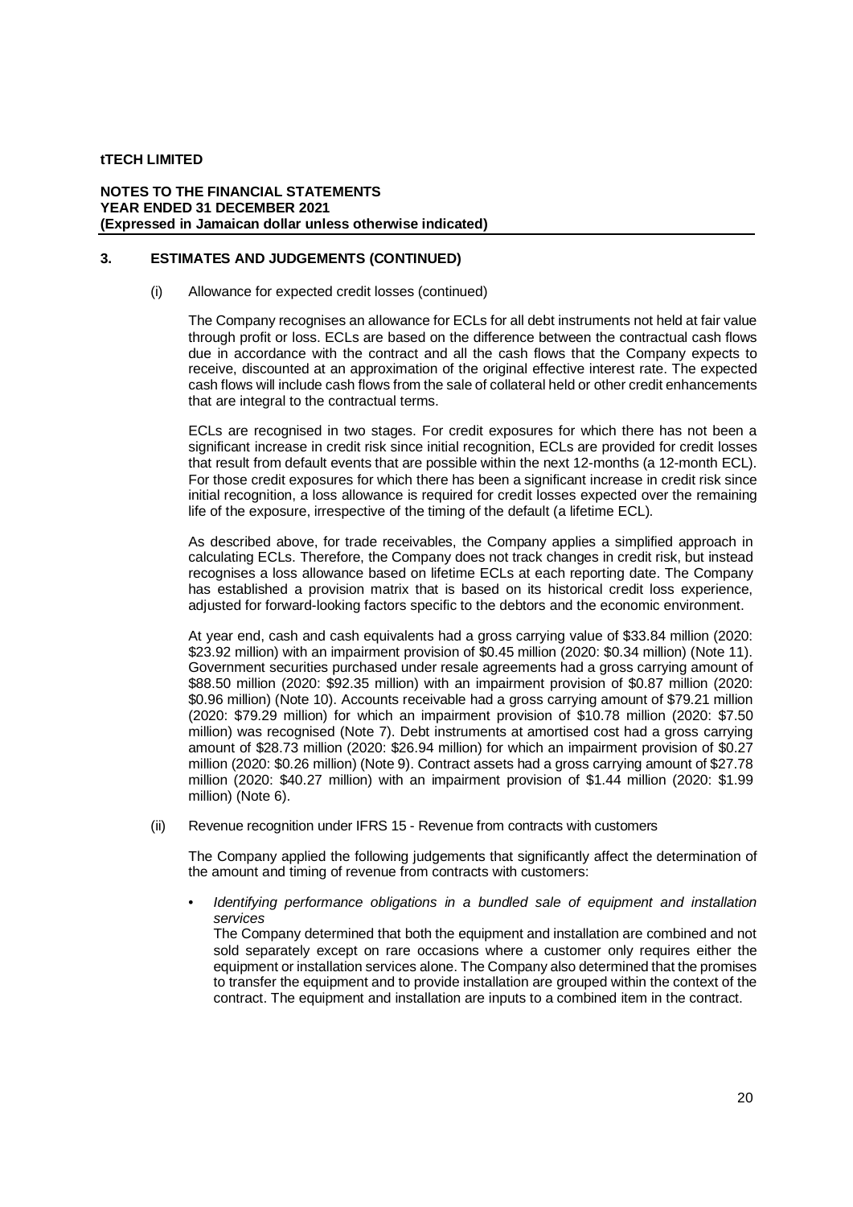**tTECH LIMITED**

**NOTES TO THE FINANCIAL STATEMENTS**
**YEAR ENDED 31 DECEMBER 2021**
**(Expressed in Jamaican dollar unless otherwise indicated)**

## 3. ESTIMATES AND JUDGEMENTS (CONTINUED)

(i) Allowance for expected credit losses (continued)

The Company recognises an allowance for ECLs for all debt instruments not held at fair value through profit or loss. ECLs are based on the difference between the contractual cash flows due in accordance with the contract and all the cash flows that the Company expects to receive, discounted at an approximation of the original effective interest rate. The expected cash flows will include cash flows from the sale of collateral held or other credit enhancements that are integral to the contractual terms.

ECLs are recognised in two stages. For credit exposures for which there has not been a significant increase in credit risk since initial recognition, ECLs are provided for credit losses that result from default events that are possible within the next 12-months (a 12-month ECL). For those credit exposures for which there has been a significant increase in credit risk since initial recognition, a loss allowance is required for credit losses expected over the remaining life of the exposure, irrespective of the timing of the default (a lifetime ECL).

As described above, for trade receivables, the Company applies a simplified approach in calculating ECLs. Therefore, the Company does not track changes in credit risk, but instead recognises a loss allowance based on lifetime ECLs at each reporting date. The Company has established a provision matrix that is based on its historical credit loss experience, adjusted for forward-looking factors specific to the debtors and the economic environment.

At year end, cash and cash equivalents had a gross carrying value of $33.84 million (2020: $23.92 million) with an impairment provision of $0.45 million (2020: $0.34 million) (Note 11). Government securities purchased under resale agreements had a gross carrying amount of $88.50 million (2020: $92.35 million) with an impairment provision of $0.87 million (2020: $0.96 million) (Note 10). Accounts receivable had a gross carrying amount of $79.21 million (2020: $79.29 million) for which an impairment provision of $10.78 million (2020: $7.50 million) was recognised (Note 7). Debt instruments at amortised cost had a gross carrying amount of $28.73 million (2020: $26.94 million) for which an impairment provision of $0.27 million (2020: $0.26 million) (Note 9). Contract assets had a gross carrying amount of $27.78 million (2020: $40.27 million) with an impairment provision of $1.44 million (2020: $1.99 million) (Note 6).

(ii) Revenue recognition under IFRS 15 - Revenue from contracts with customers

The Company applied the following judgements that significantly affect the determination of the amount and timing of revenue from contracts with customers:

- *Identifying performance obligations in a bundled sale of equipment and installation services*
  The Company determined that both the equipment and installation are combined and not sold separately except on rare occasions where a customer only requires either the equipment or installation services alone. The Company also determined that the promises to transfer the equipment and to provide installation are grouped within the context of the contract. The equipment and installation are inputs to a combined item in the contract.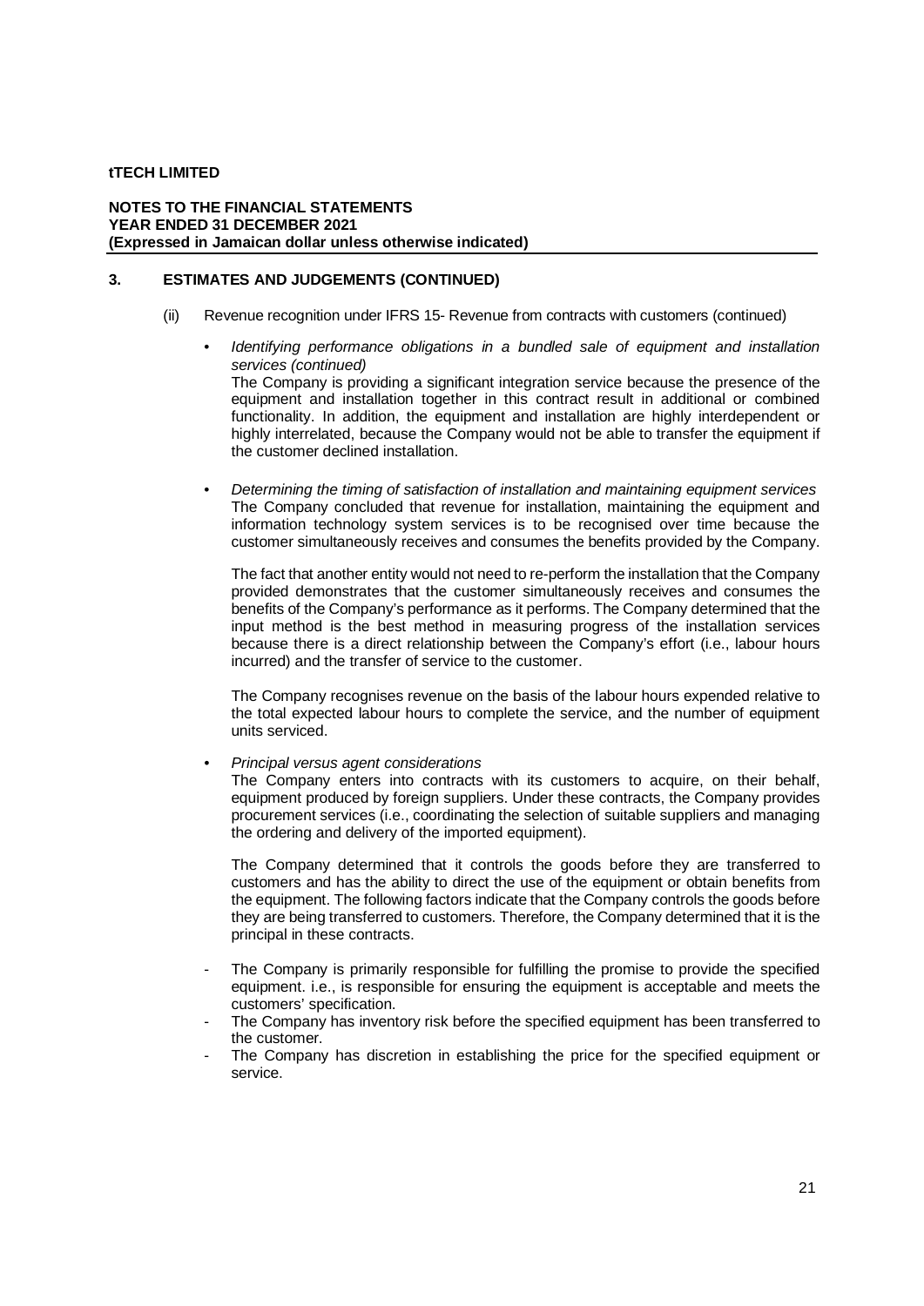## 3. ESTIMATES AND JUDGEMENTS (CONTINUED)

(ii) Revenue recognition under IFRS 15- Revenue from contracts with customers (continued)

- *Identifying performance obligations in a bundled sale of equipment and installation services (continued)*
  The Company is providing a significant integration service because the presence of the equipment and installation together in this contract result in additional or combined functionality. In addition, the equipment and installation are highly interdependent or highly interrelated, because the Company would not be able to transfer the equipment if the customer declined installation.

- *Determining the timing of satisfaction of installation and maintaining equipment services*
  The Company concluded that revenue for installation, maintaining the equipment and information technology system services is to be recognised over time because the customer simultaneously receives and consumes the benefits provided by the Company.

  The fact that another entity would not need to re-perform the installation that the Company provided demonstrates that the customer simultaneously receives and consumes the benefits of the Company's performance as it performs. The Company determined that the input method is the best method in measuring progress of the installation services because there is a direct relationship between the Company's effort (i.e., labour hours incurred) and the transfer of service to the customer.

  The Company recognises revenue on the basis of the labour hours expended relative to the total expected labour hours to complete the service, and the number of equipment units serviced.

- *Principal versus agent considerations*
  The Company enters into contracts with its customers to acquire, on their behalf, equipment produced by foreign suppliers. Under these contracts, the Company provides procurement services (i.e., coordinating the selection of suitable suppliers and managing the ordering and delivery of the imported equipment).

  The Company determined that it controls the goods before they are transferred to customers and has the ability to direct the use of the equipment or obtain benefits from the equipment. The following factors indicate that the Company controls the goods before they are being transferred to customers. Therefore, the Company determined that it is the principal in these contracts.

  - The Company is primarily responsible for fulfilling the promise to provide the specified equipment. i.e., is responsible for ensuring the equipment is acceptable and meets the customers' specification.
  - The Company has inventory risk before the specified equipment has been transferred to the customer.
  - The Company has discretion in establishing the price for the specified equipment or service.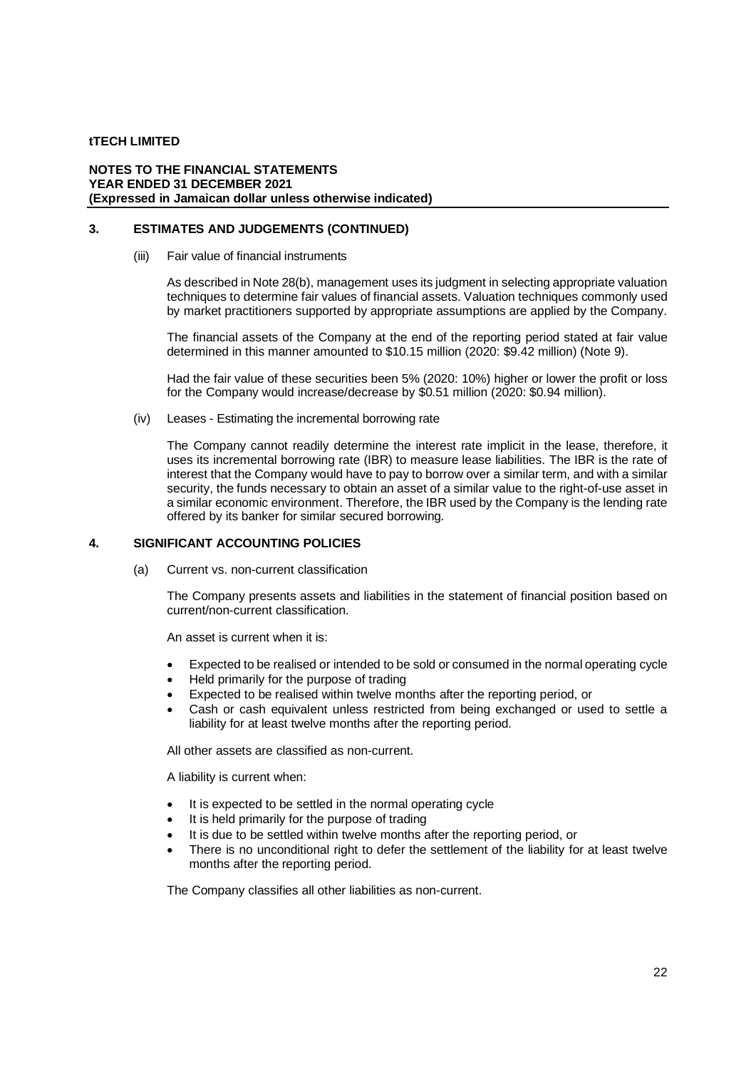## 3. ESTIMATES AND JUDGEMENTS (CONTINUED)

(iii) Fair value of financial instruments

As described in Note 28(b), management uses its judgment in selecting appropriate valuation techniques to determine fair values of financial assets. Valuation techniques commonly used by market practitioners supported by appropriate assumptions are applied by the Company.

The financial assets of the Company at the end of the reporting period stated at fair value determined in this manner amounted to $10.15 million (2020: $9.42 million) (Note 9).

Had the fair value of these securities been 5% (2020: 10%) higher or lower the profit or loss for the Company would increase/decrease by $0.51 million (2020: $0.94 million).

(iv) Leases - Estimating the incremental borrowing rate

The Company cannot readily determine the interest rate implicit in the lease, therefore, it uses its incremental borrowing rate (IBR) to measure lease liabilities. The IBR is the rate of interest that the Company would have to pay to borrow over a similar term, and with a similar security, the funds necessary to obtain an asset of a similar value to the right-of-use asset in a similar economic environment. Therefore, the IBR used by the Company is the lending rate offered by its banker for similar secured borrowing.

## 4. SIGNIFICANT ACCOUNTING POLICIES

(a) Current vs. non-current classification

The Company presents assets and liabilities in the statement of financial position based on current/non-current classification.

An asset is current when it is:

- Expected to be realised or intended to be sold or consumed in the normal operating cycle
- Held primarily for the purpose of trading
- Expected to be realised within twelve months after the reporting period, or
- Cash or cash equivalent unless restricted from being exchanged or used to settle a liability for at least twelve months after the reporting period.

All other assets are classified as non-current.

A liability is current when:

- It is expected to be settled in the normal operating cycle
- It is held primarily for the purpose of trading
- It is due to be settled within twelve months after the reporting period, or
- There is no unconditional right to defer the settlement of the liability for at least twelve months after the reporting period.

The Company classifies all other liabilities as non-current.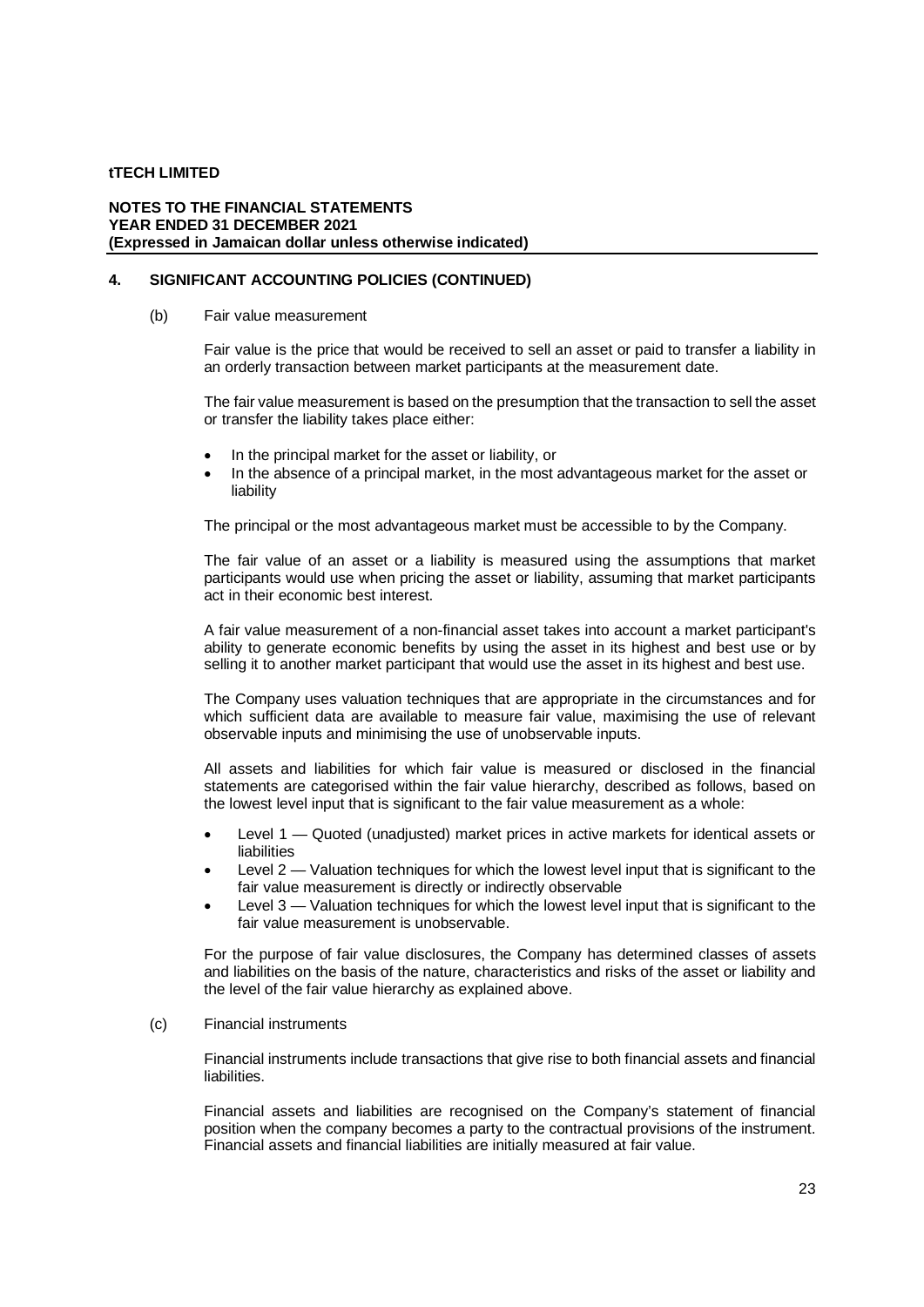## 4. SIGNIFICANT ACCOUNTING POLICIES (CONTINUED)

(b) Fair value measurement

Fair value is the price that would be received to sell an asset or paid to transfer a liability in an orderly transaction between market participants at the measurement date.

The fair value measurement is based on the presumption that the transaction to sell the asset or transfer the liability takes place either:

- In the principal market for the asset or liability, or
- In the absence of a principal market, in the most advantageous market for the asset or liability

The principal or the most advantageous market must be accessible to by the Company.

The fair value of an asset or a liability is measured using the assumptions that market participants would use when pricing the asset or liability, assuming that market participants act in their economic best interest.

A fair value measurement of a non-financial asset takes into account a market participant's ability to generate economic benefits by using the asset in its highest and best use or by selling it to another market participant that would use the asset in its highest and best use.

The Company uses valuation techniques that are appropriate in the circumstances and for which sufficient data are available to measure fair value, maximising the use of relevant observable inputs and minimising the use of unobservable inputs.

All assets and liabilities for which fair value is measured or disclosed in the financial statements are categorised within the fair value hierarchy, described as follows, based on the lowest level input that is significant to the fair value measurement as a whole:

- Level 1 — Quoted (unadjusted) market prices in active markets for identical assets or liabilities
- Level 2 — Valuation techniques for which the lowest level input that is significant to the fair value measurement is directly or indirectly observable
- Level 3 — Valuation techniques for which the lowest level input that is significant to the fair value measurement is unobservable.

For the purpose of fair value disclosures, the Company has determined classes of assets and liabilities on the basis of the nature, characteristics and risks of the asset or liability and the level of the fair value hierarchy as explained above.

(c) Financial instruments

Financial instruments include transactions that give rise to both financial assets and financial liabilities.

Financial assets and liabilities are recognised on the Company's statement of financial position when the company becomes a party to the contractual provisions of the instrument. Financial assets and financial liabilities are initially measured at fair value.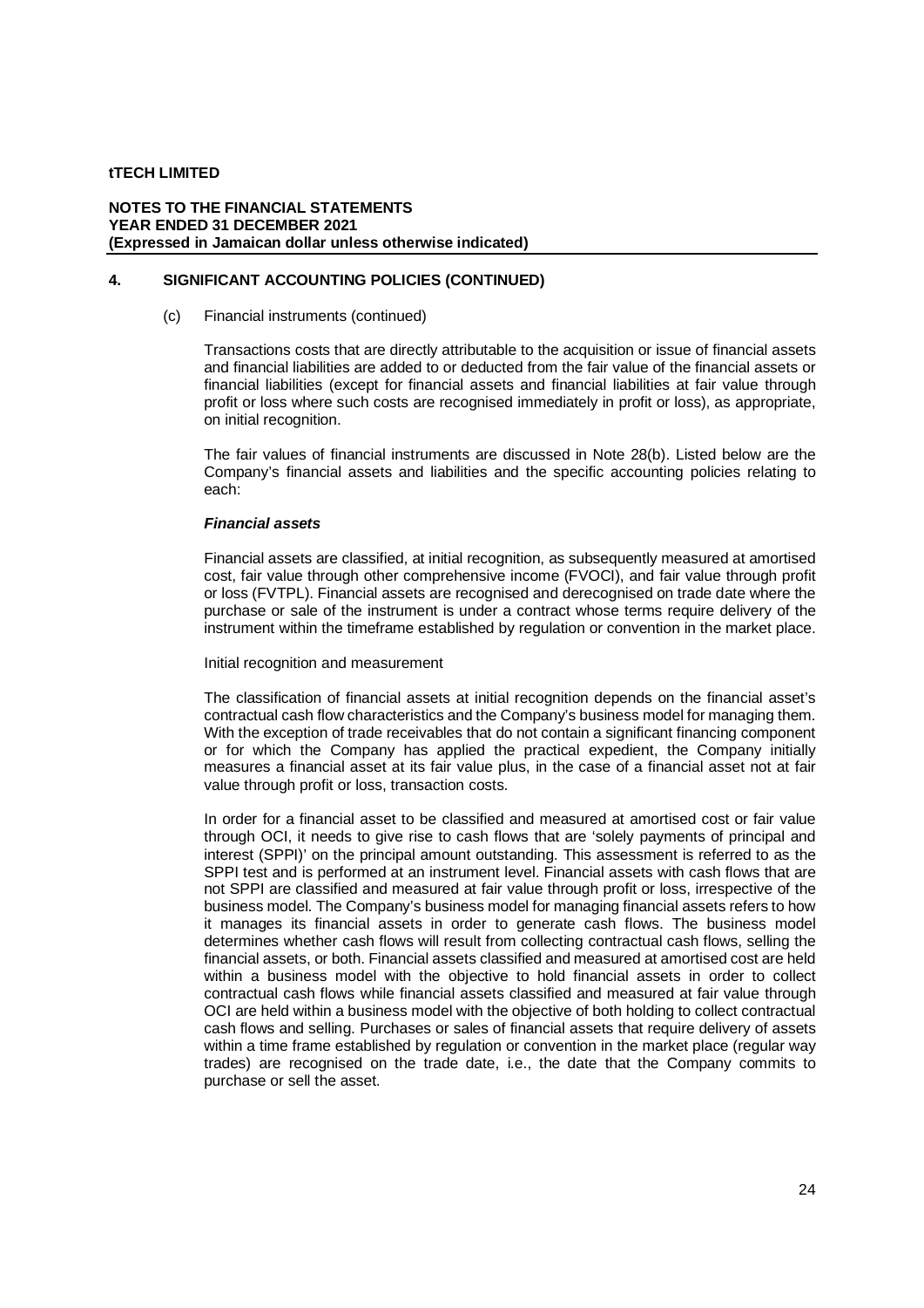## 4. SIGNIFICANT ACCOUNTING POLICIES (CONTINUED)

(c) Financial instruments (continued)

Transactions costs that are directly attributable to the acquisition or issue of financial assets and financial liabilities are added to or deducted from the fair value of the financial assets or financial liabilities (except for financial assets and financial liabilities at fair value through profit or loss where such costs are recognised immediately in profit or loss), as appropriate, on initial recognition.

The fair values of financial instruments are discussed in Note 28(b). Listed below are the Company's financial assets and liabilities and the specific accounting policies relating to each:

***Financial assets***

Financial assets are classified, at initial recognition, as subsequently measured at amortised cost, fair value through other comprehensive income (FVOCI), and fair value through profit or loss (FVTPL). Financial assets are recognised and derecognised on trade date where the purchase or sale of the instrument is under a contract whose terms require delivery of the instrument within the timeframe established by regulation or convention in the market place.

Initial recognition and measurement

The classification of financial assets at initial recognition depends on the financial asset's contractual cash flow characteristics and the Company's business model for managing them. With the exception of trade receivables that do not contain a significant financing component or for which the Company has applied the practical expedient, the Company initially measures a financial asset at its fair value plus, in the case of a financial asset not at fair value through profit or loss, transaction costs.

In order for a financial asset to be classified and measured at amortised cost or fair value through OCI, it needs to give rise to cash flows that are 'solely payments of principal and interest (SPPI)' on the principal amount outstanding. This assessment is referred to as the SPPI test and is performed at an instrument level. Financial assets with cash flows that are not SPPI are classified and measured at fair value through profit or loss, irrespective of the business model. The Company's business model for managing financial assets refers to how it manages its financial assets in order to generate cash flows. The business model determines whether cash flows will result from collecting contractual cash flows, selling the financial assets, or both. Financial assets classified and measured at amortised cost are held within a business model with the objective to hold financial assets in order to collect contractual cash flows while financial assets classified and measured at fair value through OCI are held within a business model with the objective of both holding to collect contractual cash flows and selling. Purchases or sales of financial assets that require delivery of assets within a time frame established by regulation or convention in the market place (regular way trades) are recognised on the trade date, i.e., the date that the Company commits to purchase or sell the asset.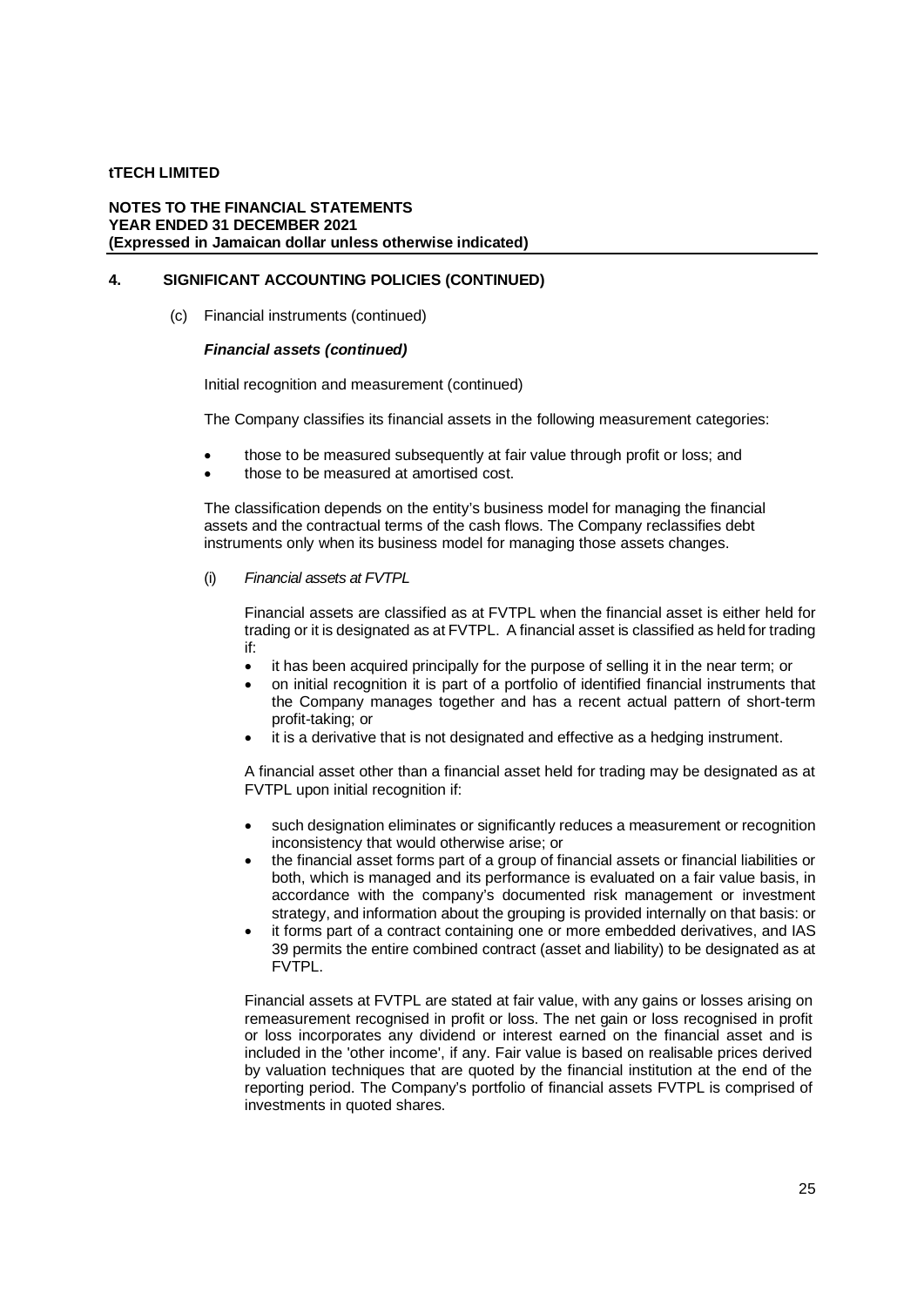## 4. SIGNIFICANT ACCOUNTING POLICIES (CONTINUED)

(c) Financial instruments (continued)

***Financial assets (continued)***

Initial recognition and measurement (continued)

The Company classifies its financial assets in the following measurement categories:

- those to be measured subsequently at fair value through profit or loss; and
- those to be measured at amortised cost.

The classification depends on the entity's business model for managing the financial assets and the contractual terms of the cash flows. The Company reclassifies debt instruments only when its business model for managing those assets changes.

(i) *Financial assets at FVTPL*

Financial assets are classified as at FVTPL when the financial asset is either held for trading or it is designated as at FVTPL. A financial asset is classified as held for trading if:

- it has been acquired principally for the purpose of selling it in the near term; or
- on initial recognition it is part of a portfolio of identified financial instruments that the Company manages together and has a recent actual pattern of short-term profit-taking; or
- it is a derivative that is not designated and effective as a hedging instrument.

A financial asset other than a financial asset held for trading may be designated as at FVTPL upon initial recognition if:

- such designation eliminates or significantly reduces a measurement or recognition inconsistency that would otherwise arise; or
- the financial asset forms part of a group of financial assets or financial liabilities or both, which is managed and its performance is evaluated on a fair value basis, in accordance with the company's documented risk management or investment strategy, and information about the grouping is provided internally on that basis: or
- it forms part of a contract containing one or more embedded derivatives, and IAS 39 permits the entire combined contract (asset and liability) to be designated as at FVTPL.

Financial assets at FVTPL are stated at fair value, with any gains or losses arising on remeasurement recognised in profit or loss. The net gain or loss recognised in profit or loss incorporates any dividend or interest earned on the financial asset and is included in the 'other income', if any. Fair value is based on realisable prices derived by valuation techniques that are quoted by the financial institution at the end of the reporting period. The Company's portfolio of financial assets FVTPL is comprised of investments in quoted shares.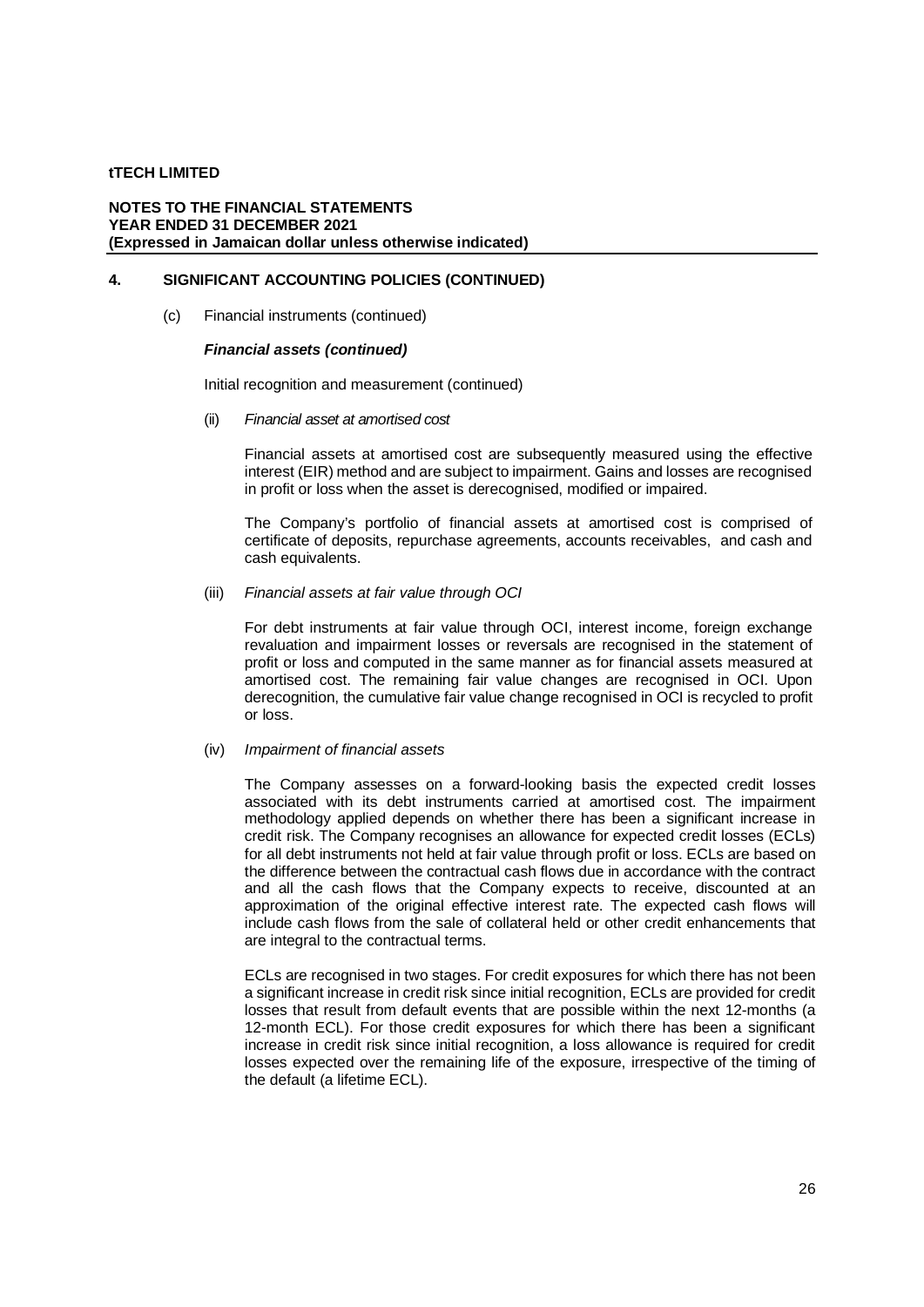## 4. SIGNIFICANT ACCOUNTING POLICIES (CONTINUED)

(c) Financial instruments (continued)

***Financial assets (continued)***

Initial recognition and measurement (continued)

(ii) *Financial asset at amortised cost*

Financial assets at amortised cost are subsequently measured using the effective interest (EIR) method and are subject to impairment. Gains and losses are recognised in profit or loss when the asset is derecognised, modified or impaired.

The Company's portfolio of financial assets at amortised cost is comprised of certificate of deposits, repurchase agreements, accounts receivables, and cash and cash equivalents.

(iii) *Financial assets at fair value through OCI*

For debt instruments at fair value through OCI, interest income, foreign exchange revaluation and impairment losses or reversals are recognised in the statement of profit or loss and computed in the same manner as for financial assets measured at amortised cost. The remaining fair value changes are recognised in OCI. Upon derecognition, the cumulative fair value change recognised in OCI is recycled to profit or loss.

(iv) *Impairment of financial assets*

The Company assesses on a forward-looking basis the expected credit losses associated with its debt instruments carried at amortised cost. The impairment methodology applied depends on whether there has been a significant increase in credit risk. The Company recognises an allowance for expected credit losses (ECLs) for all debt instruments not held at fair value through profit or loss. ECLs are based on the difference between the contractual cash flows due in accordance with the contract and all the cash flows that the Company expects to receive, discounted at an approximation of the original effective interest rate. The expected cash flows will include cash flows from the sale of collateral held or other credit enhancements that are integral to the contractual terms.

ECLs are recognised in two stages. For credit exposures for which there has not been a significant increase in credit risk since initial recognition, ECLs are provided for credit losses that result from default events that are possible within the next 12-months (a 12-month ECL). For those credit exposures for which there has been a significant increase in credit risk since initial recognition, a loss allowance is required for credit losses expected over the remaining life of the exposure, irrespective of the timing of the default (a lifetime ECL).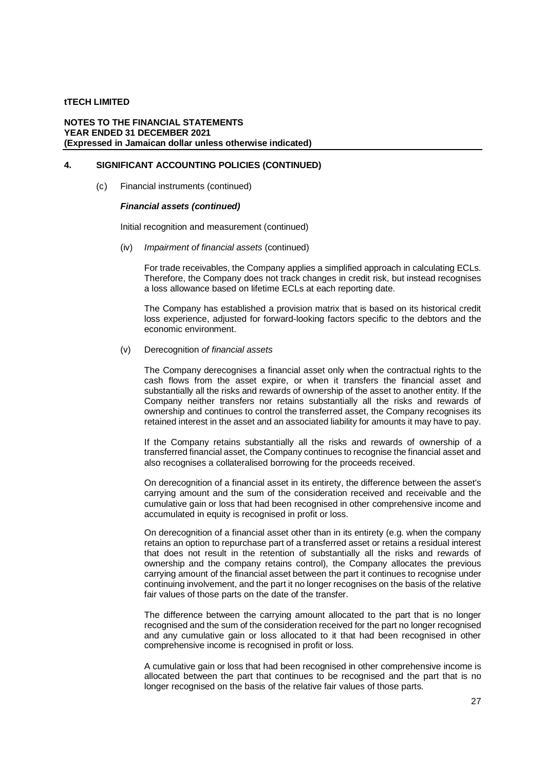## 4. SIGNIFICANT ACCOUNTING POLICIES (CONTINUED)

(c) Financial instruments (continued)

***Financial assets (continued)***

Initial recognition and measurement (continued)

(iv) *Impairment of financial assets* (continued)

For trade receivables, the Company applies a simplified approach in calculating ECLs. Therefore, the Company does not track changes in credit risk, but instead recognises a loss allowance based on lifetime ECLs at each reporting date.

The Company has established a provision matrix that is based on its historical credit loss experience, adjusted for forward-looking factors specific to the debtors and the economic environment.

(v) Derecognition *of financial assets*

The Company derecognises a financial asset only when the contractual rights to the cash flows from the asset expire, or when it transfers the financial asset and substantially all the risks and rewards of ownership of the asset to another entity. If the Company neither transfers nor retains substantially all the risks and rewards of ownership and continues to control the transferred asset, the Company recognises its retained interest in the asset and an associated liability for amounts it may have to pay.

If the Company retains substantially all the risks and rewards of ownership of a transferred financial asset, the Company continues to recognise the financial asset and also recognises a collateralised borrowing for the proceeds received.

On derecognition of a financial asset in its entirety, the difference between the asset's carrying amount and the sum of the consideration received and receivable and the cumulative gain or loss that had been recognised in other comprehensive income and accumulated in equity is recognised in profit or loss.

On derecognition of a financial asset other than in its entirety (e.g. when the company retains an option to repurchase part of a transferred asset or retains a residual interest that does not result in the retention of substantially all the risks and rewards of ownership and the company retains control), the Company allocates the previous carrying amount of the financial asset between the part it continues to recognise under continuing involvement, and the part it no longer recognises on the basis of the relative fair values of those parts on the date of the transfer.

The difference between the carrying amount allocated to the part that is no longer recognised and the sum of the consideration received for the part no longer recognised and any cumulative gain or loss allocated to it that had been recognised in other comprehensive income is recognised in profit or loss.

A cumulative gain or loss that had been recognised in other comprehensive income is allocated between the part that continues to be recognised and the part that is no longer recognised on the basis of the relative fair values of those parts.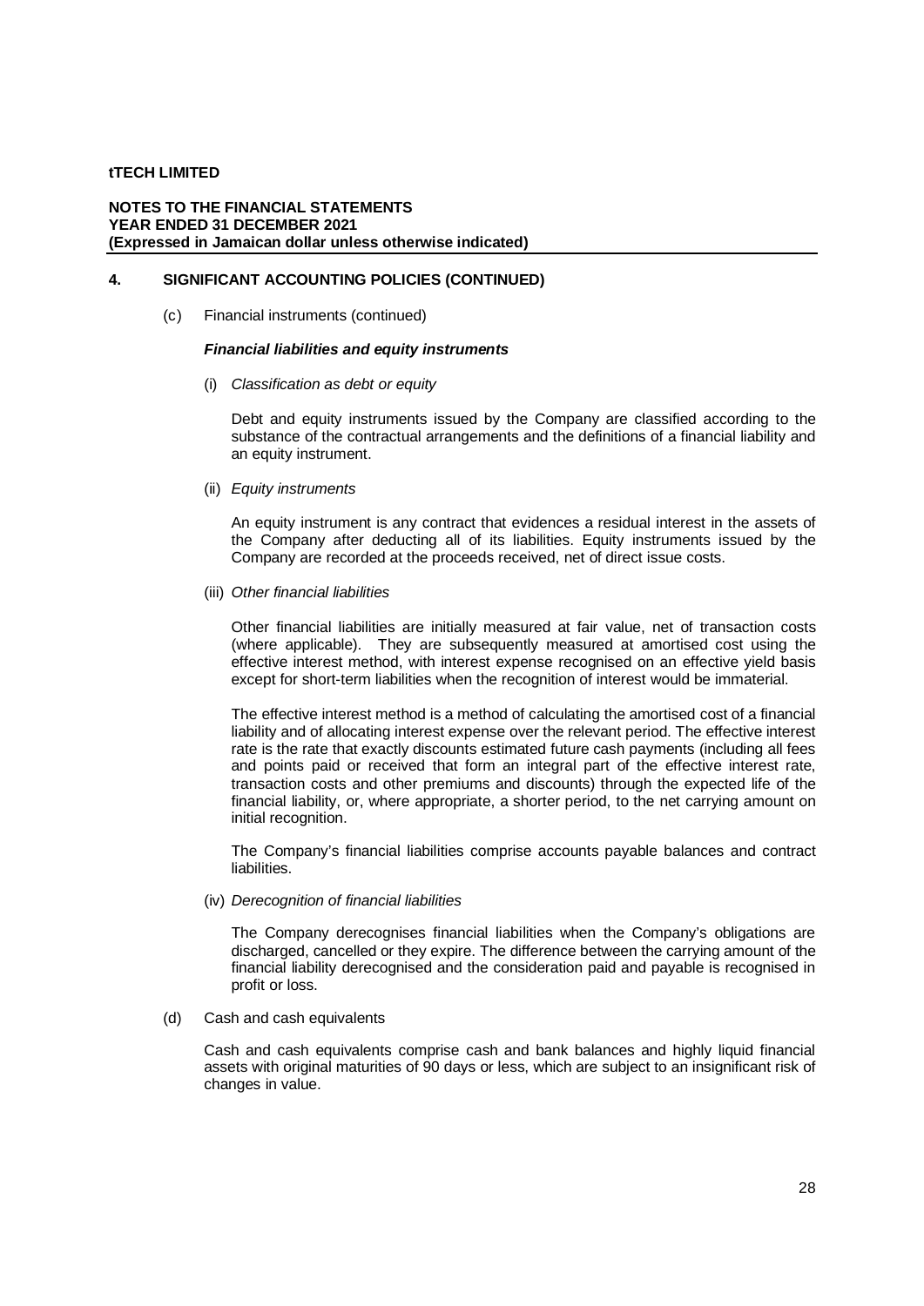## 4. SIGNIFICANT ACCOUNTING POLICIES (CONTINUED)

(c) Financial instruments (continued)

***Financial liabilities and equity instruments***

(i) *Classification as debt or equity*

Debt and equity instruments issued by the Company are classified according to the substance of the contractual arrangements and the definitions of a financial liability and an equity instrument.

(ii) *Equity instruments*

An equity instrument is any contract that evidences a residual interest in the assets of the Company after deducting all of its liabilities. Equity instruments issued by the Company are recorded at the proceeds received, net of direct issue costs.

(iii) *Other financial liabilities*

Other financial liabilities are initially measured at fair value, net of transaction costs (where applicable). They are subsequently measured at amortised cost using the effective interest method, with interest expense recognised on an effective yield basis except for short-term liabilities when the recognition of interest would be immaterial.

The effective interest method is a method of calculating the amortised cost of a financial liability and of allocating interest expense over the relevant period. The effective interest rate is the rate that exactly discounts estimated future cash payments (including all fees and points paid or received that form an integral part of the effective interest rate, transaction costs and other premiums and discounts) through the expected life of the financial liability, or, where appropriate, a shorter period, to the net carrying amount on initial recognition.

The Company's financial liabilities comprise accounts payable balances and contract liabilities.

(iv) *Derecognition of financial liabilities*

The Company derecognises financial liabilities when the Company's obligations are discharged, cancelled or they expire. The difference between the carrying amount of the financial liability derecognised and the consideration paid and payable is recognised in profit or loss.

(d) Cash and cash equivalents

Cash and cash equivalents comprise cash and bank balances and highly liquid financial assets with original maturities of 90 days or less, which are subject to an insignificant risk of changes in value.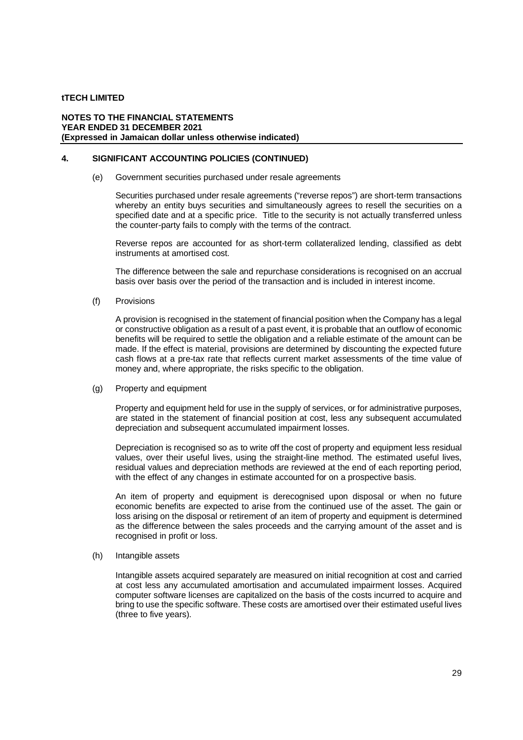## 4. SIGNIFICANT ACCOUNTING POLICIES (CONTINUED)

(e) Government securities purchased under resale agreements

Securities purchased under resale agreements ("reverse repos") are short-term transactions whereby an entity buys securities and simultaneously agrees to resell the securities on a specified date and at a specific price. Title to the security is not actually transferred unless the counter-party fails to comply with the terms of the contract.

Reverse repos are accounted for as short-term collateralized lending, classified as debt instruments at amortised cost.

The difference between the sale and repurchase considerations is recognised on an accrual basis over basis over the period of the transaction and is included in interest income.

(f) Provisions

A provision is recognised in the statement of financial position when the Company has a legal or constructive obligation as a result of a past event, it is probable that an outflow of economic benefits will be required to settle the obligation and a reliable estimate of the amount can be made. If the effect is material, provisions are determined by discounting the expected future cash flows at a pre-tax rate that reflects current market assessments of the time value of money and, where appropriate, the risks specific to the obligation.

(g) Property and equipment

Property and equipment held for use in the supply of services, or for administrative purposes, are stated in the statement of financial position at cost, less any subsequent accumulated depreciation and subsequent accumulated impairment losses.

Depreciation is recognised so as to write off the cost of property and equipment less residual values, over their useful lives, using the straight-line method. The estimated useful lives, residual values and depreciation methods are reviewed at the end of each reporting period, with the effect of any changes in estimate accounted for on a prospective basis.

An item of property and equipment is derecognised upon disposal or when no future economic benefits are expected to arise from the continued use of the asset. The gain or loss arising on the disposal or retirement of an item of property and equipment is determined as the difference between the sales proceeds and the carrying amount of the asset and is recognised in profit or loss.

(h) Intangible assets

Intangible assets acquired separately are measured on initial recognition at cost and carried at cost less any accumulated amortisation and accumulated impairment losses. Acquired computer software licenses are capitalized on the basis of the costs incurred to acquire and bring to use the specific software. These costs are amortised over their estimated useful lives (three to five years).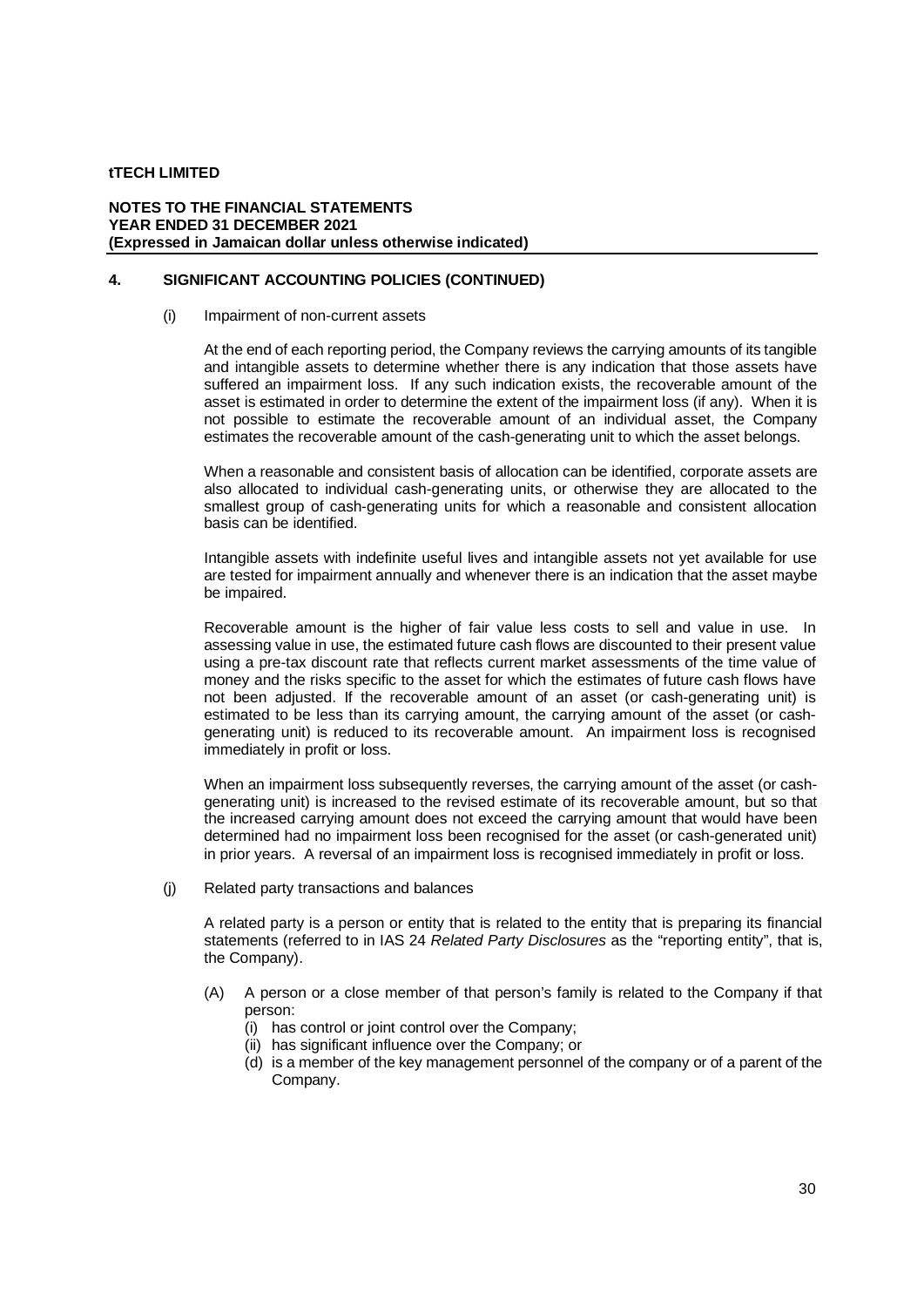**tTECH LIMITED**

**NOTES TO THE FINANCIAL STATEMENTS**
**YEAR ENDED 31 DECEMBER 2021**
**(Expressed in Jamaican dollar unless otherwise indicated)**

## 4. SIGNIFICANT ACCOUNTING POLICIES (CONTINUED)

(i) Impairment of non-current assets

At the end of each reporting period, the Company reviews the carrying amounts of its tangible and intangible assets to determine whether there is any indication that those assets have suffered an impairment loss. If any such indication exists, the recoverable amount of the asset is estimated in order to determine the extent of the impairment loss (if any). When it is not possible to estimate the recoverable amount of an individual asset, the Company estimates the recoverable amount of the cash-generating unit to which the asset belongs.

When a reasonable and consistent basis of allocation can be identified, corporate assets are also allocated to individual cash-generating units, or otherwise they are allocated to the smallest group of cash-generating units for which a reasonable and consistent allocation basis can be identified.

Intangible assets with indefinite useful lives and intangible assets not yet available for use are tested for impairment annually and whenever there is an indication that the asset maybe be impaired.

Recoverable amount is the higher of fair value less costs to sell and value in use. In assessing value in use, the estimated future cash flows are discounted to their present value using a pre-tax discount rate that reflects current market assessments of the time value of money and the risks specific to the asset for which the estimates of future cash flows have not been adjusted. If the recoverable amount of an asset (or cash-generating unit) is estimated to be less than its carrying amount, the carrying amount of the asset (or cash-generating unit) is reduced to its recoverable amount. An impairment loss is recognised immediately in profit or loss.

When an impairment loss subsequently reverses, the carrying amount of the asset (or cash-generating unit) is increased to the revised estimate of its recoverable amount, but so that the increased carrying amount does not exceed the carrying amount that would have been determined had no impairment loss been recognised for the asset (or cash-generated unit) in prior years. A reversal of an impairment loss is recognised immediately in profit or loss.

(j) Related party transactions and balances

A related party is a person or entity that is related to the entity that is preparing its financial statements (referred to in IAS 24 *Related Party Disclosures* as the "reporting entity", that is, the Company).

(A) A person or a close member of that person's family is related to the Company if that person:
   (i) has control or joint control over the Company;
   (ii) has significant influence over the Company; or
   (d) is a member of the key management personnel of the company or of a parent of the Company.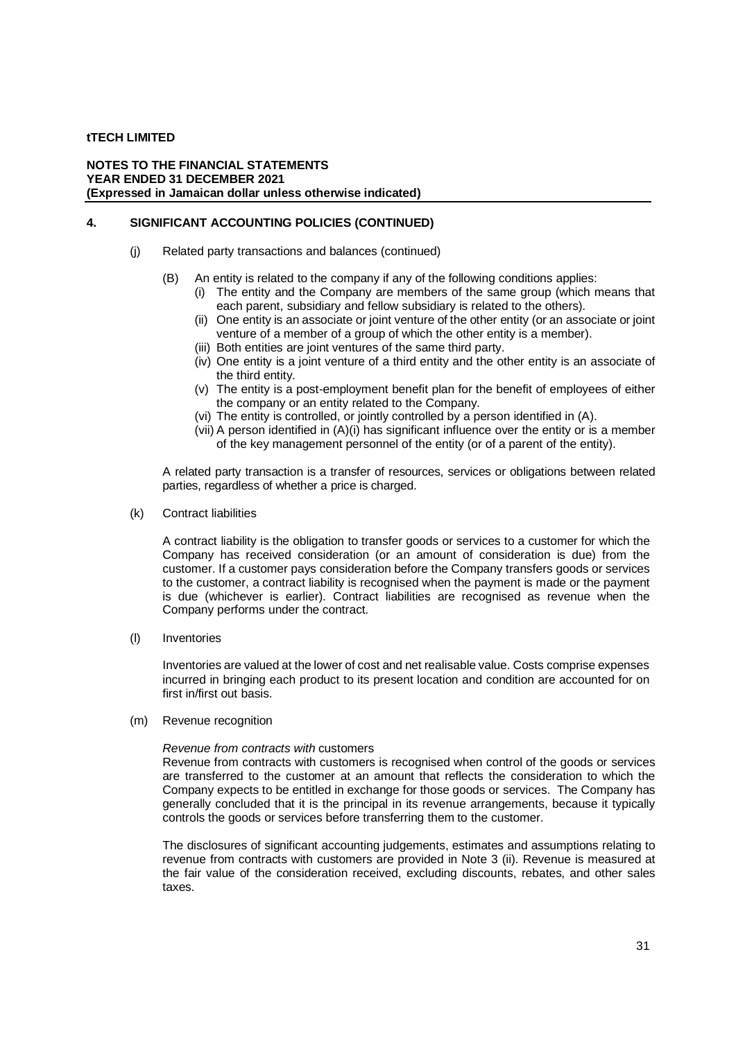## 4. SIGNIFICANT ACCOUNTING POLICIES (CONTINUED)

(j) Related party transactions and balances (continued)

(B) An entity is related to the company if any of the following conditions applies:

(i) The entity and the Company are members of the same group (which means that each parent, subsidiary and fellow subsidiary is related to the others).

(ii) One entity is an associate or joint venture of the other entity (or an associate or joint venture of a member of a group of which the other entity is a member).

(iii) Both entities are joint ventures of the same third party.

(iv) One entity is a joint venture of a third entity and the other entity is an associate of the third entity.

(v) The entity is a post-employment benefit plan for the benefit of employees of either the company or an entity related to the Company.

(vi) The entity is controlled, or jointly controlled by a person identified in (A).

(vii) A person identified in (A)(i) has significant influence over the entity or is a member of the key management personnel of the entity (or of a parent of the entity).

A related party transaction is a transfer of resources, services or obligations between related parties, regardless of whether a price is charged.

(k) Contract liabilities

A contract liability is the obligation to transfer goods or services to a customer for which the Company has received consideration (or an amount of consideration is due) from the customer. If a customer pays consideration before the Company transfers goods or services to the customer, a contract liability is recognised when the payment is made or the payment is due (whichever is earlier). Contract liabilities are recognised as revenue when the Company performs under the contract.

(l) Inventories

Inventories are valued at the lower of cost and net realisable value. Costs comprise expenses incurred in bringing each product to its present location and condition are accounted for on first in/first out basis.

(m) Revenue recognition

*Revenue from contracts with* customers

Revenue from contracts with customers is recognised when control of the goods or services are transferred to the customer at an amount that reflects the consideration to which the Company expects to be entitled in exchange for those goods or services. The Company has generally concluded that it is the principal in its revenue arrangements, because it typically controls the goods or services before transferring them to the customer.

The disclosures of significant accounting judgements, estimates and assumptions relating to revenue from contracts with customers are provided in Note 3 (ii). Revenue is measured at the fair value of the consideration received, excluding discounts, rebates, and other sales taxes.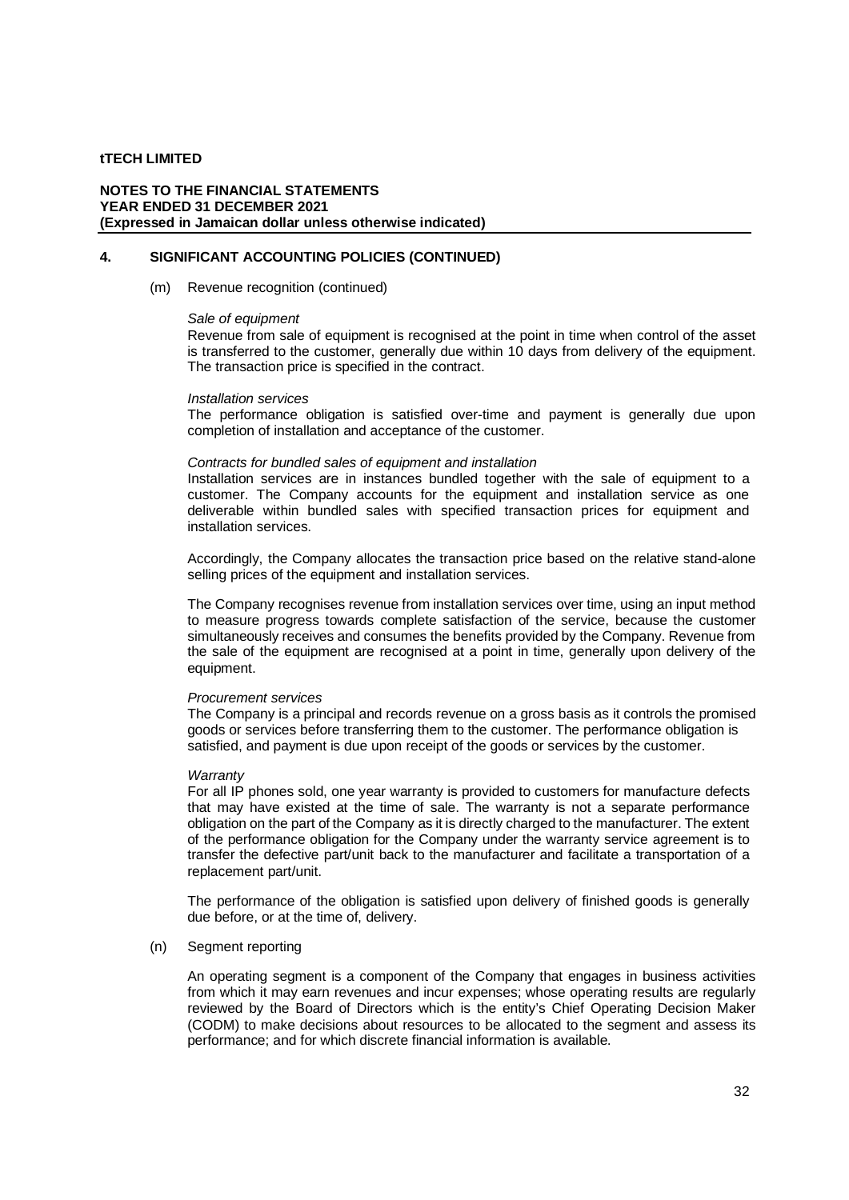**tTECH LIMITED**

**NOTES TO THE FINANCIAL STATEMENTS**
**YEAR ENDED 31 DECEMBER 2021**
**(Expressed in Jamaican dollar unless otherwise indicated)**

## 4. SIGNIFICANT ACCOUNTING POLICIES (CONTINUED)

(m) Revenue recognition (continued)

*Sale of equipment*
Revenue from sale of equipment is recognised at the point in time when control of the asset is transferred to the customer, generally due within 10 days from delivery of the equipment. The transaction price is specified in the contract.

*Installation services*
The performance obligation is satisfied over-time and payment is generally due upon completion of installation and acceptance of the customer.

*Contracts for bundled sales of equipment and installation*
Installation services are in instances bundled together with the sale of equipment to a customer. The Company accounts for the equipment and installation service as one deliverable within bundled sales with specified transaction prices for equipment and installation services.

Accordingly, the Company allocates the transaction price based on the relative stand-alone selling prices of the equipment and installation services.

The Company recognises revenue from installation services over time, using an input method to measure progress towards complete satisfaction of the service, because the customer simultaneously receives and consumes the benefits provided by the Company. Revenue from the sale of the equipment are recognised at a point in time, generally upon delivery of the equipment.

*Procurement services*
The Company is a principal and records revenue on a gross basis as it controls the promised goods or services before transferring them to the customer. The performance obligation is satisfied, and payment is due upon receipt of the goods or services by the customer.

*Warranty*
For all IP phones sold, one year warranty is provided to customers for manufacture defects that may have existed at the time of sale. The warranty is not a separate performance obligation on the part of the Company as it is directly charged to the manufacturer. The extent of the performance obligation for the Company under the warranty service agreement is to transfer the defective part/unit back to the manufacturer and facilitate a transportation of a replacement part/unit.

The performance of the obligation is satisfied upon delivery of finished goods is generally due before, or at the time of, delivery.

(n) Segment reporting

An operating segment is a component of the Company that engages in business activities from which it may earn revenues and incur expenses; whose operating results are regularly reviewed by the Board of Directors which is the entity's Chief Operating Decision Maker (CODM) to make decisions about resources to be allocated to the segment and assess its performance; and for which discrete financial information is available.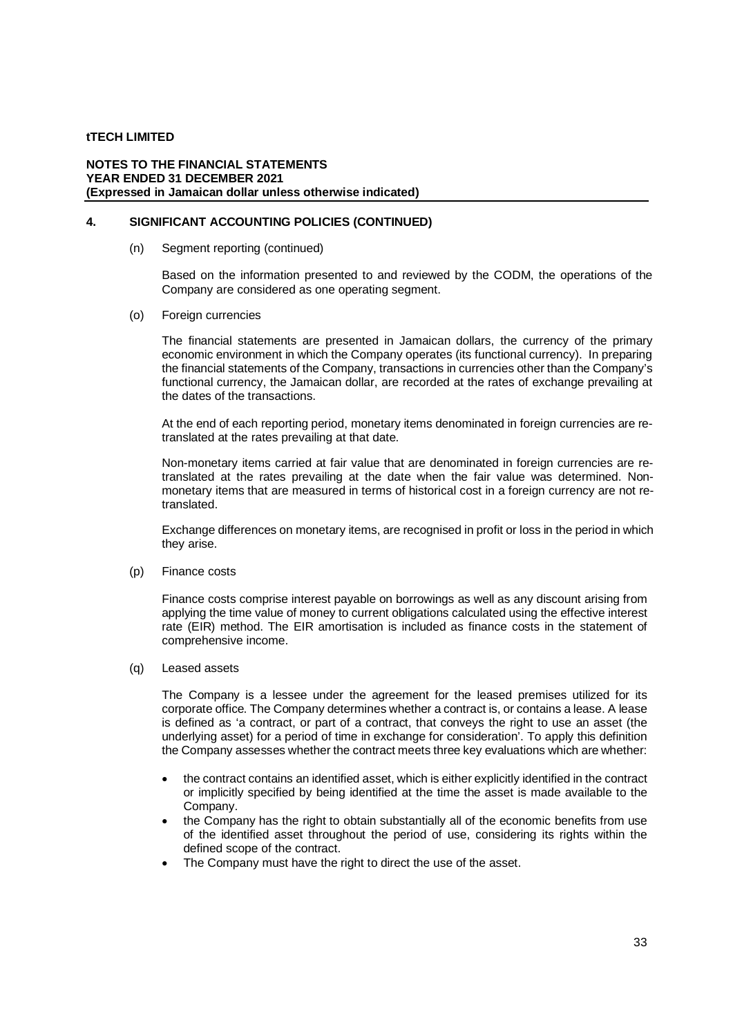## 4. SIGNIFICANT ACCOUNTING POLICIES (CONTINUED)

(n) Segment reporting (continued)

Based on the information presented to and reviewed by the CODM, the operations of the Company are considered as one operating segment.

(o) Foreign currencies

The financial statements are presented in Jamaican dollars, the currency of the primary economic environment in which the Company operates (its functional currency). In preparing the financial statements of the Company, transactions in currencies other than the Company's functional currency, the Jamaican dollar, are recorded at the rates of exchange prevailing at the dates of the transactions.

At the end of each reporting period, monetary items denominated in foreign currencies are re-translated at the rates prevailing at that date.

Non-monetary items carried at fair value that are denominated in foreign currencies are re-translated at the rates prevailing at the date when the fair value was determined. Non-monetary items that are measured in terms of historical cost in a foreign currency are not re-translated.

Exchange differences on monetary items, are recognised in profit or loss in the period in which they arise.

(p) Finance costs

Finance costs comprise interest payable on borrowings as well as any discount arising from applying the time value of money to current obligations calculated using the effective interest rate (EIR) method. The EIR amortisation is included as finance costs in the statement of comprehensive income.

(q) Leased assets

The Company is a lessee under the agreement for the leased premises utilized for its corporate office. The Company determines whether a contract is, or contains a lease. A lease is defined as 'a contract, or part of a contract, that conveys the right to use an asset (the underlying asset) for a period of time in exchange for consideration'. To apply this definition the Company assesses whether the contract meets three key evaluations which are whether:

- the contract contains an identified asset, which is either explicitly identified in the contract or implicitly specified by being identified at the time the asset is made available to the Company.
- the Company has the right to obtain substantially all of the economic benefits from use of the identified asset throughout the period of use, considering its rights within the defined scope of the contract.
- The Company must have the right to direct the use of the asset.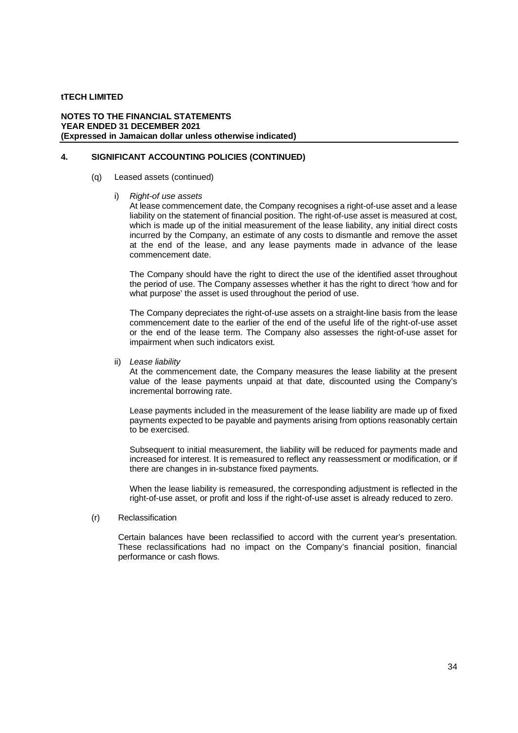## 4. SIGNIFICANT ACCOUNTING POLICIES (CONTINUED)

(q) Leased assets (continued)

i) *Right-of use assets*

At lease commencement date, the Company recognises a right-of-use asset and a lease liability on the statement of financial position. The right-of-use asset is measured at cost, which is made up of the initial measurement of the lease liability, any initial direct costs incurred by the Company, an estimate of any costs to dismantle and remove the asset at the end of the lease, and any lease payments made in advance of the lease commencement date.

The Company should have the right to direct the use of the identified asset throughout the period of use. The Company assesses whether it has the right to direct 'how and for what purpose' the asset is used throughout the period of use.

The Company depreciates the right-of-use assets on a straight-line basis from the lease commencement date to the earlier of the end of the useful life of the right-of-use asset or the end of the lease term. The Company also assesses the right-of-use asset for impairment when such indicators exist.

ii) *Lease liability*

At the commencement date, the Company measures the lease liability at the present value of the lease payments unpaid at that date, discounted using the Company's incremental borrowing rate.

Lease payments included in the measurement of the lease liability are made up of fixed payments expected to be payable and payments arising from options reasonably certain to be exercised.

Subsequent to initial measurement, the liability will be reduced for payments made and increased for interest. It is remeasured to reflect any reassessment or modification, or if there are changes in in-substance fixed payments.

When the lease liability is remeasured, the corresponding adjustment is reflected in the right-of-use asset, or profit and loss if the right-of-use asset is already reduced to zero.

(r) Reclassification

Certain balances have been reclassified to accord with the current year's presentation. These reclassifications had no impact on the Company's financial position, financial performance or cash flows.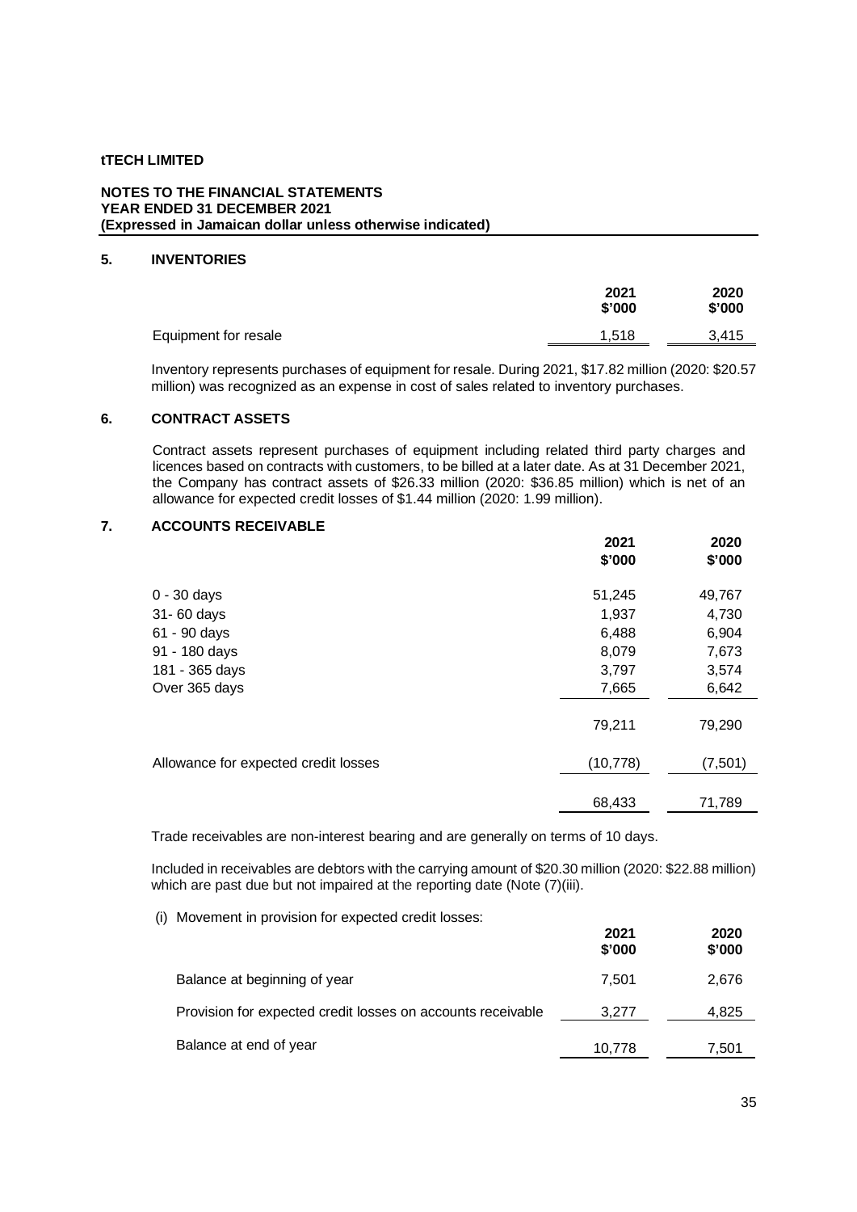**tTECH LIMITED**

**NOTES TO THE FINANCIAL STATEMENTS**
**YEAR ENDED 31 DECEMBER 2021**
**(Expressed in Jamaican dollar unless otherwise indicated)**

## 5. INVENTORIES

| | 2021 $'000 | 2020 $'000 |
|---|---|---|
| Equipment for resale | 1,518 | 3,415 |

Inventory represents purchases of equipment for resale. During 2021, $17.82 million (2020: $20.57 million) was recognized as an expense in cost of sales related to inventory purchases.

## 6. CONTRACT ASSETS

Contract assets represent purchases of equipment including related third party charges and licences based on contracts with customers, to be billed at a later date. As at 31 December 2021, the Company has contract assets of $26.33 million (2020: $36.85 million) which is net of an allowance for expected credit losses of $1.44 million (2020: 1.99 million).

## 7. ACCOUNTS RECEIVABLE

| | 2021 $'000 | 2020 $'000 |
|---|---|---|
| 0 - 30 days | 51,245 | 49,767 |
| 31- 60 days | 1,937 | 4,730 |
| 61 - 90 days | 6,488 | 6,904 |
| 91 - 180 days | 8,079 | 7,673 |
| 181 - 365 days | 3,797 | 3,574 |
| Over 365 days | 7,665 | 6,642 |
| | 79,211 | 79,290 |
| Allowance for expected credit losses | (10,778) | (7,501) |
| | 68,433 | 71,789 |

Trade receivables are non-interest bearing and are generally on terms of 10 days.

Included in receivables are debtors with the carrying amount of $20.30 million (2020: $22.88 million) which are past due but not impaired at the reporting date (Note (7)(iii).

(i) Movement in provision for expected credit losses:

| | 2021 $'000 | 2020 $'000 |
|---|---|---|
| Balance at beginning of year | 7,501 | 2,676 |
| Provision for expected credit losses on accounts receivable | 3,277 | 4,825 |
| Balance at end of year | 10,778 | 7,501 |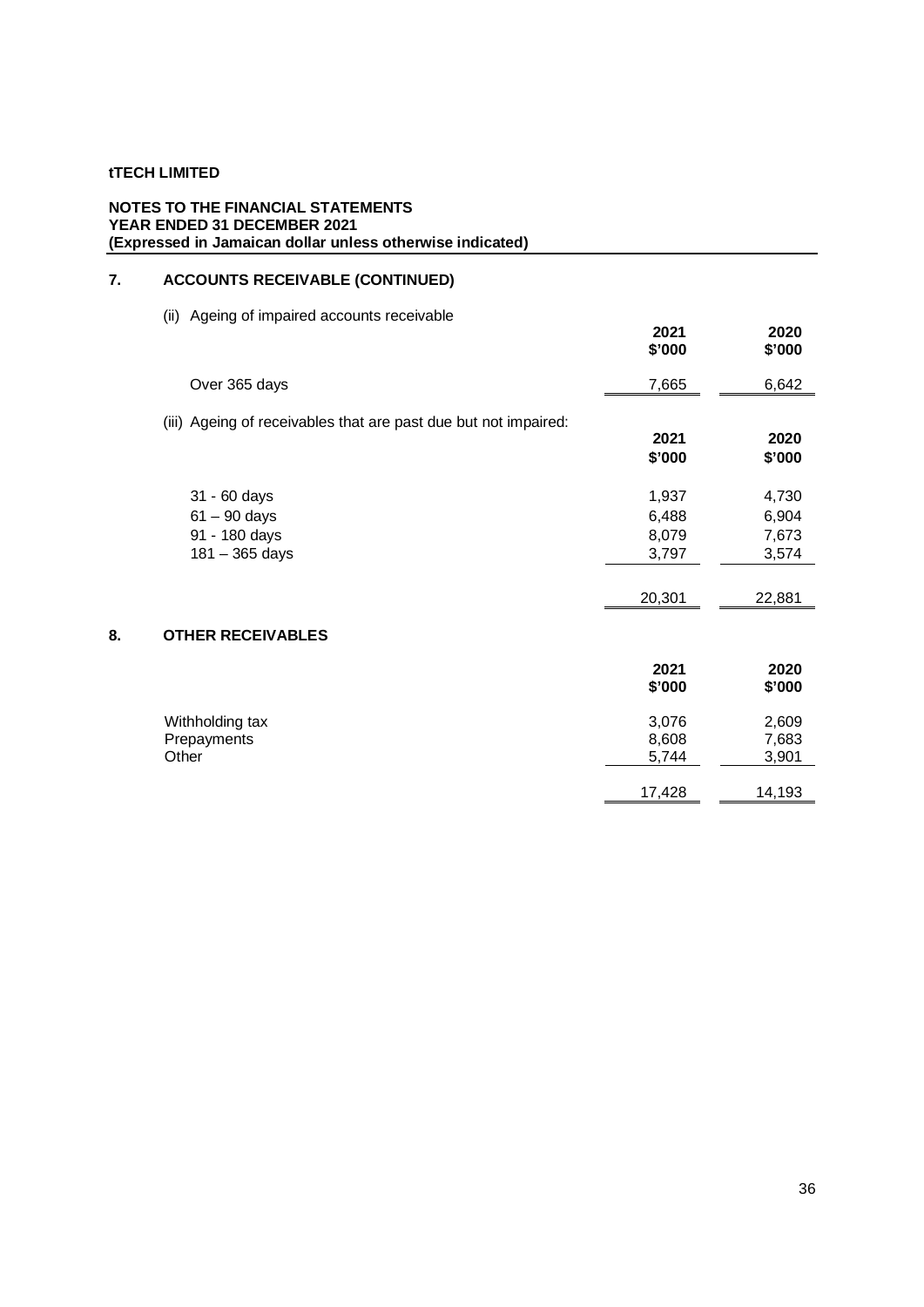**tTECH LIMITED**

**NOTES TO THE FINANCIAL STATEMENTS**
**YEAR ENDED 31 DECEMBER 2021**
**(Expressed in Jamaican dollar unless otherwise indicated)**

## 7. ACCOUNTS RECEIVABLE (CONTINUED)

(ii) Ageing of impaired accounts receivable

| | 2021 $'000 | 2020 $'000 |
|---|---|---|
| Over 365 days | 7,665 | 6,642 |

(iii) Ageing of receivables that are past due but not impaired:

| | 2021 $'000 | 2020 $'000 |
|---|---|---|
| 31 - 60 days | 1,937 | 4,730 |
| 61 – 90 days | 6,488 | 6,904 |
| 91 - 180 days | 8,079 | 7,673 |
| 181 – 365 days | 3,797 | 3,574 |
| | 20,301 | 22,881 |

## 8. OTHER RECEIVABLES

| | 2021 $'000 | 2020 $'000 |
|---|---|---|
| Withholding tax | 3,076 | 2,609 |
| Prepayments | 8,608 | 7,683 |
| Other | 5,744 | 3,901 |
| | 17,428 | 14,193 |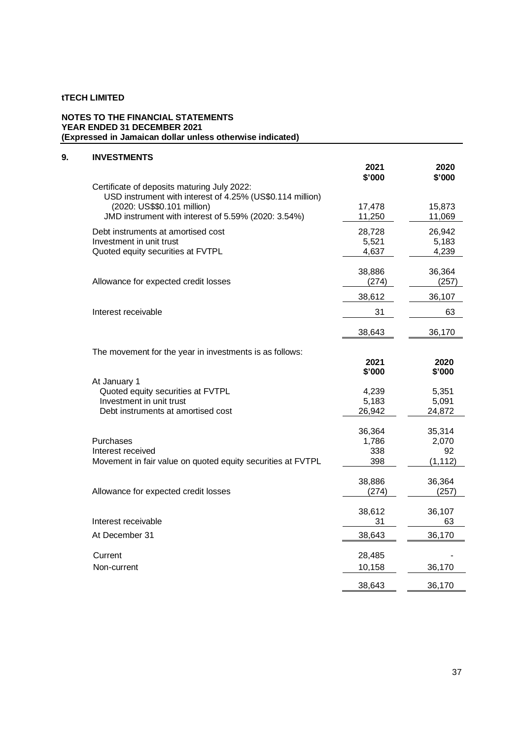**tTECH LIMITED**

**NOTES TO THE FINANCIAL STATEMENTS**
**YEAR ENDED 31 DECEMBER 2021**
**(Expressed in Jamaican dollar unless otherwise indicated)**

## 9. INVESTMENTS

| | 2021 $'000 | 2020 $'000 |
|---|---|---|
| Certificate of deposits maturing July 2022: | | |
| USD instrument with interest of 4.25% (US$0.114 million) (2020: US$$0.101 million) | 17,478 | 15,873 |
| JMD instrument with interest of 5.59% (2020: 3.54%) | 11,250 | 11,069 |
| Debt instruments at amortised cost | 28,728 | 26,942 |
| Investment in unit trust | 5,521 | 5,183 |
| Quoted equity securities at FVTPL | 4,637 | 4,239 |
| | 38,886 | 36,364 |
| Allowance for expected credit losses | (274) | (257) |
| | 38,612 | 36,107 |
| Interest receivable | 31 | 63 |
| | 38,643 | 36,170 |

The movement for the year in investments is as follows:

| | 2021 $'000 | 2020 $'000 |
|---|---|---|
| At January 1 | | |
| Quoted equity securities at FVTPL | 4,239 | 5,351 |
| Investment in unit trust | 5,183 | 5,091 |
| Debt instruments at amortised cost | 26,942 | 24,872 |
| | 36,364 | 35,314 |
| Purchases | 1,786 | 2,070 |
| Interest received | 338 | 92 |
| Movement in fair value on quoted equity securities at FVTPL | 398 | (1,112) |
| | 38,886 | 36,364 |
| Allowance for expected credit losses | (274) | (257) |
| | 38,612 | 36,107 |
| Interest receivable | 31 | 63 |
| At December 31 | 38,643 | 36,170 |
| Current | 28,485 | - |
| Non-current | 10,158 | 36,170 |
| | 38,643 | 36,170 |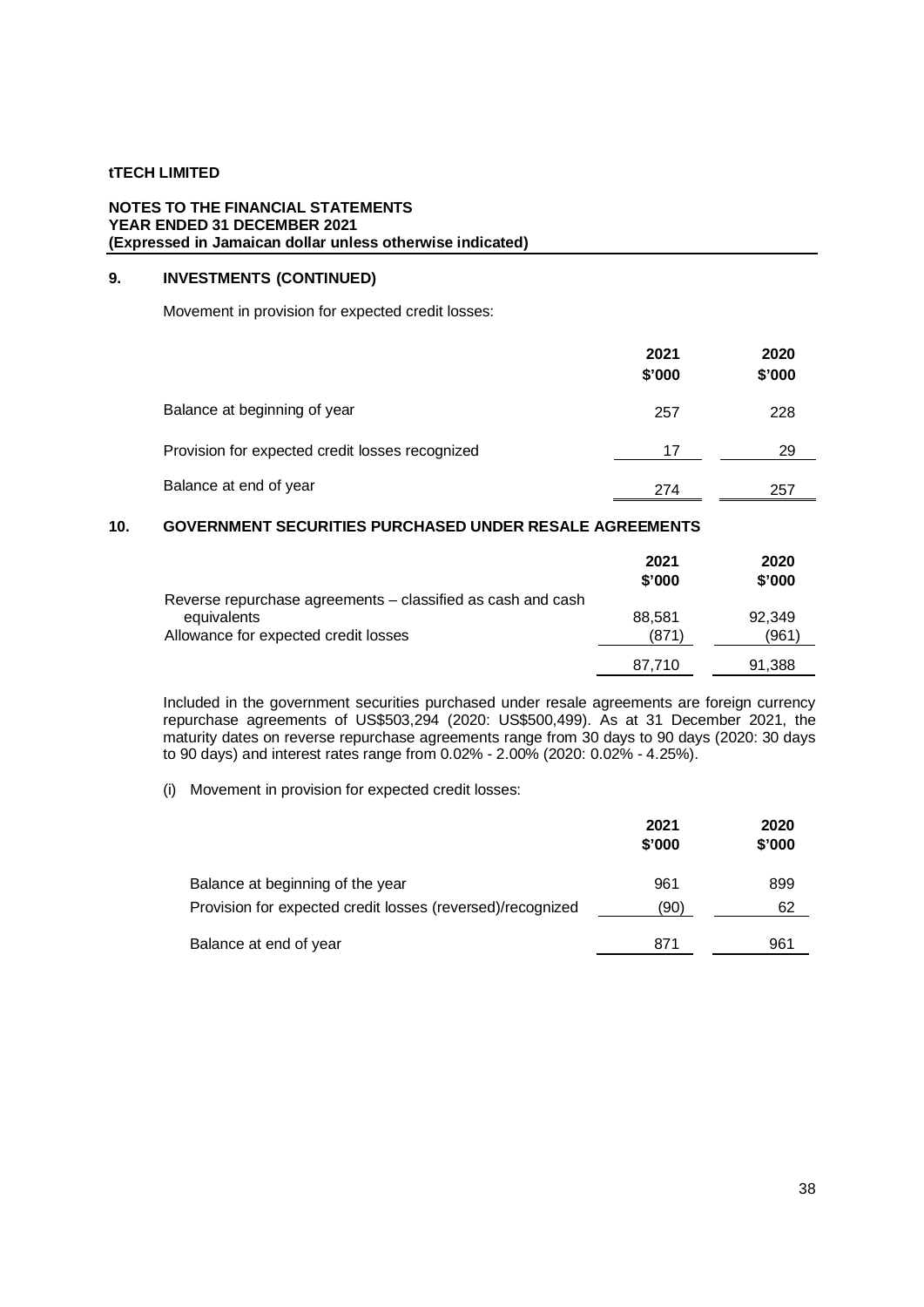## 9. INVESTMENTS (CONTINUED)

Movement in provision for expected credit losses:

| | 2021 $'000 | 2020 $'000 |
|---|---|---|
| Balance at beginning of year | 257 | 228 |
| Provision for expected credit losses recognized | 17 | 29 |
| Balance at end of year | 274 | 257 |

## 10. GOVERNMENT SECURITIES PURCHASED UNDER RESALE AGREEMENTS

| | 2021 $'000 | 2020 $'000 |
|---|---|---|
| Reverse repurchase agreements – classified as cash and cash equivalents | 88,581 | 92,349 |
| Allowance for expected credit losses | (871) | (961) |
| | 87,710 | 91,388 |

Included in the government securities purchased under resale agreements are foreign currency repurchase agreements of US$503,294 (2020: US$500,499). As at 31 December 2021, the maturity dates on reverse repurchase agreements range from 30 days to 90 days (2020: 30 days to 90 days) and interest rates range from 0.02% - 2.00% (2020: 0.02% - 4.25%).

(i) Movement in provision for expected credit losses:

| | 2021 $'000 | 2020 $'000 |
|---|---|---|
| Balance at beginning of the year | 961 | 899 |
| Provision for expected credit losses (reversed)/recognized | (90) | 62 |
| Balance at end of year | 871 | 961 |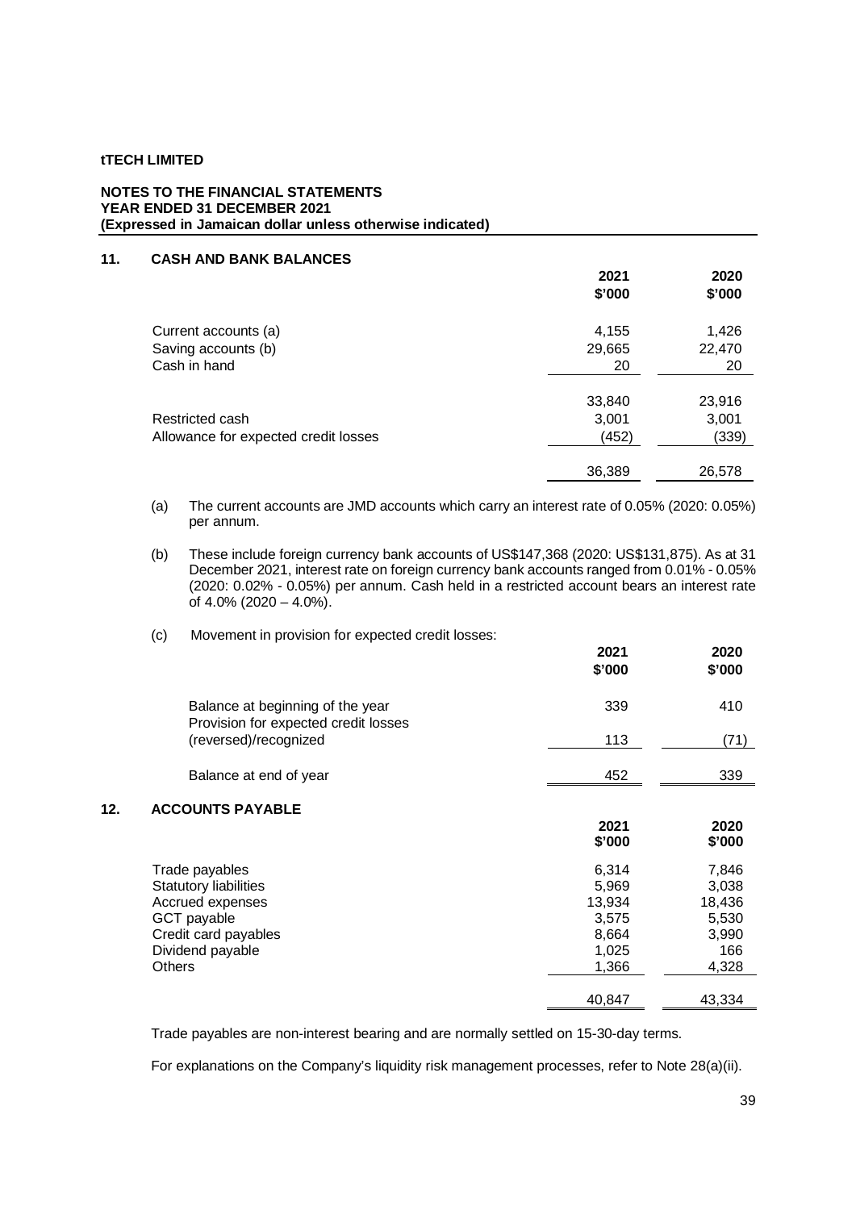**tTECH LIMITED**

**NOTES TO THE FINANCIAL STATEMENTS**
**YEAR ENDED 31 DECEMBER 2021**
**(Expressed in Jamaican dollar unless otherwise indicated)**

## 11. CASH AND BANK BALANCES

| | 2021<br>$'000 | 2020<br>$'000 |
|---|---|---|
| Current accounts (a) | 4,155 | 1,426 |
| Saving accounts (b) | 29,665 | 22,470 |
| Cash in hand | 20 | 20 |
| | 33,840 | 23,916 |
| Restricted cash | 3,001 | 3,001 |
| Allowance for expected credit losses | (452) | (339) |
| | 36,389 | 26,578 |

(a) The current accounts are JMD accounts which carry an interest rate of 0.05% (2020: 0.05%) per annum.

(b) These include foreign currency bank accounts of US$147,368 (2020: US$131,875). As at 31 December 2021, interest rate on foreign currency bank accounts ranged from 0.01% - 0.05% (2020: 0.02% - 0.05%) per annum. Cash held in a restricted account bears an interest rate of 4.0% (2020 – 4.0%).

(c) Movement in provision for expected credit losses:

| | 2021<br>$'000 | 2020<br>$'000 |
|---|---|---|
| Balance at beginning of the year | 339 | 410 |
| Provision for expected credit losses (reversed)/recognized | 113 | (71) |
| Balance at end of year | 452 | 339 |

## 12. ACCOUNTS PAYABLE

| | 2021<br>$'000 | 2020<br>$'000 |
|---|---|---|
| Trade payables | 6,314 | 7,846 |
| Statutory liabilities | 5,969 | 3,038 |
| Accrued expenses | 13,934 | 18,436 |
| GCT payable | 3,575 | 5,530 |
| Credit card payables | 8,664 | 3,990 |
| Dividend payable | 1,025 | 166 |
| Others | 1,366 | 4,328 |
| | 40,847 | 43,334 |

Trade payables are non-interest bearing and are normally settled on 15-30-day terms.

For explanations on the Company's liquidity risk management processes, refer to Note 28(a)(ii).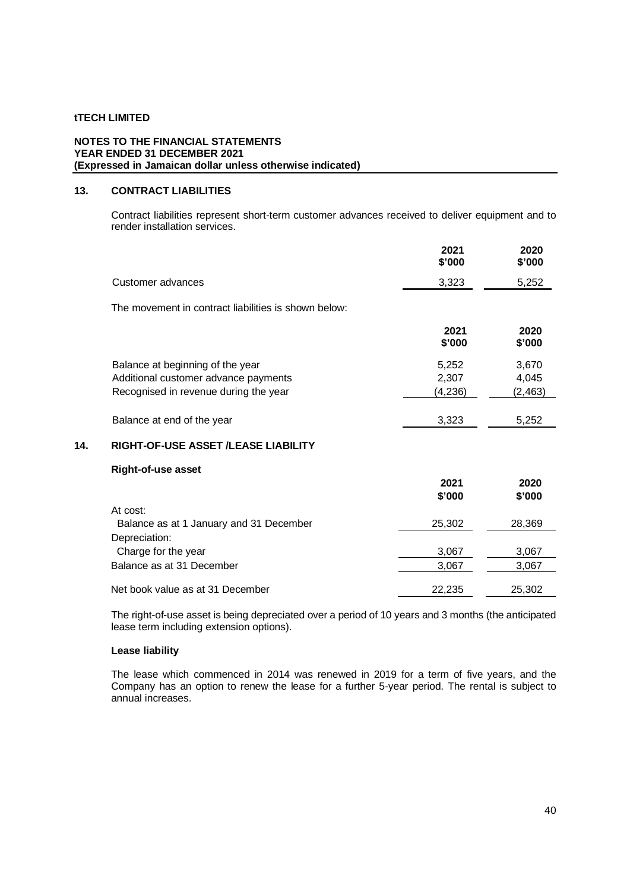**tTECH LIMITED**

**NOTES TO THE FINANCIAL STATEMENTS**
**YEAR ENDED 31 DECEMBER 2021**
**(Expressed in Jamaican dollar unless otherwise indicated)**

## 13. CONTRACT LIABILITIES

Contract liabilities represent short-term customer advances received to deliver equipment and to render installation services.

| | 2021 \$'000 | 2020 \$'000 |
|---|---|---|
| Customer advances | 3,323 | 5,252 |

The movement in contract liabilities is shown below:

| | 2021 \$'000 | 2020 \$'000 |
|---|---|---|
| Balance at beginning of the year | 5,252 | 3,670 |
| Additional customer advance payments | 2,307 | 4,045 |
| Recognised in revenue during the year | (4,236) | (2,463) |
| Balance at end of the year | 3,323 | 5,252 |

## 14. RIGHT-OF-USE ASSET /LEASE LIABILITY

**Right-of-use asset**

| | 2021 \$'000 | 2020 \$'000 |
|---|---|---|
| At cost: | | |
| Balance as at 1 January and 31 December | 25,302 | 28,369 |
| Depreciation: | | |
| Charge for the year | 3,067 | 3,067 |
| Balance as at 31 December | 3,067 | 3,067 |
| Net book value as at 31 December | 22,235 | 25,302 |

The right-of-use asset is being depreciated over a period of 10 years and 3 months (the anticipated lease term including extension options).

**Lease liability**

The lease which commenced in 2014 was renewed in 2019 for a term of five years, and the Company has an option to renew the lease for a further 5-year period. The rental is subject to annual increases.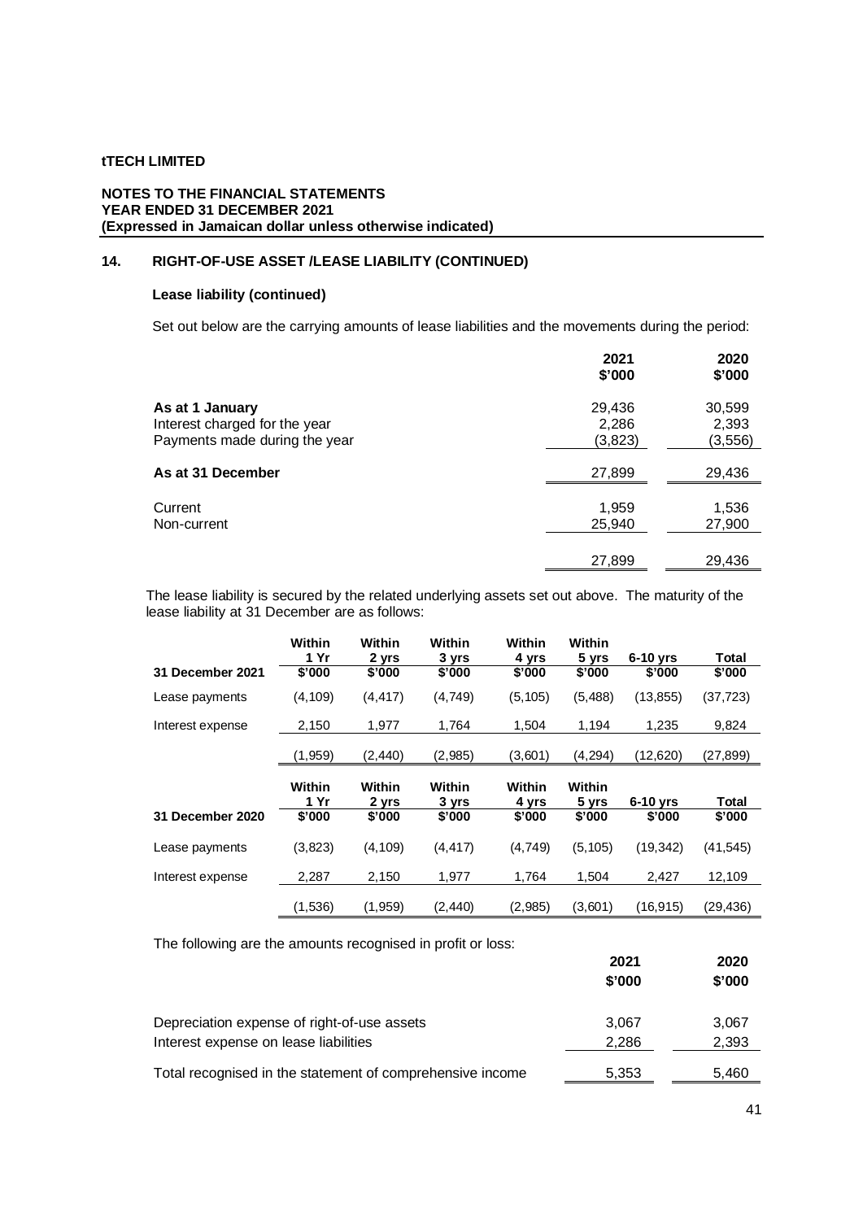**tTECH LIMITED**

**NOTES TO THE FINANCIAL STATEMENTS**
**YEAR ENDED 31 DECEMBER 2021**
**(Expressed in Jamaican dollar unless otherwise indicated)**

## 14. RIGHT-OF-USE ASSET /LEASE LIABILITY (CONTINUED)

### Lease liability (continued)

Set out below are the carrying amounts of lease liabilities and the movements during the period:

| | 2021 $'000 | 2020 $'000 |
|---|---|---|
| **As at 1 January** | 29,436 | 30,599 |
| Interest charged for the year | 2,286 | 2,393 |
| Payments made during the year | (3,823) | (3,556) |
| **As at 31 December** | 27,899 | 29,436 |
| Current | 1,959 | 1,536 |
| Non-current | 25,940 | 27,900 |
| | 27,899 | 29,436 |

The lease liability is secured by the related underlying assets set out above. The maturity of the lease liability at 31 December are as follows:

| 31 December 2021 | Within 1 Yr $'000 | Within 2 yrs $'000 | Within 3 yrs $'000 | Within 4 yrs $'000 | Within 5 yrs $'000 | 6-10 yrs $'000 | Total $'000 |
|---|---|---|---|---|---|---|---|
| Lease payments | (4,109) | (4,417) | (4,749) | (5,105) | (5,488) | (13,855) | (37,723) |
| Interest expense | 2,150 | 1,977 | 1,764 | 1,504 | 1,194 | 1,235 | 9,824 |
| | (1,959) | (2,440) | (2,985) | (3,601) | (4,294) | (12,620) | (27,899) |

| 31 December 2020 | Within 1 Yr $'000 | Within 2 yrs $'000 | Within 3 yrs $'000 | Within 4 yrs $'000 | Within 5 yrs $'000 | 6-10 yrs $'000 | Total $'000 |
|---|---|---|---|---|---|---|---|
| Lease payments | (3,823) | (4,109) | (4,417) | (4,749) | (5,105) | (19,342) | (41,545) |
| Interest expense | 2,287 | 2,150 | 1,977 | 1,764 | 1,504 | 2,427 | 12,109 |
| | (1,536) | (1,959) | (2,440) | (2,985) | (3,601) | (16,915) | (29,436) |

The following are the amounts recognised in profit or loss:

| | 2021 $'000 | 2020 $'000 |
|---|---|---|
| Depreciation expense of right-of-use assets | 3,067 | 3,067 |
| Interest expense on lease liabilities | 2,286 | 2,393 |
| Total recognised in the statement of comprehensive income | 5,353 | 5,460 |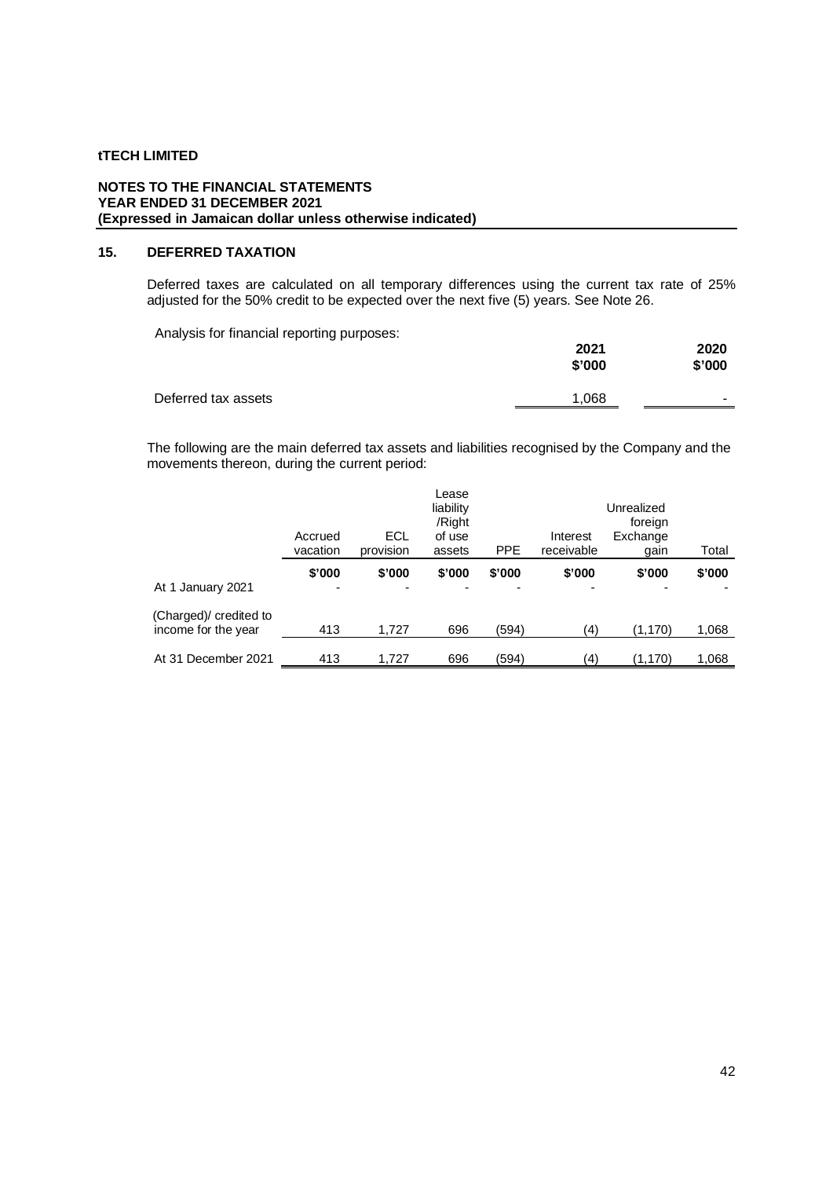**tTECH LIMITED**

**NOTES TO THE FINANCIAL STATEMENTS**
**YEAR ENDED 31 DECEMBER 2021**
**(Expressed in Jamaican dollar unless otherwise indicated)**

## 15. DEFERRED TAXATION

Deferred taxes are calculated on all temporary differences using the current tax rate of 25% adjusted for the 50% credit to be expected over the next five (5) years. See Note 26.

Analysis for financial reporting purposes:

| | 2021<br>$'000 | 2020<br>$'000 |
|---|---|---|
| Deferred tax assets | 1,068 | - |

The following are the main deferred tax assets and liabilities recognised by the Company and the movements thereon, during the current period:

| | Accrued vacation | ECL provision | Lease liability /Right of use assets | PPE | Interest receivable | Unrealized foreign Exchange gain | Total |
|---|---|---|---|---|---|---|---|
| | $'000 | $'000 | $'000 | $'000 | $'000 | $'000 | $'000 |
| At 1 January 2021 | - | - | - | - | - | - | - |
| (Charged)/ credited to income for the year | 413 | 1,727 | 696 | (594) | (4) | (1,170) | 1,068 |
| At 31 December 2021 | 413 | 1,727 | 696 | (594) | (4) | (1,170) | 1,068 |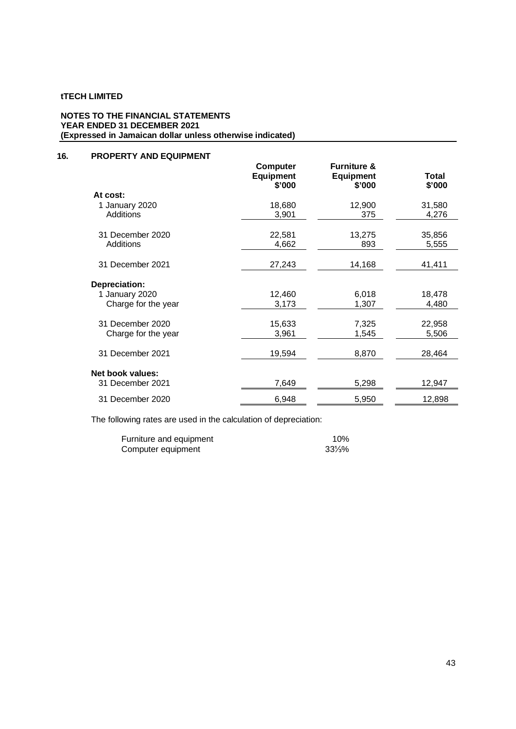**tTECH LIMITED**

**NOTES TO THE FINANCIAL STATEMENTS**
**YEAR ENDED 31 DECEMBER 2021**
**(Expressed in Jamaican dollar unless otherwise indicated)**

## 16. PROPERTY AND EQUIPMENT

| | Computer Equipment $'000 | Furniture & Equipment $'000 | Total $'000 |
|---|---|---|---|
| **At cost:** | | | |
| 1 January 2020 | 18,680 | 12,900 | 31,580 |
| Additions | 3,901 | 375 | 4,276 |
| 31 December 2020 | 22,581 | 13,275 | 35,856 |
| Additions | 4,662 | 893 | 5,555 |
| 31 December 2021 | 27,243 | 14,168 | 41,411 |
| **Depreciation:** | | | |
| 1 January 2020 | 12,460 | 6,018 | 18,478 |
| Charge for the year | 3,173 | 1,307 | 4,480 |
| 31 December 2020 | 15,633 | 7,325 | 22,958 |
| Charge for the year | 3,961 | 1,545 | 5,506 |
| 31 December 2021 | 19,594 | 8,870 | 28,464 |
| **Net book values:** | | | |
| 31 December 2021 | 7,649 | 5,298 | 12,947 |
| 31 December 2020 | 6,948 | 5,950 | 12,898 |

The following rates are used in the calculation of depreciation:

| | |
|---|---|
| Furniture and equipment | 10% |
| Computer equipment | 33⅓% |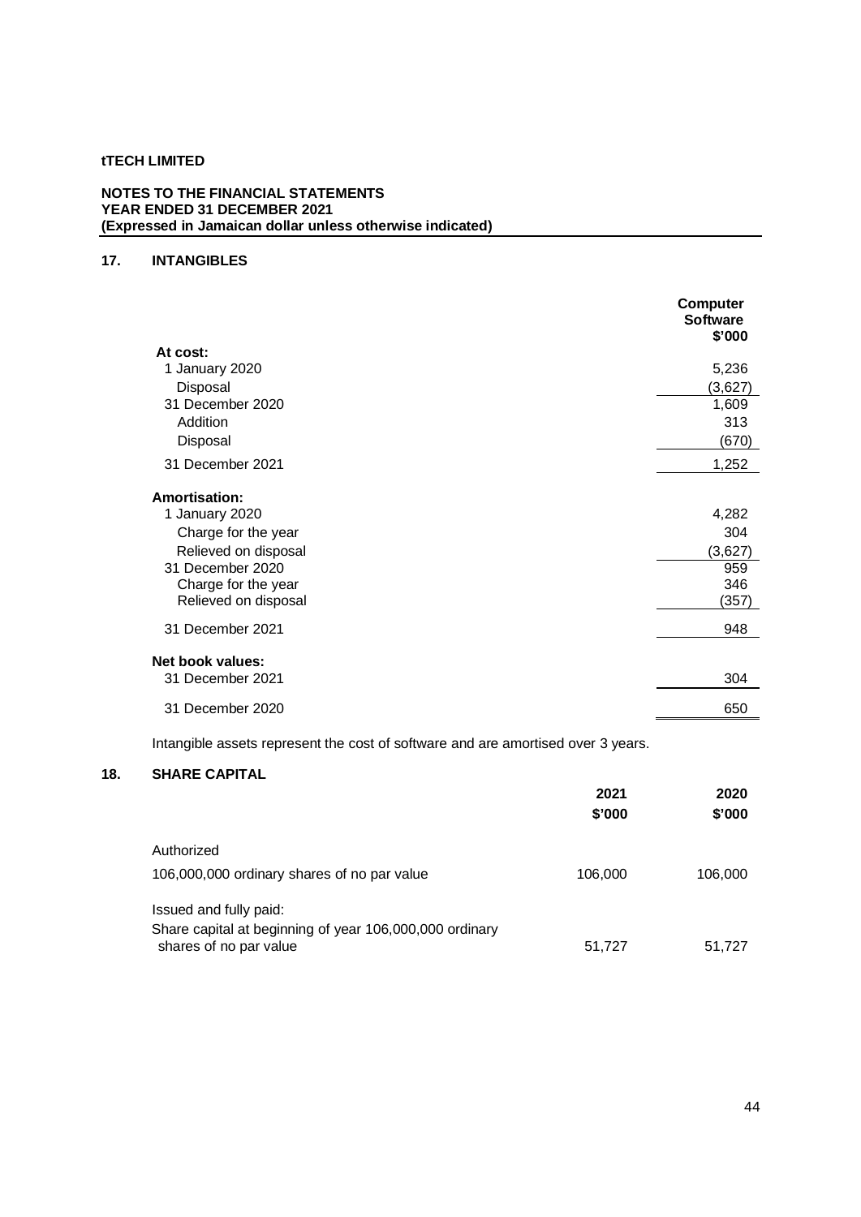**tTECH LIMITED**

**NOTES TO THE FINANCIAL STATEMENTS**
**YEAR ENDED 31 DECEMBER 2021**
**(Expressed in Jamaican dollar unless otherwise indicated)**

## 17. INTANGIBLES

| | Computer Software $'000 |
|---|---|
| **At cost:** | |
| 1 January 2020 | 5,236 |
| Disposal | (3,627) |
| 31 December 2020 | 1,609 |
| Addition | 313 |
| Disposal | (670) |
| 31 December 2021 | 1,252 |
| **Amortisation:** | |
| 1 January 2020 | 4,282 |
| Charge for the year | 304 |
| Relieved on disposal | (3,627) |
| 31 December 2020 | 959 |
| Charge for the year | 346 |
| Relieved on disposal | (357) |
| 31 December 2021 | 948 |
| **Net book values:** | |
| 31 December 2021 | 304 |
| 31 December 2020 | 650 |

Intangible assets represent the cost of software and are amortised over 3 years.

## 18. SHARE CAPITAL

| | 2021 $'000 | 2020 $'000 |
|---|---|---|
| Authorized | | |
| 106,000,000 ordinary shares of no par value | 106,000 | 106,000 |
| Issued and fully paid: | | |
| Share capital at beginning of year 106,000,000 ordinary shares of no par value | 51,727 | 51,727 |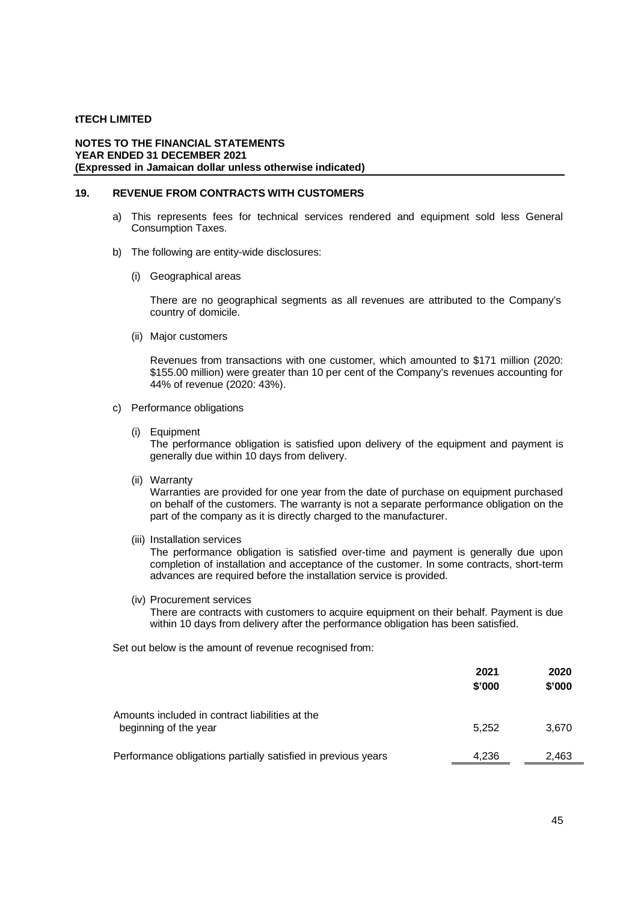**tTECH LIMITED**

**NOTES TO THE FINANCIAL STATEMENTS**
**YEAR ENDED 31 DECEMBER 2021**
**(Expressed in Jamaican dollar unless otherwise indicated)**

## 19. REVENUE FROM CONTRACTS WITH CUSTOMERS

a) This represents fees for technical services rendered and equipment sold less General Consumption Taxes.

b) The following are entity-wide disclosures:

(i) Geographical areas

There are no geographical segments as all revenues are attributed to the Company's country of domicile.

(ii) Major customers

Revenues from transactions with one customer, which amounted to $171 million (2020: $155.00 million) were greater than 10 per cent of the Company's revenues accounting for 44% of revenue (2020: 43%).

c) Performance obligations

(i) Equipment
The performance obligation is satisfied upon delivery of the equipment and payment is generally due within 10 days from delivery.

(ii) Warranty
Warranties are provided for one year from the date of purchase on equipment purchased on behalf of the customers. The warranty is not a separate performance obligation on the part of the company as it is directly charged to the manufacturer.

(iii) Installation services
The performance obligation is satisfied over-time and payment is generally due upon completion of installation and acceptance of the customer. In some contracts, short-term advances are required before the installation service is provided.

(iv) Procurement services
There are contracts with customers to acquire equipment on their behalf. Payment is due within 10 days from delivery after the performance obligation has been satisfied.

Set out below is the amount of revenue recognised from:

| | 2021 $'000 | 2020 $'000 |
|---|---|---|
| Amounts included in contract liabilities at the beginning of the year | 5,252 | 3,670 |
| Performance obligations partially satisfied in previous years | 4,236 | 2,463 |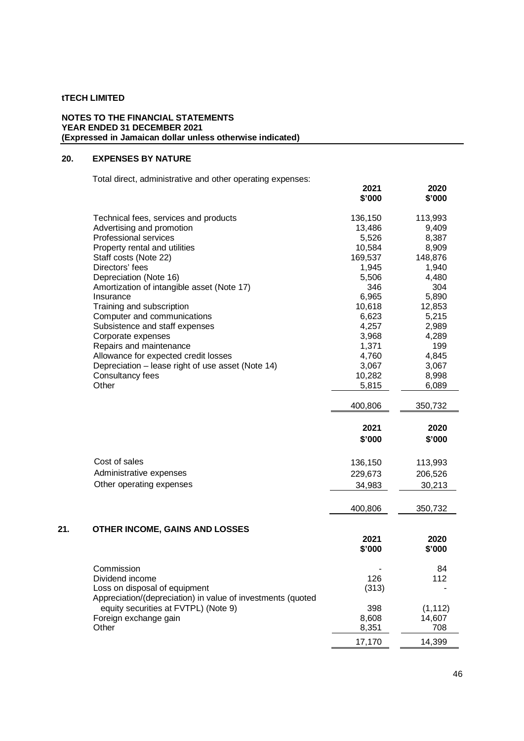**tTECH LIMITED**

**NOTES TO THE FINANCIAL STATEMENTS**
**YEAR ENDED 31 DECEMBER 2021**
**(Expressed in Jamaican dollar unless otherwise indicated)**

## 20. EXPENSES BY NATURE

Total direct, administrative and other operating expenses:

| | 2021 $'000 | 2020 $'000 |
|---|---|---|
| Technical fees, services and products | 136,150 | 113,993 |
| Advertising and promotion | 13,486 | 9,409 |
| Professional services | 5,526 | 8,387 |
| Property rental and utilities | 10,584 | 8,909 |
| Staff costs (Note 22) | 169,537 | 148,876 |
| Directors' fees | 1,945 | 1,940 |
| Depreciation (Note 16) | 5,506 | 4,480 |
| Amortization of intangible asset (Note 17) | 346 | 304 |
| Insurance | 6,965 | 5,890 |
| Training and subscription | 10,618 | 12,853 |
| Computer and communications | 6,623 | 5,215 |
| Subsistence and staff expenses | 4,257 | 2,989 |
| Corporate expenses | 3,968 | 4,289 |
| Repairs and maintenance | 1,371 | 199 |
| Allowance for expected credit losses | 4,760 | 4,845 |
| Depreciation – lease right of use asset (Note 14) | 3,067 | 3,067 |
| Consultancy fees | 10,282 | 8,998 |
| Other | 5,815 | 6,089 |
| | 400,806 | 350,732 |

| | 2021 $'000 | 2020 $'000 |
|---|---|---|
| Cost of sales | 136,150 | 113,993 |
| Administrative expenses | 229,673 | 206,526 |
| Other operating expenses | 34,983 | 30,213 |
| | 400,806 | 350,732 |

## 21. OTHER INCOME, GAINS AND LOSSES

| | 2021 $'000 | 2020 $'000 |
|---|---|---|
| Commission | - | 84 |
| Dividend income | 126 | 112 |
| Loss on disposal of equipment | (313) | - |
| Appreciation/(depreciation) in value of investments (quoted equity securities at FVTPL) (Note 9) | 398 | (1,112) |
| Foreign exchange gain | 8,608 | 14,607 |
| Other | 8,351 | 708 |
| | 17,170 | 14,399 |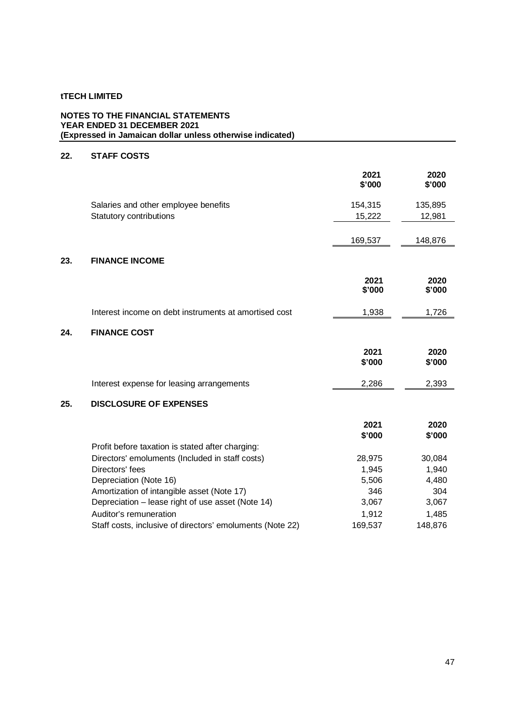**tTECH LIMITED**

**NOTES TO THE FINANCIAL STATEMENTS**
**YEAR ENDED 31 DECEMBER 2021**
**(Expressed in Jamaican dollar unless otherwise indicated)**

## 22. STAFF COSTS

| | 2021 $'000 | 2020 $'000 |
|---|---|---|
| Salaries and other employee benefits | 154,315 | 135,895 |
| Statutory contributions | 15,222 | 12,981 |
| | 169,537 | 148,876 |

## 23. FINANCE INCOME

| | 2021 $'000 | 2020 $'000 |
|---|---|---|
| Interest income on debt instruments at amortised cost | 1,938 | 1,726 |

## 24. FINANCE COST

| | 2021 $'000 | 2020 $'000 |
|---|---|---|
| Interest expense for leasing arrangements | 2,286 | 2,393 |

## 25. DISCLOSURE OF EXPENSES

| | 2021 $'000 | 2020 $'000 |
|---|---|---|
| Profit before taxation is stated after charging: | | |
| Directors' emoluments (Included in staff costs) | 28,975 | 30,084 |
| Directors' fees | 1,945 | 1,940 |
| Depreciation (Note 16) | 5,506 | 4,480 |
| Amortization of intangible asset (Note 17) | 346 | 304 |
| Depreciation – lease right of use asset (Note 14) | 3,067 | 3,067 |
| Auditor's remuneration | 1,912 | 1,485 |
| Staff costs, inclusive of directors' emoluments (Note 22) | 169,537 | 148,876 |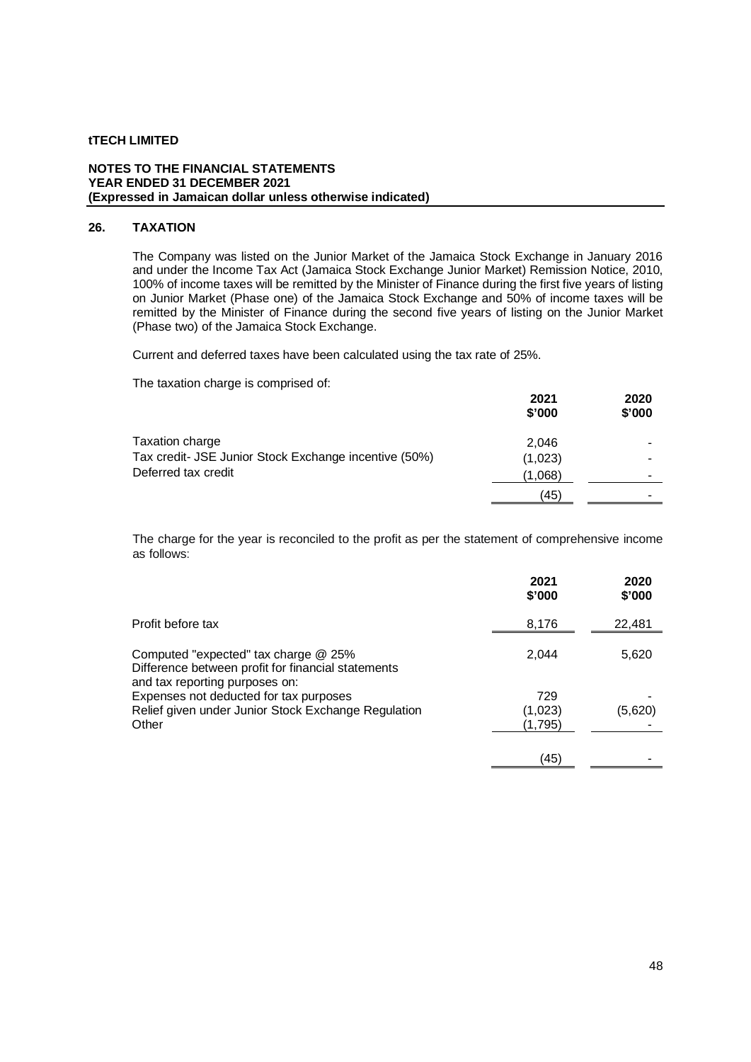**tTECH LIMITED**

**NOTES TO THE FINANCIAL STATEMENTS**
**YEAR ENDED 31 DECEMBER 2021**
**(Expressed in Jamaican dollar unless otherwise indicated)**

## 26. TAXATION

The Company was listed on the Junior Market of the Jamaica Stock Exchange in January 2016 and under the Income Tax Act (Jamaica Stock Exchange Junior Market) Remission Notice, 2010, 100% of income taxes will be remitted by the Minister of Finance during the first five years of listing on Junior Market (Phase one) of the Jamaica Stock Exchange and 50% of income taxes will be remitted by the Minister of Finance during the second five years of listing on the Junior Market (Phase two) of the Jamaica Stock Exchange.

Current and deferred taxes have been calculated using the tax rate of 25%.

The taxation charge is comprised of:

| | 2021 $'000 | 2020 $'000 |
|---|---|---|
| Taxation charge | 2,046 | - |
| Tax credit- JSE Junior Stock Exchange incentive (50%) | (1,023) | - |
| Deferred tax credit | (1,068) | - |
| | (45) | - |

The charge for the year is reconciled to the profit as per the statement of comprehensive income as follows:

| | 2021 $'000 | 2020 $'000 |
|---|---|---|
| Profit before tax | 8,176 | 22,481 |
| Computed "expected" tax charge @ 25% | 2,044 | 5,620 |
| Difference between profit for financial statements and tax reporting purposes on: | | |
| Expenses not deducted for tax purposes | 729 | - |
| Relief given under Junior Stock Exchange Regulation | (1,023) | (5,620) |
| Other | (1,795) | - |
| | (45) | - |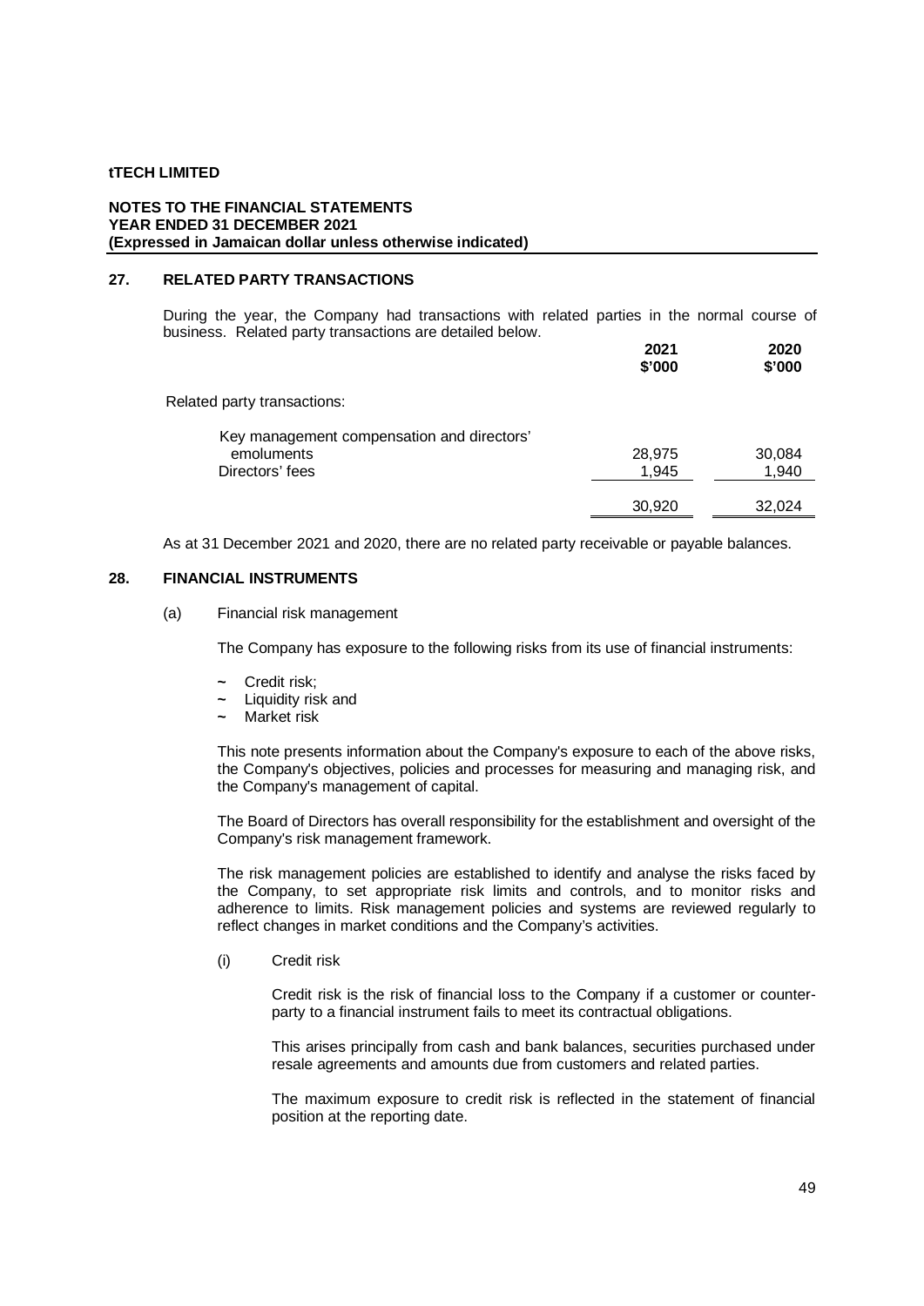## 27. RELATED PARTY TRANSACTIONS

During the year, the Company had transactions with related parties in the normal course of business. Related party transactions are detailed below.

| | 2021 \$'000 | 2020 \$'000 |
|---|---|---|
| Related party transactions: | | |
| Key management compensation and directors' emoluments | 28,975 | 30,084 |
| Directors' fees | 1,945 | 1,940 |
| | 30,920 | 32,024 |

As at 31 December 2021 and 2020, there are no related party receivable or payable balances.

## 28. FINANCIAL INSTRUMENTS

(a) Financial risk management

The Company has exposure to the following risks from its use of financial instruments:

- Credit risk;
- Liquidity risk and
- Market risk

This note presents information about the Company's exposure to each of the above risks, the Company's objectives, policies and processes for measuring and managing risk, and the Company's management of capital.

The Board of Directors has overall responsibility for the establishment and oversight of the Company's risk management framework.

The risk management policies are established to identify and analyse the risks faced by the Company, to set appropriate risk limits and controls, and to monitor risks and adherence to limits. Risk management policies and systems are reviewed regularly to reflect changes in market conditions and the Company's activities.

(i) Credit risk

Credit risk is the risk of financial loss to the Company if a customer or counter-party to a financial instrument fails to meet its contractual obligations.

This arises principally from cash and bank balances, securities purchased under resale agreements and amounts due from customers and related parties.

The maximum exposure to credit risk is reflected in the statement of financial position at the reporting date.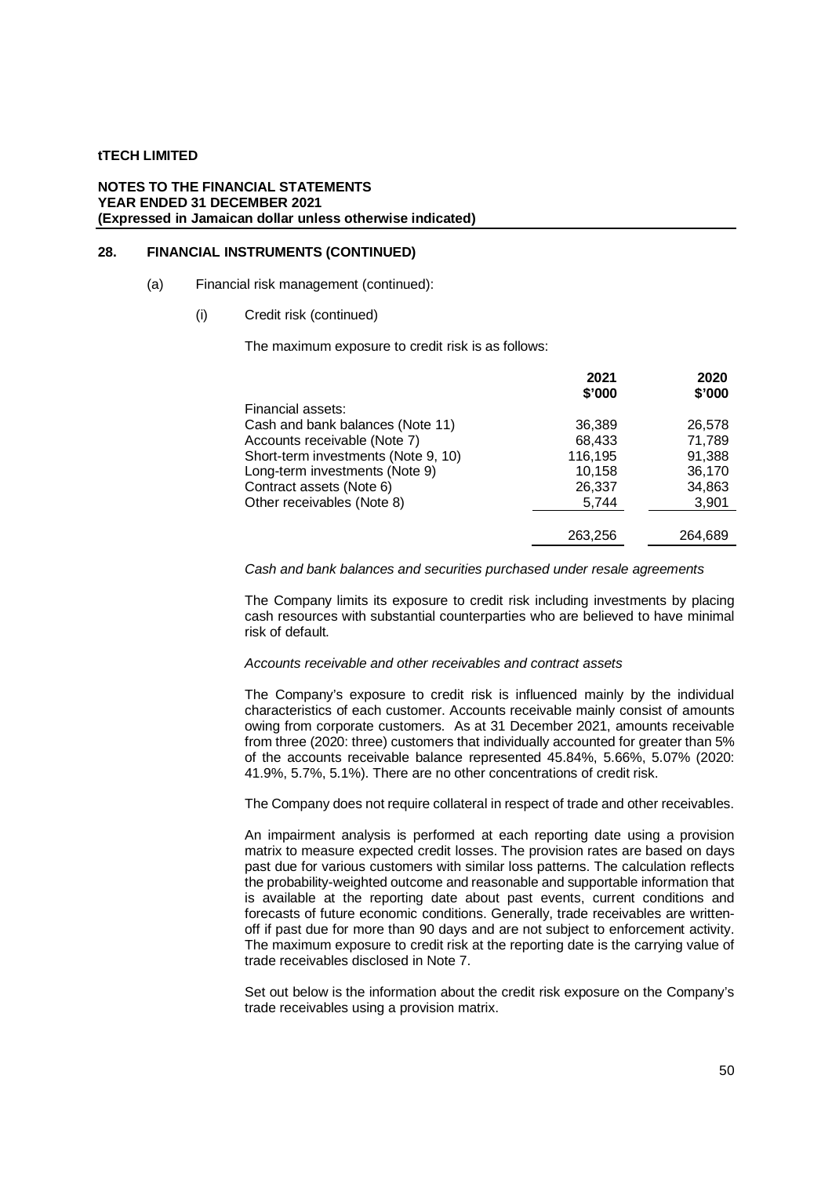**tTECH LIMITED**

**NOTES TO THE FINANCIAL STATEMENTS**
**YEAR ENDED 31 DECEMBER 2021**
**(Expressed in Jamaican dollar unless otherwise indicated)**

## 28. FINANCIAL INSTRUMENTS (CONTINUED)

(a) Financial risk management (continued):

(i) Credit risk (continued)

The maximum exposure to credit risk is as follows:

| | 2021 $'000 | 2020 $'000 |
|---|---|---|
| Financial assets: | | |
| Cash and bank balances (Note 11) | 36,389 | 26,578 |
| Accounts receivable (Note 7) | 68,433 | 71,789 |
| Short-term investments (Note 9, 10) | 116,195 | 91,388 |
| Long-term investments (Note 9) | 10,158 | 36,170 |
| Contract assets (Note 6) | 26,337 | 34,863 |
| Other receivables (Note 8) | 5,744 | 3,901 |
| | 263,256 | 264,689 |

*Cash and bank balances and securities purchased under resale agreements*

The Company limits its exposure to credit risk including investments by placing cash resources with substantial counterparties who are believed to have minimal risk of default.

*Accounts receivable and other receivables and contract assets*

The Company's exposure to credit risk is influenced mainly by the individual characteristics of each customer. Accounts receivable mainly consist of amounts owing from corporate customers. As at 31 December 2021, amounts receivable from three (2020: three) customers that individually accounted for greater than 5% of the accounts receivable balance represented 45.84%, 5.66%, 5.07% (2020: 41.9%, 5.7%, 5.1%). There are no other concentrations of credit risk.

The Company does not require collateral in respect of trade and other receivables.

An impairment analysis is performed at each reporting date using a provision matrix to measure expected credit losses. The provision rates are based on days past due for various customers with similar loss patterns. The calculation reflects the probability-weighted outcome and reasonable and supportable information that is available at the reporting date about past events, current conditions and forecasts of future economic conditions. Generally, trade receivables are written-off if past due for more than 90 days and are not subject to enforcement activity. The maximum exposure to credit risk at the reporting date is the carrying value of trade receivables disclosed in Note 7.

Set out below is the information about the credit risk exposure on the Company's trade receivables using a provision matrix.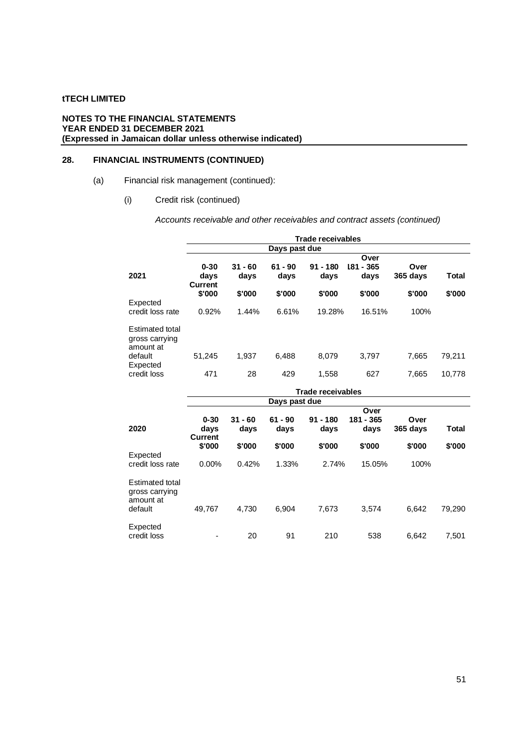**tTECH LIMITED**

**NOTES TO THE FINANCIAL STATEMENTS**
**YEAR ENDED 31 DECEMBER 2021**
**(Expressed in Jamaican dollar unless otherwise indicated)**

## 28. FINANCIAL INSTRUMENTS (CONTINUED)

(a) Financial risk management (continued):

(i) Credit risk (continued)

*Accounts receivable and other receivables and contract assets (continued)*

| | Trade receivables | | | | | | |
|---|---|---|---|---|---|---|---|
| | Days past due | | | | | | |
| **2021** | **0-30 days Current $'000** | **31 - 60 days $'000** | **61 - 90 days $'000** | **91 - 180 days $'000** | **Over 181 - 365 days $'000** | **Over 365 days $'000** | **Total $'000** |
| Expected credit loss rate | 0.92% | 1.44% | 6.61% | 19.28% | 16.51% | 100% | |
| Estimated total gross carrying amount at default | 51,245 | 1,937 | 6,488 | 8,079 | 3,797 | 7,665 | 79,211 |
| Expected credit loss | 471 | 28 | 429 | 1,558 | 627 | 7,665 | 10,778 |

| | Trade receivables | | | | | | |
|---|---|---|---|---|---|---|---|
| | Days past due | | | | | | |
| **2020** | **0-30 days Current $'000** | **31 - 60 days $'000** | **61 - 90 days $'000** | **91 - 180 days $'000** | **Over 181 - 365 days $'000** | **Over 365 days $'000** | **Total $'000** |
| Expected credit loss rate | 0.00% | 0.42% | 1.33% | 2.74% | 15.05% | 100% | |
| Estimated total gross carrying amount at default | 49,767 | 4,730 | 6,904 | 7,673 | 3,574 | 6,642 | 79,290 |
| Expected credit loss | - | 20 | 91 | 210 | 538 | 6,642 | 7,501 |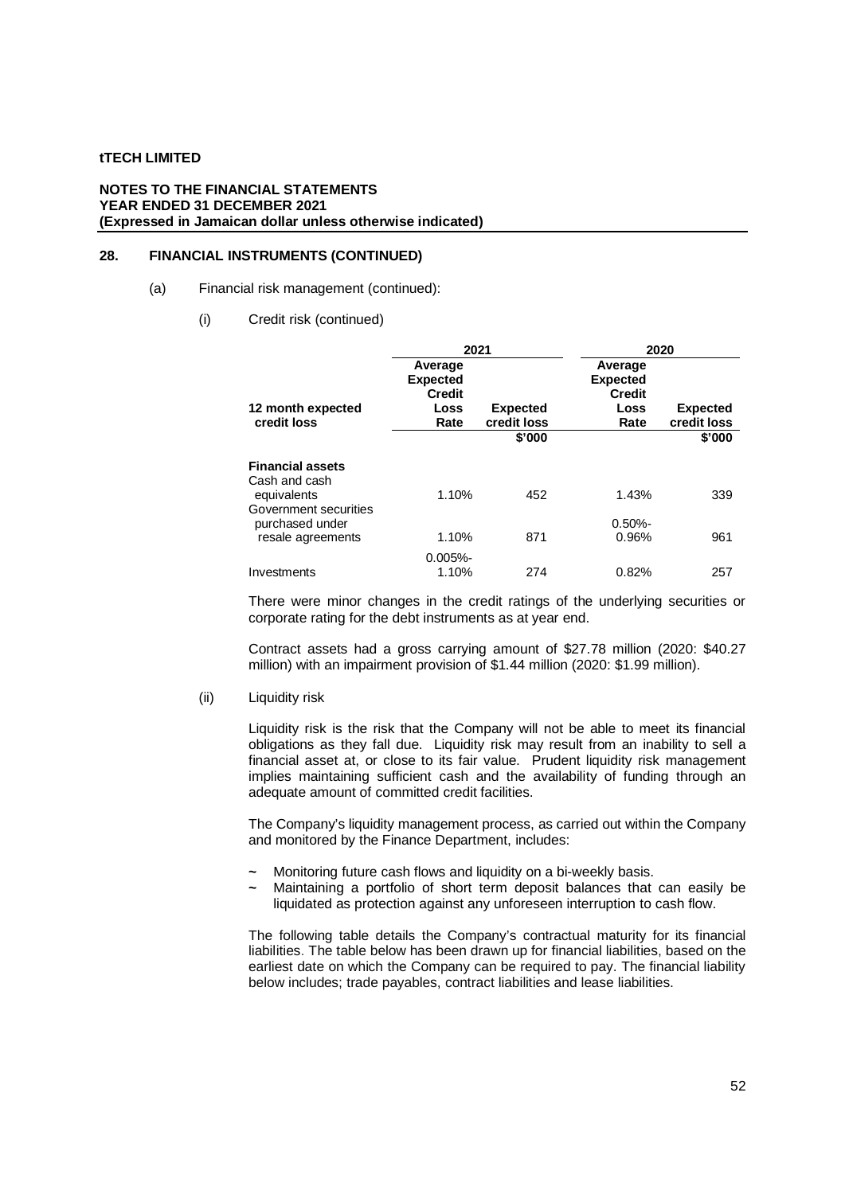**tTECH LIMITED**

**NOTES TO THE FINANCIAL STATEMENTS**
**YEAR ENDED 31 DECEMBER 2021**
**(Expressed in Jamaican dollar unless otherwise indicated)**

## 28. FINANCIAL INSTRUMENTS (CONTINUED)

(a) Financial risk management (continued):

(i) Credit risk (continued)

| 12 month expected credit loss | 2021 Average Expected Credit Loss Rate | 2021 Expected credit loss | 2020 Average Expected Credit Loss Rate | 2020 Expected credit loss |
|---|---|---|---|---|
| | | $'000 | | $'000 |
| **Financial assets** | | | | |
| Cash and cash equivalents | 1.10% | 452 | 1.43% | 339 |
| Government securities purchased under resale agreements | 1.10% | 871 | 0.50%-0.96% | 961 |
| Investments | 0.005%-1.10% | 274 | 0.82% | 257 |

There were minor changes in the credit ratings of the underlying securities or corporate rating for the debt instruments as at year end.

Contract assets had a gross carrying amount of $27.78 million (2020: $40.27 million) with an impairment provision of $1.44 million (2020: $1.99 million).

(ii) Liquidity risk

Liquidity risk is the risk that the Company will not be able to meet its financial obligations as they fall due. Liquidity risk may result from an inability to sell a financial asset at, or close to its fair value. Prudent liquidity risk management implies maintaining sufficient cash and the availability of funding through an adequate amount of committed credit facilities.

The Company's liquidity management process, as carried out within the Company and monitored by the Finance Department, includes:

- Monitoring future cash flows and liquidity on a bi-weekly basis.
- Maintaining a portfolio of short term deposit balances that can easily be liquidated as protection against any unforeseen interruption to cash flow.

The following table details the Company's contractual maturity for its financial liabilities. The table below has been drawn up for financial liabilities, based on the earliest date on which the Company can be required to pay. The financial liability below includes; trade payables, contract liabilities and lease liabilities.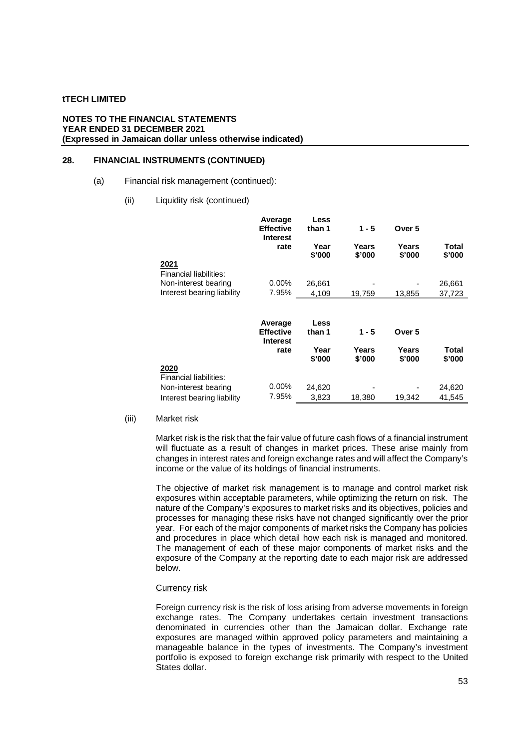**tTECH LIMITED**

**NOTES TO THE FINANCIAL STATEMENTS**
**YEAR ENDED 31 DECEMBER 2021**
**(Expressed in Jamaican dollar unless otherwise indicated)**

## 28. FINANCIAL INSTRUMENTS (CONTINUED)

(a) Financial risk management (continued):

(ii) Liquidity risk (continued)

| | Average Effective Interest rate | Less than 1 Year $'000 | 1 - 5 Years $'000 | Over 5 Years $'000 | Total $'000 |
|---|---|---|---|---|---|
| **2021** | | | | | |
| Financial liabilities: | | | | | |
| Non-interest bearing | 0.00% | 26,661 | - | - | 26,661 |
| Interest bearing liability | 7.95% | 4,109 | 19,759 | 13,855 | 37,723 |

| | Average Effective Interest rate | Less than 1 Year $'000 | 1 - 5 Years $'000 | Over 5 Years $'000 | Total $'000 |
|---|---|---|---|---|---|
| **2020** | | | | | |
| Financial liabilities: | | | | | |
| Non-interest bearing | 0.00% | 24,620 | - | - | 24,620 |
| Interest bearing liability | 7.95% | 3,823 | 18,380 | 19,342 | 41,545 |

(iii) Market risk

Market risk is the risk that the fair value of future cash flows of a financial instrument will fluctuate as a result of changes in market prices. These arise mainly from changes in interest rates and foreign exchange rates and will affect the Company's income or the value of its holdings of financial instruments.

The objective of market risk management is to manage and control market risk exposures within acceptable parameters, while optimizing the return on risk. The nature of the Company's exposures to market risks and its objectives, policies and processes for managing these risks have not changed significantly over the prior year. For each of the major components of market risks the Company has policies and procedures in place which detail how each risk is managed and monitored. The management of each of these major components of market risks and the exposure of the Company at the reporting date to each major risk are addressed below.

Currency risk

Foreign currency risk is the risk of loss arising from adverse movements in foreign exchange rates. The Company undertakes certain investment transactions denominated in currencies other than the Jamaican dollar. Exchange rate exposures are managed within approved policy parameters and maintaining a manageable balance in the types of investments. The Company's investment portfolio is exposed to foreign exchange risk primarily with respect to the United States dollar.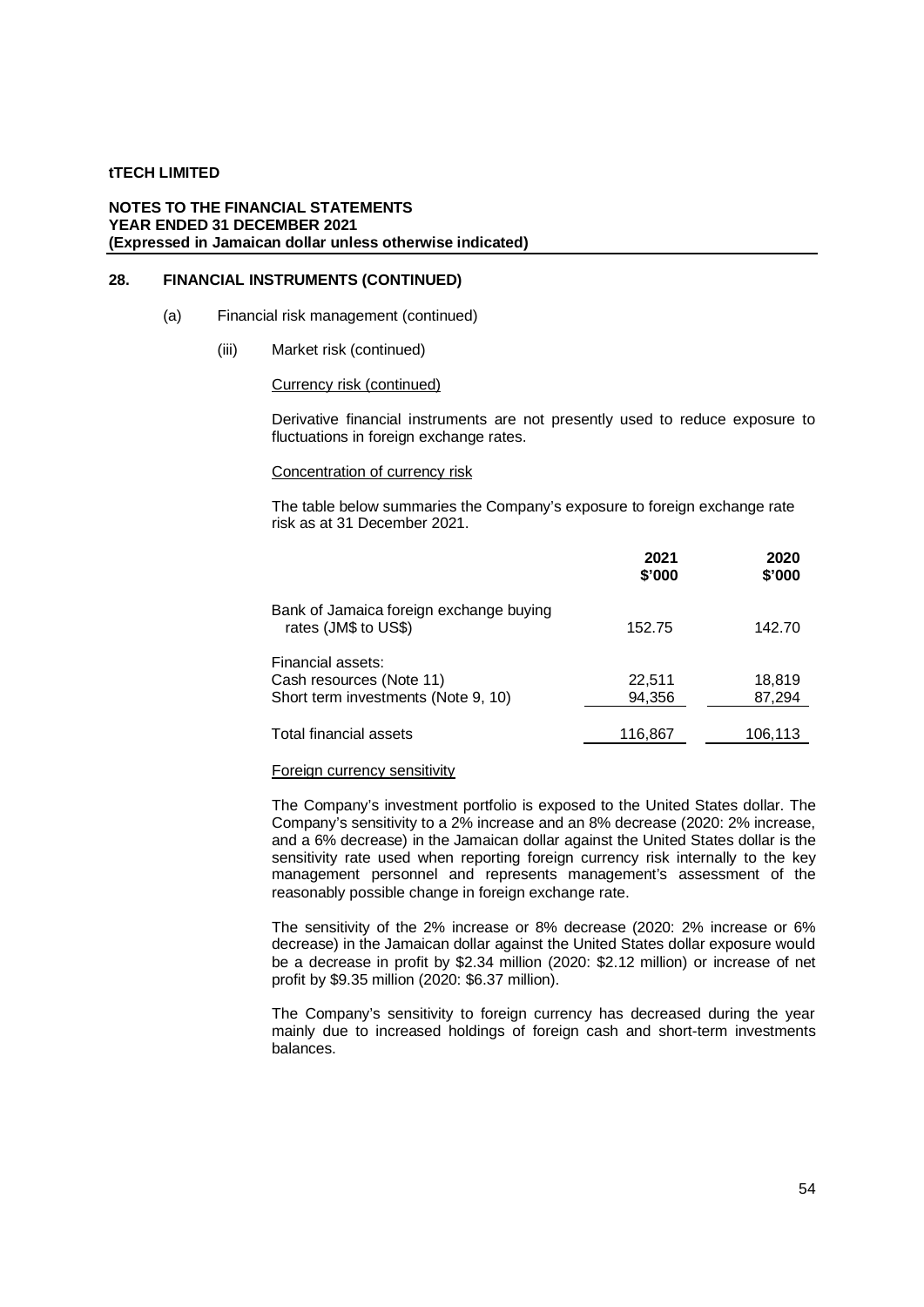**tTECH LIMITED**

**NOTES TO THE FINANCIAL STATEMENTS**
**YEAR ENDED 31 DECEMBER 2021**
**(Expressed in Jamaican dollar unless otherwise indicated)**

## 28. FINANCIAL INSTRUMENTS (CONTINUED)

(a) Financial risk management (continued)

(iii) Market risk (continued)

Currency risk (continued)

Derivative financial instruments are not presently used to reduce exposure to fluctuations in foreign exchange rates.

Concentration of currency risk

The table below summaries the Company's exposure to foreign exchange rate risk as at 31 December 2021.

| | 2021<br>$'000 | 2020<br>$'000 |
|---|---|---|
| Bank of Jamaica foreign exchange buying rates (JM$ to US$) | 152.75 | 142.70 |
| Financial assets: | | |
| Cash resources (Note 11) | 22,511 | 18,819 |
| Short term investments (Note 9, 10) | 94,356 | 87,294 |
| Total financial assets | 116,867 | 106,113 |

Foreign currency sensitivity

The Company's investment portfolio is exposed to the United States dollar. The Company's sensitivity to a 2% increase and an 8% decrease (2020: 2% increase, and a 6% decrease) in the Jamaican dollar against the United States dollar is the sensitivity rate used when reporting foreign currency risk internally to the key management personnel and represents management's assessment of the reasonably possible change in foreign exchange rate.

The sensitivity of the 2% increase or 8% decrease (2020: 2% increase or 6% decrease) in the Jamaican dollar against the United States dollar exposure would be a decrease in profit by $2.34 million (2020: $2.12 million) or increase of net profit by $9.35 million (2020: $6.37 million).

The Company's sensitivity to foreign currency has decreased during the year mainly due to increased holdings of foreign cash and short-term investments balances.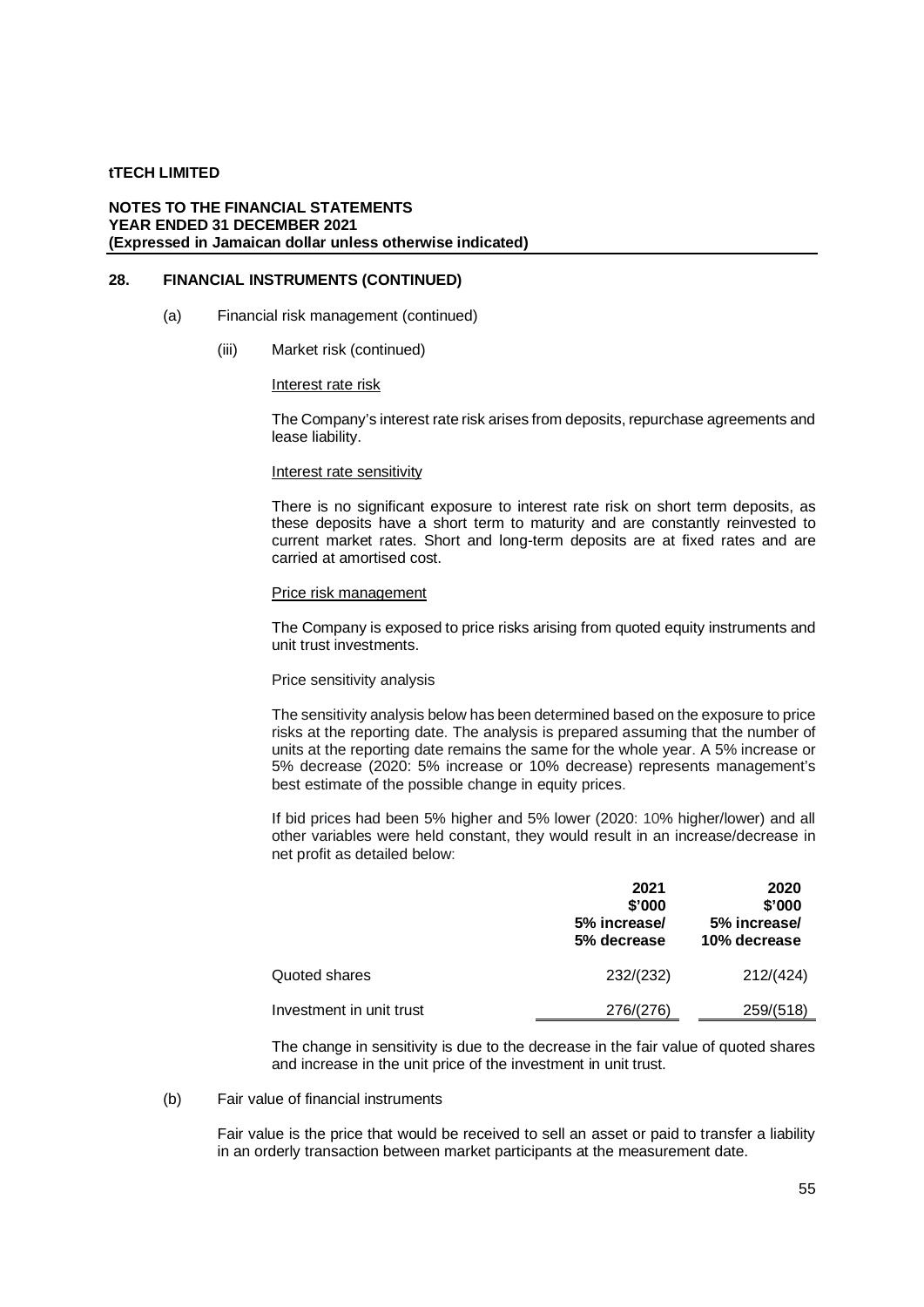**tTECH LIMITED**

**NOTES TO THE FINANCIAL STATEMENTS**
**YEAR ENDED 31 DECEMBER 2021**
**(Expressed in Jamaican dollar unless otherwise indicated)**

## 28. FINANCIAL INSTRUMENTS (CONTINUED)

(a) Financial risk management (continued)

(iii) Market risk (continued)

Interest rate risk

The Company's interest rate risk arises from deposits, repurchase agreements and lease liability.

Interest rate sensitivity

There is no significant exposure to interest rate risk on short term deposits, as these deposits have a short term to maturity and are constantly reinvested to current market rates. Short and long-term deposits are at fixed rates and are carried at amortised cost.

Price risk management

The Company is exposed to price risks arising from quoted equity instruments and unit trust investments.

Price sensitivity analysis

The sensitivity analysis below has been determined based on the exposure to price risks at the reporting date. The analysis is prepared assuming that the number of units at the reporting date remains the same for the whole year. A 5% increase or 5% decrease (2020: 5% increase or 10% decrease) represents management's best estimate of the possible change in equity prices.

If bid prices had been 5% higher and 5% lower (2020: 10% higher/lower) and all other variables were held constant, they would result in an increase/decrease in net profit as detailed below:

| | 2021<br>$'000<br>5% increase/<br>5% decrease | 2020<br>$'000<br>5% increase/<br>10% decrease |
|---|---|---|
| Quoted shares | 232/(232) | 212/(424) |
| Investment in unit trust | 276/(276) | 259/(518) |

The change in sensitivity is due to the decrease in the fair value of quoted shares and increase in the unit price of the investment in unit trust.

(b) Fair value of financial instruments

Fair value is the price that would be received to sell an asset or paid to transfer a liability in an orderly transaction between market participants at the measurement date.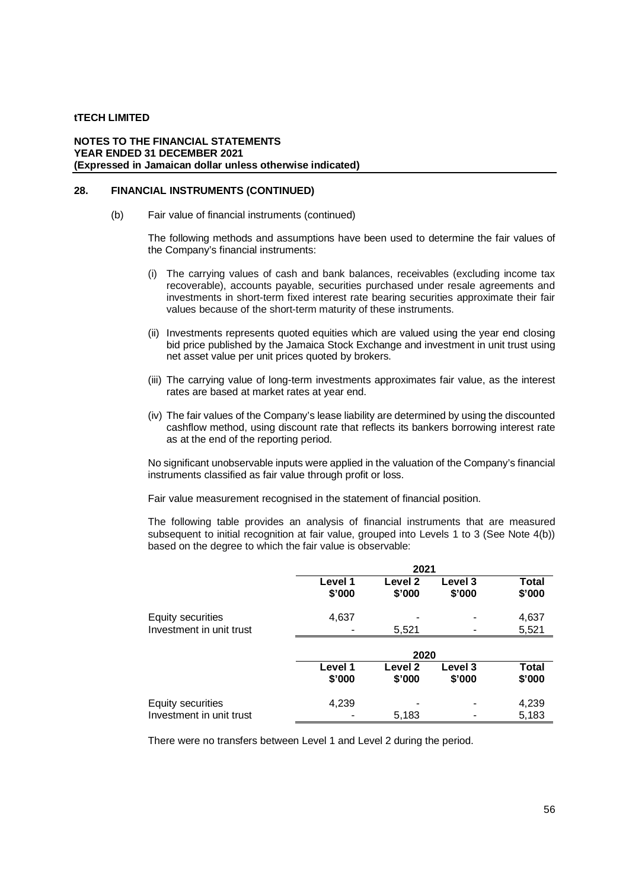**tTECH LIMITED**

**NOTES TO THE FINANCIAL STATEMENTS**
**YEAR ENDED 31 DECEMBER 2021**
**(Expressed in Jamaican dollar unless otherwise indicated)**

## 28. FINANCIAL INSTRUMENTS (CONTINUED)

(b) Fair value of financial instruments (continued)

The following methods and assumptions have been used to determine the fair values of the Company's financial instruments:

(i) The carrying values of cash and bank balances, receivables (excluding income tax recoverable), accounts payable, securities purchased under resale agreements and investments in short-term fixed interest rate bearing securities approximate their fair values because of the short-term maturity of these instruments.

(ii) Investments represents quoted equities which are valued using the year end closing bid price published by the Jamaica Stock Exchange and investment in unit trust using net asset value per unit prices quoted by brokers.

(iii) The carrying value of long-term investments approximates fair value, as the interest rates are based at market rates at year end.

(iv) The fair values of the Company's lease liability are determined by using the discounted cashflow method, using discount rate that reflects its bankers borrowing interest rate as at the end of the reporting period.

No significant unobservable inputs were applied in the valuation of the Company's financial instruments classified as fair value through profit or loss.

Fair value measurement recognised in the statement of financial position.

The following table provides an analysis of financial instruments that are measured subsequent to initial recognition at fair value, grouped into Levels 1 to 3 (See Note 4(b)) based on the degree to which the fair value is observable:

| | 2021 | | | |
|---|---|---|---|---|
| | **Level 1 \$'000** | **Level 2 \$'000** | **Level 3 \$'000** | **Total \$'000** |
| Equity securities | 4,637 | - | - | 4,637 |
| Investment in unit trust | - | 5,521 | - | 5,521 |

| | 2020 | | | |
|---|---|---|---|---|
| | **Level 1 \$'000** | **Level 2 \$'000** | **Level 3 \$'000** | **Total \$'000** |
| Equity securities | 4,239 | - | - | 4,239 |
| Investment in unit trust | - | 5,183 | - | 5,183 |

There were no transfers between Level 1 and Level 2 during the period.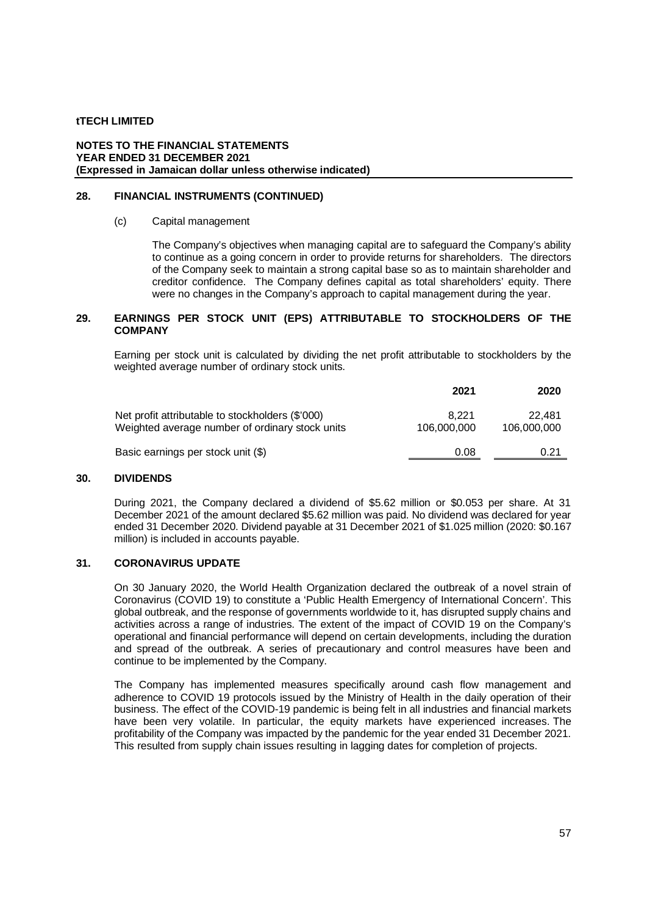## 28. FINANCIAL INSTRUMENTS (CONTINUED)

(c) Capital management

The Company's objectives when managing capital are to safeguard the Company's ability to continue as a going concern in order to provide returns for shareholders. The directors of the Company seek to maintain a strong capital base so as to maintain shareholder and creditor confidence. The Company defines capital as total shareholders' equity. There were no changes in the Company's approach to capital management during the year.

## 29. EARNINGS PER STOCK UNIT (EPS) ATTRIBUTABLE TO STOCKHOLDERS OF THE COMPANY

Earning per stock unit is calculated by dividing the net profit attributable to stockholders by the weighted average number of ordinary stock units.

| | 2021 | 2020 |
|---|---|---|
| Net profit attributable to stockholders ($'000) | 8,221 | 22,481 |
| Weighted average number of ordinary stock units | 106,000,000 | 106,000,000 |
| Basic earnings per stock unit ($) | 0.08 | 0.21 |

## 30. DIVIDENDS

During 2021, the Company declared a dividend of $5.62 million or $0.053 per share. At 31 December 2021 of the amount declared $5.62 million was paid. No dividend was declared for year ended 31 December 2020. Dividend payable at 31 December 2021 of $1.025 million (2020: $0.167 million) is included in accounts payable.

## 31. CORONAVIRUS UPDATE

On 30 January 2020, the World Health Organization declared the outbreak of a novel strain of Coronavirus (COVID 19) to constitute a 'Public Health Emergency of International Concern'. This global outbreak, and the response of governments worldwide to it, has disrupted supply chains and activities across a range of industries. The extent of the impact of COVID 19 on the Company's operational and financial performance will depend on certain developments, including the duration and spread of the outbreak. A series of precautionary and control measures have been and continue to be implemented by the Company.

The Company has implemented measures specifically around cash flow management and adherence to COVID 19 protocols issued by the Ministry of Health in the daily operation of their business. The effect of the COVID-19 pandemic is being felt in all industries and financial markets have been very volatile. In particular, the equity markets have experienced increases. The profitability of the Company was impacted by the pandemic for the year ended 31 December 2021. This resulted from supply chain issues resulting in lagging dates for completion of projects.